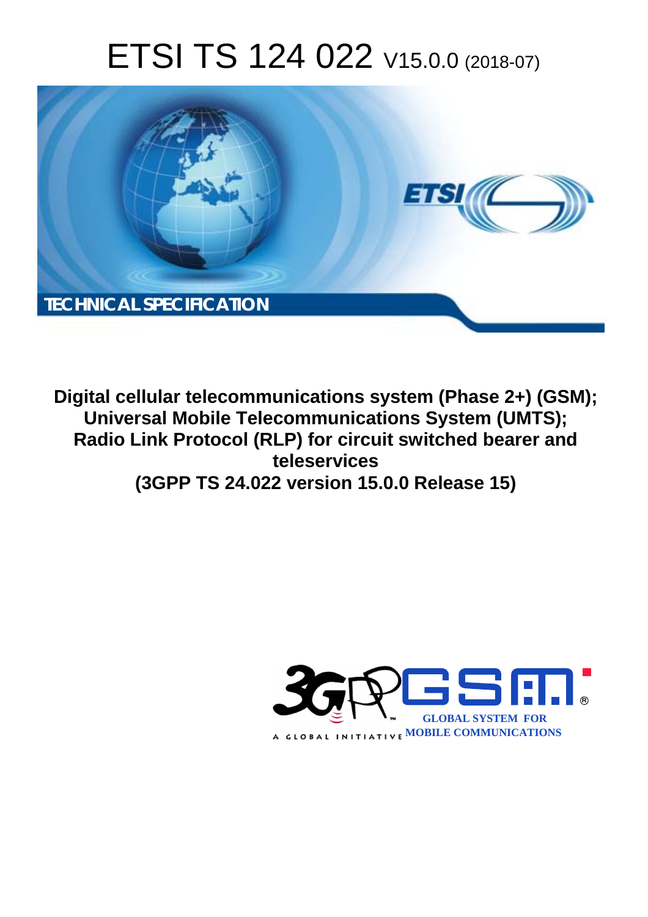# ETSI TS 124 022 V15.0.0 (2018-07)

TECHNICAL SPECIFICATION

**Digital cellular telecommunications system (Phase 2+) (GSM); Universal Mobile Telecommunications System (UMTS); Radio Link Protocol (RLP) for circuit switched bearer and teleservices (3GPP TS 24.022 version 15.0.0 Release 15)**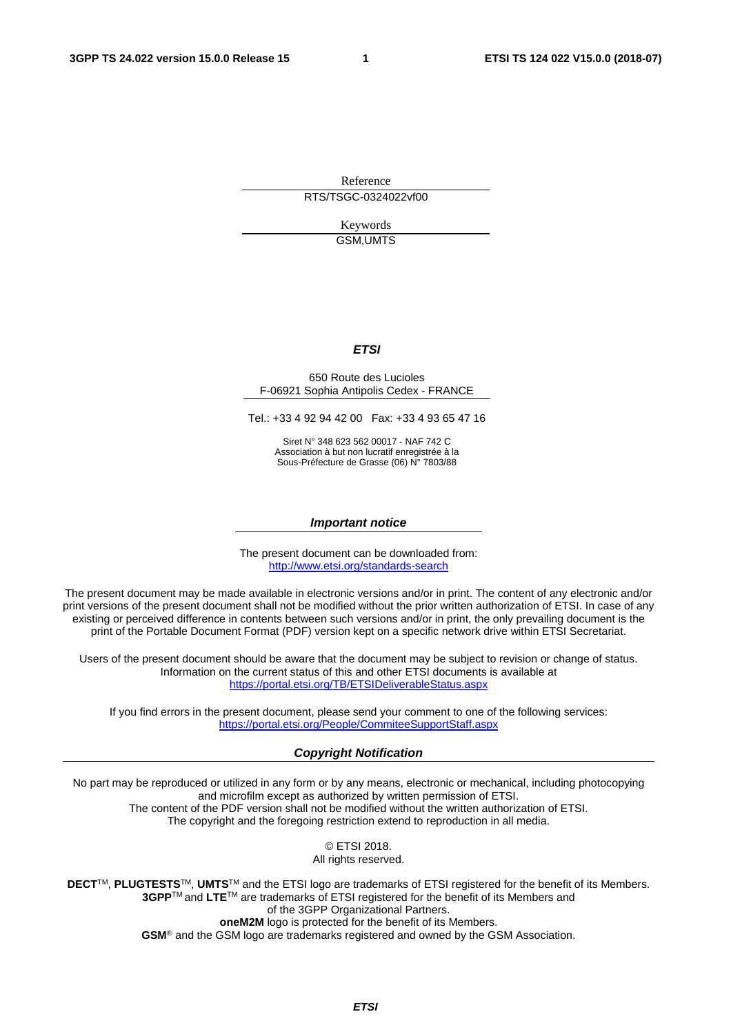Reference

RTS/TSGC-0324022vf00

Keywords

GSM,UMTS

***ETSI***

650 Route des Lucioles
F-06921 Sophia Antipolis Cedex - FRANCE

Tel.: +33 4 92 94 42 00   Fax: +33 4 93 65 47 16

Siret N° 348 623 562 00017 - NAF 742 C
Association à but non lucratif enregistrée à la
Sous-Préfecture de Grasse (06) N° 7803/88

***Important notice***

The present document can be downloaded from:
http://www.etsi.org/standards-search

The present document may be made available in electronic versions and/or in print. The content of any electronic and/or print versions of the present document shall not be modified without the prior written authorization of ETSI. In case of any existing or perceived difference in contents between such versions and/or in print, the only prevailing document is the print of the Portable Document Format (PDF) version kept on a specific network drive within ETSI Secretariat.

Users of the present document should be aware that the document may be subject to revision or change of status. Information on the current status of this and other ETSI documents is available at
https://portal.etsi.org/TB/ETSIDeliverableStatus.aspx

If you find errors in the present document, please send your comment to one of the following services:
https://portal.etsi.org/People/CommiteeSupportStaff.aspx

***Copyright Notification***

No part may be reproduced or utilized in any form or by any means, electronic or mechanical, including photocopying and microfilm except as authorized by written permission of ETSI.
The content of the PDF version shall not be modified without the written authorization of ETSI.
The copyright and the foregoing restriction extend to reproduction in all media.

© ETSI 2018.
All rights reserved.

**DECT**™, **PLUGTESTS**™, **UMTS**™ and the ETSI logo are trademarks of ETSI registered for the benefit of its Members.
**3GPP**™ and **LTE**™ are trademarks of ETSI registered for the benefit of its Members and
of the 3GPP Organizational Partners.
**oneM2M** logo is protected for the benefit of its Members.
**GSM**® and the GSM logo are trademarks registered and owned by the GSM Association.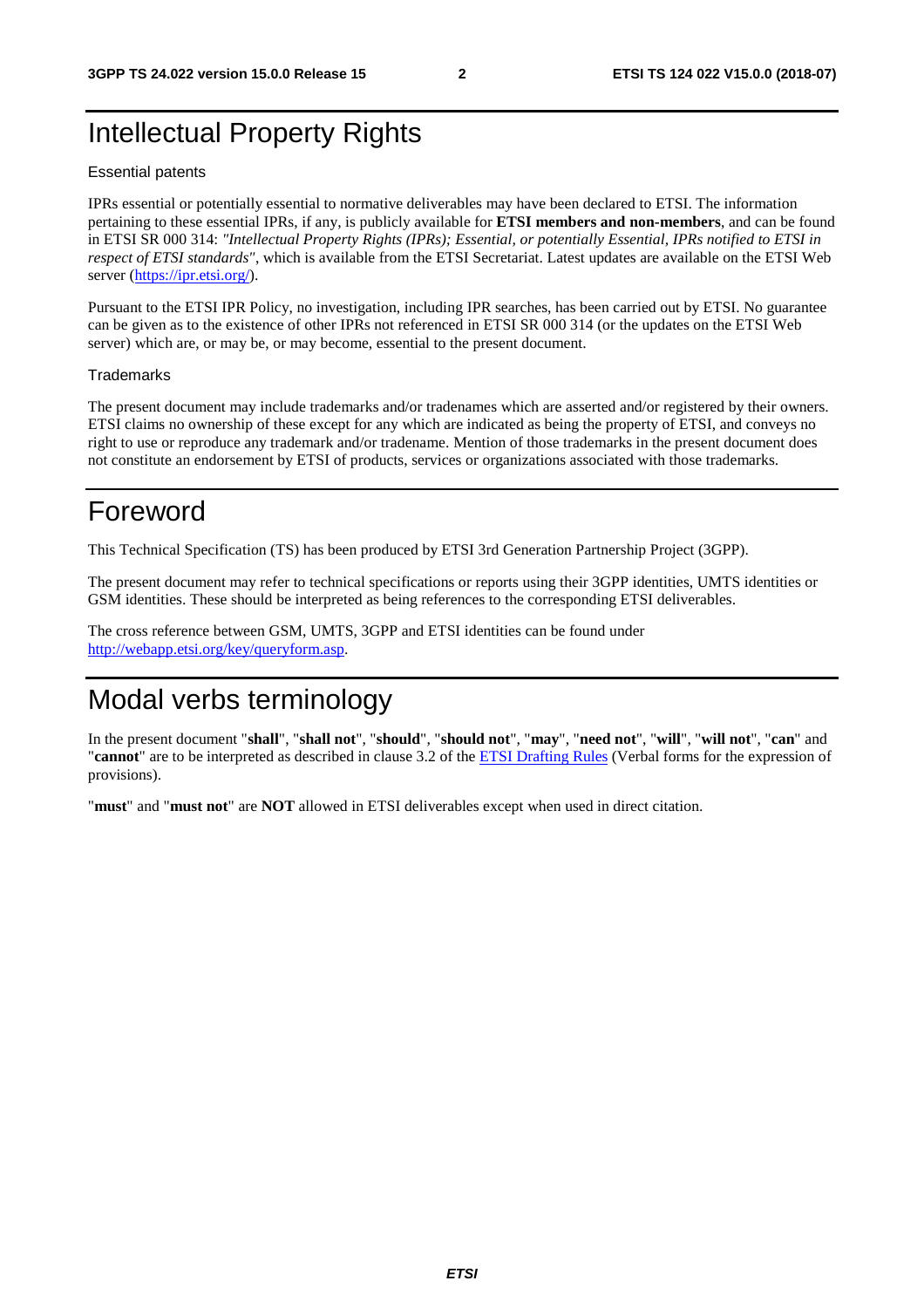# Intellectual Property Rights

Essential patents

IPRs essential or potentially essential to normative deliverables may have been declared to ETSI. The information pertaining to these essential IPRs, if any, is publicly available for **ETSI members and non-members**, and can be found in ETSI SR 000 314: *"Intellectual Property Rights (IPRs); Essential, or potentially Essential, IPRs notified to ETSI in respect of ETSI standards"*, which is available from the ETSI Secretariat. Latest updates are available on the ETSI Web server (https://ipr.etsi.org/).

Pursuant to the ETSI IPR Policy, no investigation, including IPR searches, has been carried out by ETSI. No guarantee can be given as to the existence of other IPRs not referenced in ETSI SR 000 314 (or the updates on the ETSI Web server) which are, or may be, or may become, essential to the present document.

Trademarks

The present document may include trademarks and/or tradenames which are asserted and/or registered by their owners. ETSI claims no ownership of these except for any which are indicated as being the property of ETSI, and conveys no right to use or reproduce any trademark and/or tradename. Mention of those trademarks in the present document does not constitute an endorsement by ETSI of products, services or organizations associated with those trademarks.

# Foreword

This Technical Specification (TS) has been produced by ETSI 3rd Generation Partnership Project (3GPP).

The present document may refer to technical specifications or reports using their 3GPP identities, UMTS identities or GSM identities. These should be interpreted as being references to the corresponding ETSI deliverables.

The cross reference between GSM, UMTS, 3GPP and ETSI identities can be found under http://webapp.etsi.org/key/queryform.asp.

# Modal verbs terminology

In the present document "**shall**", "**shall not**", "**should**", "**should not**", "**may**", "**need not**", "**will**", "**will not**", "**can**" and "**cannot**" are to be interpreted as described in clause 3.2 of the ETSI Drafting Rules (Verbal forms for the expression of provisions).

"**must**" and "**must not**" are **NOT** allowed in ETSI deliverables except when used in direct citation.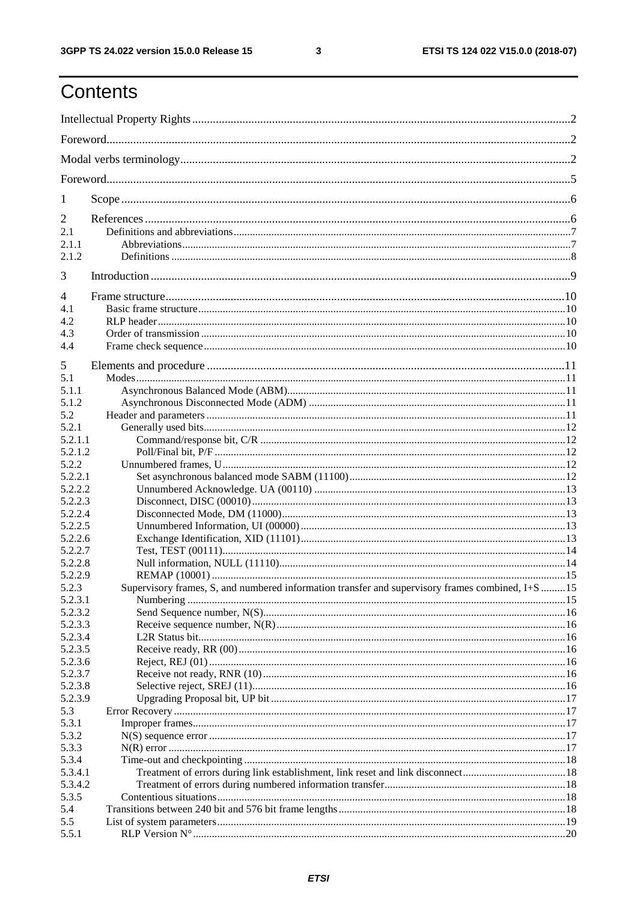# Contents

Intellectual Property Rights ........ 2

Foreword ........ 2

Modal verbs terminology ........ 2

Foreword ........ 5

1 Scope ........ 6

2 References ........ 6

2.1 Definitions and abbreviations ........ 7

2.1.1 Abbreviations ........ 7

2.1.2 Definitions ........ 8

3 Introduction ........ 9

4 Frame structure ........ 10

4.1 Basic frame structure ........ 10

4.2 RLP header ........ 10

4.3 Order of transmission ........ 10

4.4 Frame check sequence ........ 10

5 Elements and procedure ........ 11

5.1 Modes ........ 11

5.1.1 Asynchronous Balanced Mode (ABM) ........ 11

5.1.2 Asynchronous Disconnected Mode (ADM) ........ 11

5.2 Header and parameters ........ 11

5.2.1 Generally used bits ........ 12

5.2.1.1 Command/response bit, C/R ........ 12

5.2.1.2 Poll/Final bit, P/F ........ 12

5.2.2 Unnumbered frames, U ........ 12

5.2.2.1 Set asynchronous balanced mode SABM (11100) ........ 12

5.2.2.2 Unnumbered Acknowledge. UA (00110) ........ 13

5.2.2.3 Disconnect, DISC (00010) ........ 13

5.2.2.4 Disconnected Mode, DM (11000) ........ 13

5.2.2.5 Unnumbered Information, UI (00000) ........ 13

5.2.2.6 Exchange Identification, XID (11101) ........ 13

5.2.2.7 Test, TEST (00111) ........ 14

5.2.2.8 Null information, NULL (11110) ........ 14

5.2.2.9 REMAP (10001) ........ 15

5.2.3 Supervisory frames, S, and numbered information transfer and supervisory frames combined, I+S ........ 15

5.2.3.1 Numbering ........ 15

5.2.3.2 Send Sequence number, N(S) ........ 16

5.2.3.3 Receive sequence number, N(R) ........ 16

5.2.3.4 L2R Status bit ........ 16

5.2.3.5 Receive ready, RR (00) ........ 16

5.2.3.6 Reject, REJ (01) ........ 16

5.2.3.7 Receive not ready, RNR (10) ........ 16

5.2.3.8 Selective reject, SREJ (11) ........ 16

5.2.3.9 Upgrading Proposal bit, UP bit ........ 17

5.3 Error Recovery ........ 17

5.3.1 Improper frames ........ 17

5.3.2 N(S) sequence error ........ 17

5.3.3 N(R) error ........ 17

5.3.4 Time-out and checkpointing ........ 18

5.3.4.1 Treatment of errors during link establishment, link reset and link disconnect ........ 18

5.3.4.2 Treatment of errors during numbered information transfer ........ 18

5.3.5 Contentious situations ........ 18

5.4 Transitions between 240 bit and 576 bit frame lengths ........ 18

5.5 List of system parameters ........ 19

5.5.1 RLP Version N° ........ 20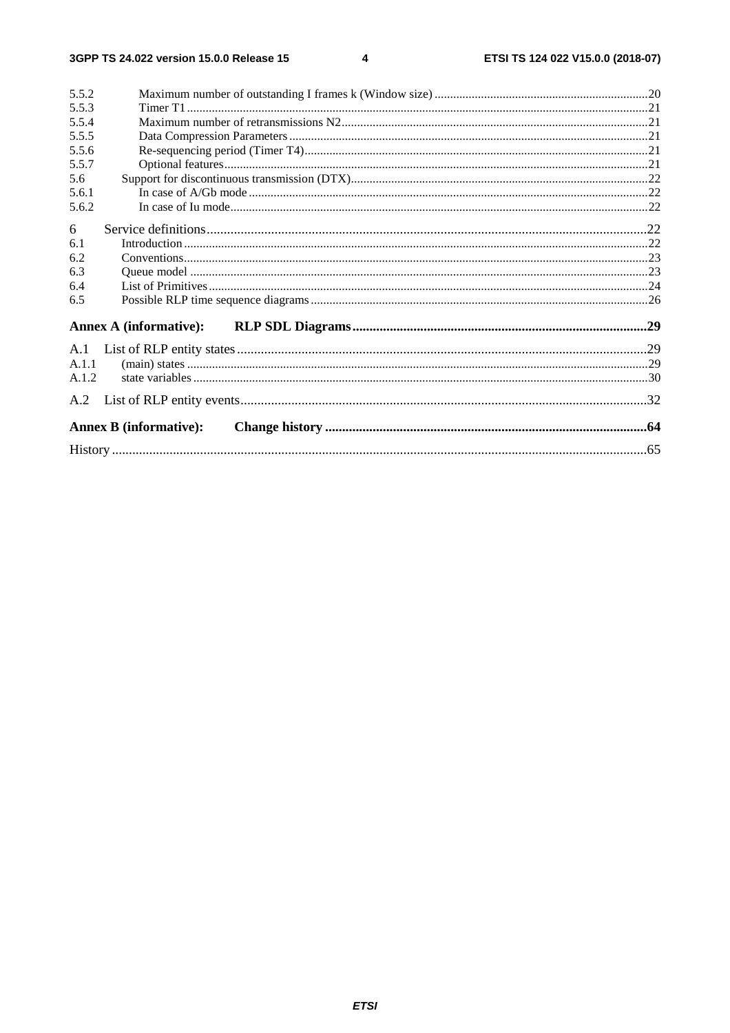5.5.2 Maximum number of outstanding I frames k (Window size) ....20
5.5.3 Timer T1 ....21
5.5.4 Maximum number of retransmissions N2 ....21
5.5.5 Data Compression Parameters ....21
5.5.6 Re-sequencing period (Timer T4) ....21
5.5.7 Optional features ....21
5.6 Support for discontinuous transmission (DTX) ....22
5.6.1 In case of A/Gb mode ....22
5.6.2 In case of Iu mode ....22

6 Service definitions ....22
6.1 Introduction ....22
6.2 Conventions ....23
6.3 Queue model ....23
6.4 List of Primitives ....24
6.5 Possible RLP time sequence diagrams ....26

**Annex A (informative): RLP SDL Diagrams ....29**

A.1 List of RLP entity states ....29
A.1.1 (main) states ....29
A.1.2 state variables ....30

A.2 List of RLP entity events ....32

**Annex B (informative): Change history ....64**

History ....65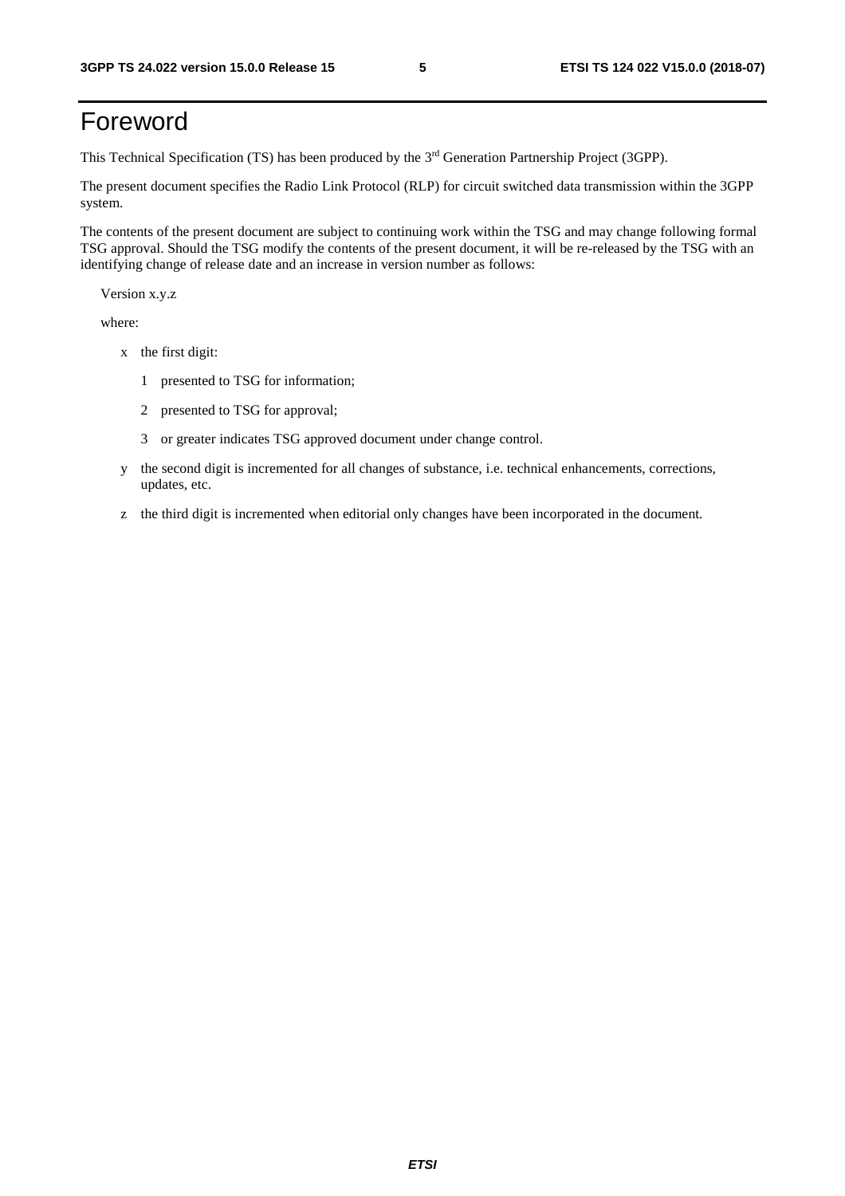# Foreword

This Technical Specification (TS) has been produced by the 3rd Generation Partnership Project (3GPP).

The present document specifies the Radio Link Protocol (RLP) for circuit switched data transmission within the 3GPP system.

The contents of the present document are subject to continuing work within the TSG and may change following formal TSG approval. Should the TSG modify the contents of the present document, it will be re-released by the TSG with an identifying change of release date and an increase in version number as follows:

Version x.y.z

where:

- x the first digit:
  - 1 presented to TSG for information;
  - 2 presented to TSG for approval;
  - 3 or greater indicates TSG approved document under change control.
- y the second digit is incremented for all changes of substance, i.e. technical enhancements, corrections, updates, etc.
- z the third digit is incremented when editorial only changes have been incorporated in the document.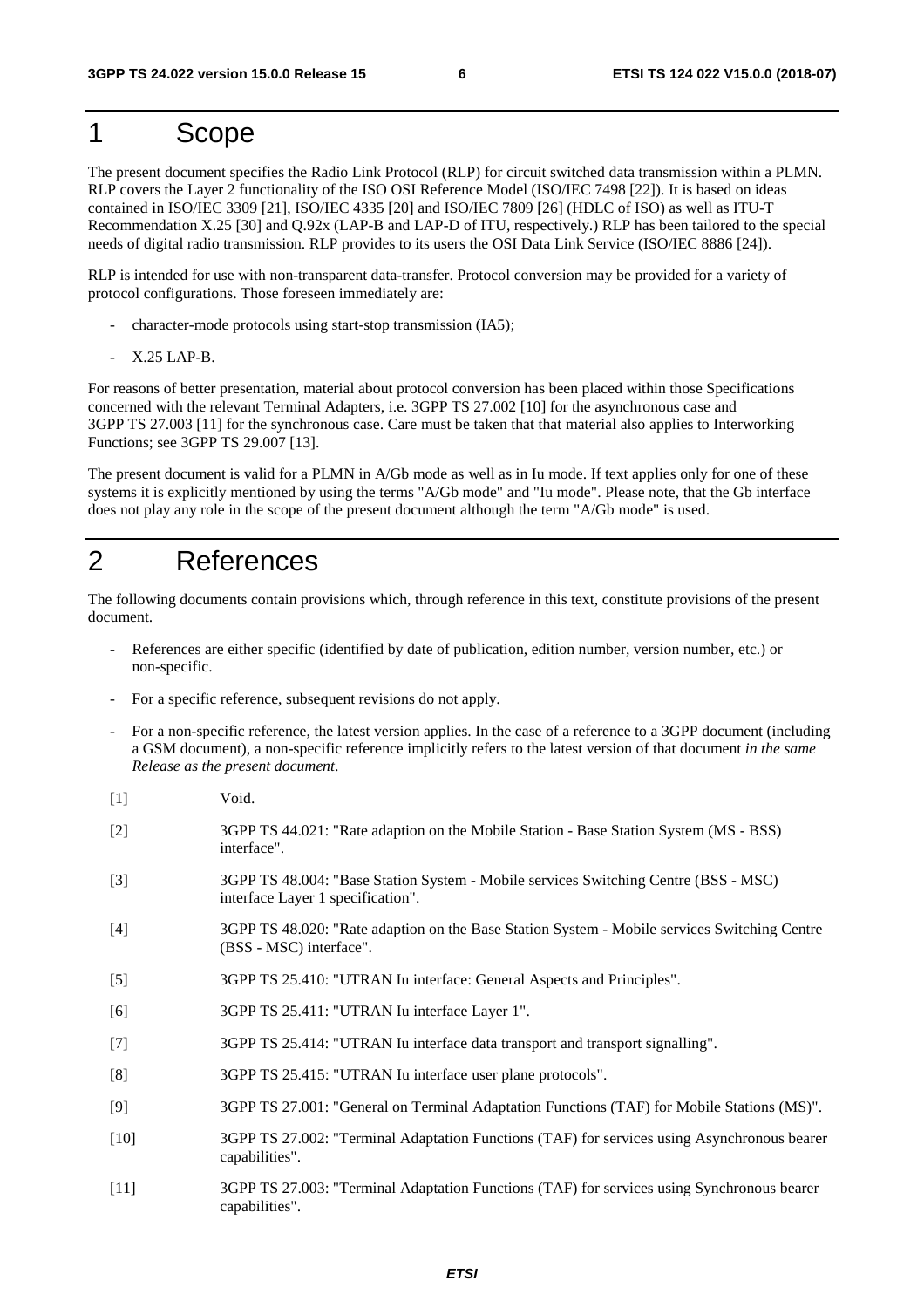# 1 Scope

The present document specifies the Radio Link Protocol (RLP) for circuit switched data transmission within a PLMN. RLP covers the Layer 2 functionality of the ISO OSI Reference Model (ISO/IEC 7498 [22]). It is based on ideas contained in ISO/IEC 3309 [21], ISO/IEC 4335 [20] and ISO/IEC 7809 [26] (HDLC of ISO) as well as ITU-T Recommendation X.25 [30] and Q.92x (LAP-B and LAP-D of ITU, respectively.) RLP has been tailored to the special needs of digital radio transmission. RLP provides to its users the OSI Data Link Service (ISO/IEC 8886 [24]).

RLP is intended for use with non-transparent data-transfer. Protocol conversion may be provided for a variety of protocol configurations. Those foreseen immediately are:

- character-mode protocols using start-stop transmission (IA5);
- X.25 LAP-B.

For reasons of better presentation, material about protocol conversion has been placed within those Specifications concerned with the relevant Terminal Adapters, i.e. 3GPP TS 27.002 [10] for the asynchronous case and 3GPP TS 27.003 [11] for the synchronous case. Care must be taken that that material also applies to Interworking Functions; see 3GPP TS 29.007 [13].

The present document is valid for a PLMN in A/Gb mode as well as in Iu mode. If text applies only for one of these systems it is explicitly mentioned by using the terms "A/Gb mode" and "Iu mode". Please note, that the Gb interface does not play any role in the scope of the present document although the term "A/Gb mode" is used.

# 2 References

The following documents contain provisions which, through reference in this text, constitute provisions of the present document.

- References are either specific (identified by date of publication, edition number, version number, etc.) or non-specific.
- For a specific reference, subsequent revisions do not apply.
- For a non-specific reference, the latest version applies. In the case of a reference to a 3GPP document (including a GSM document), a non-specific reference implicitly refers to the latest version of that document *in the same Release as the present document*.

[1] Void.

[2] 3GPP TS 44.021: "Rate adaption on the Mobile Station - Base Station System (MS - BSS) interface".

[3] 3GPP TS 48.004: "Base Station System - Mobile services Switching Centre (BSS - MSC) interface Layer 1 specification".

[4] 3GPP TS 48.020: "Rate adaption on the Base Station System - Mobile services Switching Centre (BSS - MSC) interface".

[5] 3GPP TS 25.410: "UTRAN Iu interface: General Aspects and Principles".

[6] 3GPP TS 25.411: "UTRAN Iu interface Layer 1".

[7] 3GPP TS 25.414: "UTRAN Iu interface data transport and transport signalling".

[8] 3GPP TS 25.415: "UTRAN Iu interface user plane protocols".

[9] 3GPP TS 27.001: "General on Terminal Adaptation Functions (TAF) for Mobile Stations (MS)".

[10] 3GPP TS 27.002: "Terminal Adaptation Functions (TAF) for services using Asynchronous bearer capabilities".

[11] 3GPP TS 27.003: "Terminal Adaptation Functions (TAF) for services using Synchronous bearer capabilities".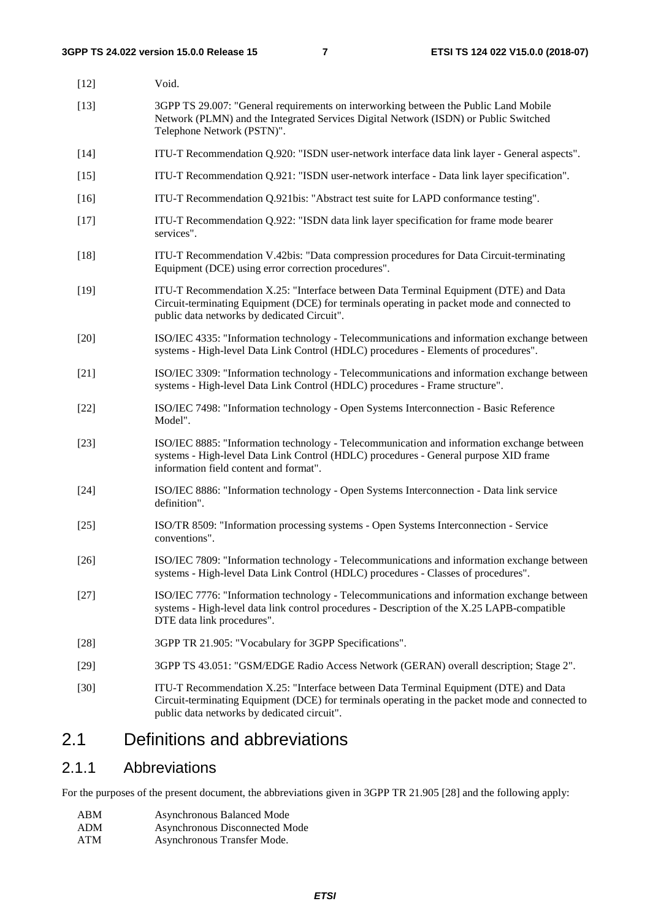[12] Void.

[13] 3GPP TS 29.007: "General requirements on interworking between the Public Land Mobile Network (PLMN) and the Integrated Services Digital Network (ISDN) or Public Switched Telephone Network (PSTN)".

[14] ITU-T Recommendation Q.920: "ISDN user-network interface data link layer - General aspects".

[15] ITU-T Recommendation Q.921: "ISDN user-network interface - Data link layer specification".

[16] ITU-T Recommendation Q.921bis: "Abstract test suite for LAPD conformance testing".

[17] ITU-T Recommendation Q.922: "ISDN data link layer specification for frame mode bearer services".

[18] ITU-T Recommendation V.42bis: "Data compression procedures for Data Circuit-terminating Equipment (DCE) using error correction procedures".

[19] ITU-T Recommendation X.25: "Interface between Data Terminal Equipment (DTE) and Data Circuit-terminating Equipment (DCE) for terminals operating in packet mode and connected to public data networks by dedicated Circuit".

[20] ISO/IEC 4335: "Information technology - Telecommunications and information exchange between systems - High-level Data Link Control (HDLC) procedures - Elements of procedures".

[21] ISO/IEC 3309: "Information technology - Telecommunications and information exchange between systems - High-level Data Link Control (HDLC) procedures - Frame structure".

[22] ISO/IEC 7498: "Information technology - Open Systems Interconnection - Basic Reference Model".

[23] ISO/IEC 8885: "Information technology - Telecommunication and information exchange between systems - High-level Data Link Control (HDLC) procedures - General purpose XID frame information field content and format".

[24] ISO/IEC 8886: "Information technology - Open Systems Interconnection - Data link service definition".

[25] ISO/TR 8509: "Information processing systems - Open Systems Interconnection - Service conventions".

[26] ISO/IEC 7809: "Information technology - Telecommunications and information exchange between systems - High-level Data Link Control (HDLC) procedures - Classes of procedures".

[27] ISO/IEC 7776: "Information technology - Telecommunications and information exchange between systems - High-level data link control procedures - Description of the X.25 LAPB-compatible DTE data link procedures".

[28] 3GPP TR 21.905: "Vocabulary for 3GPP Specifications".

[29] 3GPP TS 43.051: "GSM/EDGE Radio Access Network (GERAN) overall description; Stage 2".

[30] ITU-T Recommendation X.25: "Interface between Data Terminal Equipment (DTE) and Data Circuit-terminating Equipment (DCE) for terminals operating in the packet mode and connected to public data networks by dedicated circuit".

# 2.1 Definitions and abbreviations

## 2.1.1 Abbreviations

For the purposes of the present document, the abbreviations given in 3GPP TR 21.905 [28] and the following apply:

ABM Asynchronous Balanced Mode
ADM Asynchronous Disconnected Mode
ATM Asynchronous Transfer Mode.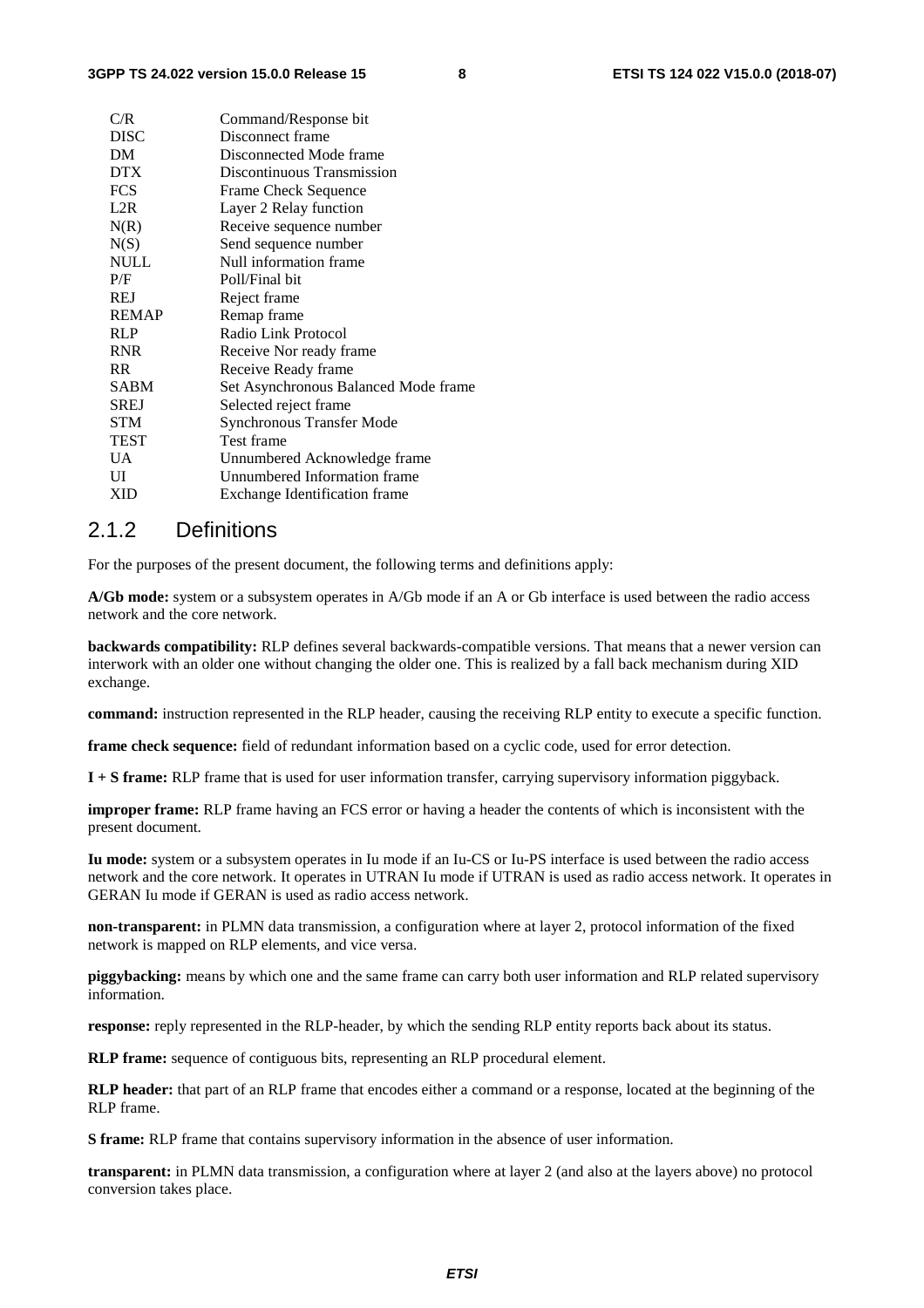| | |
|---|---|
| C/R | Command/Response bit |
| DISC | Disconnect frame |
| DM | Disconnected Mode frame |
| DTX | Discontinuous Transmission |
| FCS | Frame Check Sequence |
| L2R | Layer 2 Relay function |
| N(R) | Receive sequence number |
| N(S) | Send sequence number |
| NULL | Null information frame |
| P/F | Poll/Final bit |
| REJ | Reject frame |
| REMAP | Remap frame |
| RLP | Radio Link Protocol |
| RNR | Receive Nor ready frame |
| RR | Receive Ready frame |
| SABM | Set Asynchronous Balanced Mode frame |
| SREJ | Selected reject frame |
| STM | Synchronous Transfer Mode |
| TEST | Test frame |
| UA | Unnumbered Acknowledge frame |
| UI | Unnumbered Information frame |
| XID | Exchange Identification frame |

### 2.1.2 Definitions

For the purposes of the present document, the following terms and definitions apply:

**A/Gb mode:** system or a subsystem operates in A/Gb mode if an A or Gb interface is used between the radio access network and the core network.

**backwards compatibility:** RLP defines several backwards-compatible versions. That means that a newer version can interwork with an older one without changing the older one. This is realized by a fall back mechanism during XID exchange.

**command:** instruction represented in the RLP header, causing the receiving RLP entity to execute a specific function.

**frame check sequence:** field of redundant information based on a cyclic code, used for error detection.

**I + S frame:** RLP frame that is used for user information transfer, carrying supervisory information piggyback.

**improper frame:** RLP frame having an FCS error or having a header the contents of which is inconsistent with the present document.

**Iu mode:** system or a subsystem operates in Iu mode if an Iu-CS or Iu-PS interface is used between the radio access network and the core network. It operates in UTRAN Iu mode if UTRAN is used as radio access network. It operates in GERAN Iu mode if GERAN is used as radio access network.

**non-transparent:** in PLMN data transmission, a configuration where at layer 2, protocol information of the fixed network is mapped on RLP elements, and vice versa.

**piggybacking:** means by which one and the same frame can carry both user information and RLP related supervisory information.

**response:** reply represented in the RLP-header, by which the sending RLP entity reports back about its status.

**RLP frame:** sequence of contiguous bits, representing an RLP procedural element.

**RLP header:** that part of an RLP frame that encodes either a command or a response, located at the beginning of the RLP frame.

**S frame:** RLP frame that contains supervisory information in the absence of user information.

**transparent:** in PLMN data transmission, a configuration where at layer 2 (and also at the layers above) no protocol conversion takes place.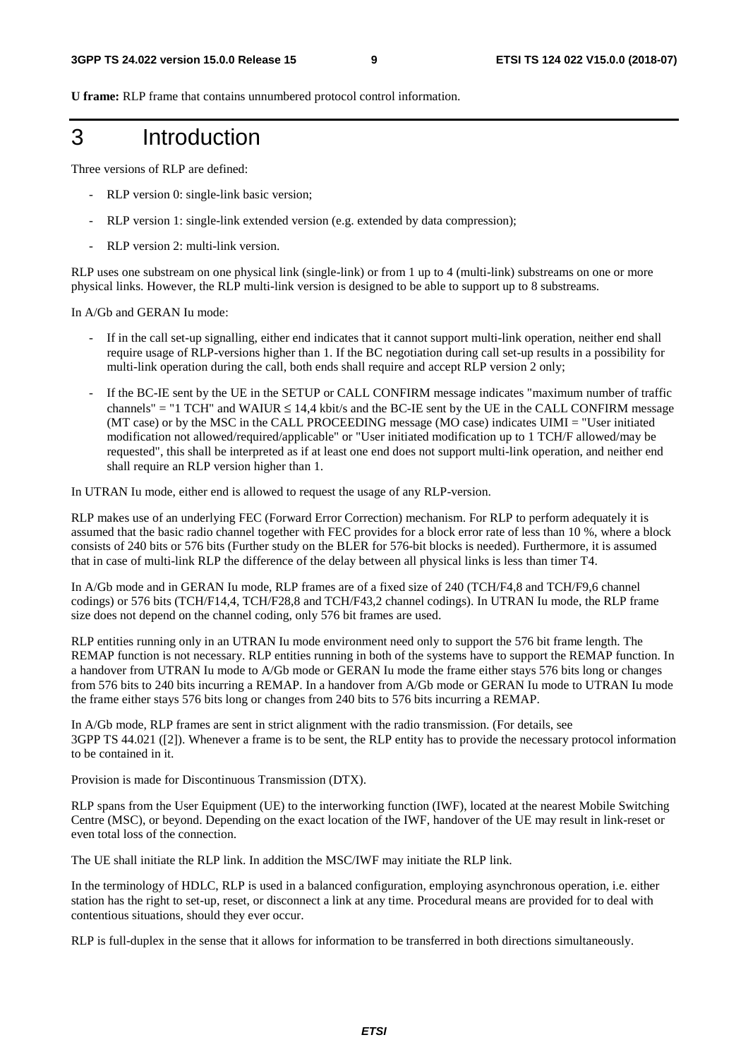**U frame:** RLP frame that contains unnumbered protocol control information.

# 3 Introduction

Three versions of RLP are defined:

- RLP version 0: single-link basic version;
- RLP version 1: single-link extended version (e.g. extended by data compression);
- RLP version 2: multi-link version.

RLP uses one substream on one physical link (single-link) or from 1 up to 4 (multi-link) substreams on one or more physical links. However, the RLP multi-link version is designed to be able to support up to 8 substreams.

In A/Gb and GERAN Iu mode:

- If in the call set-up signalling, either end indicates that it cannot support multi-link operation, neither end shall require usage of RLP-versions higher than 1. If the BC negotiation during call set-up results in a possibility for multi-link operation during the call, both ends shall require and accept RLP version 2 only;
- If the BC-IE sent by the UE in the SETUP or CALL CONFIRM message indicates "maximum number of traffic channels" = "1 TCH" and WAIUR ≤ 14,4 kbit/s and the BC-IE sent by the UE in the CALL CONFIRM message (MT case) or by the MSC in the CALL PROCEEDING message (MO case) indicates UIMI = "User initiated modification not allowed/required/applicable" or "User initiated modification up to 1 TCH/F allowed/may be requested", this shall be interpreted as if at least one end does not support multi-link operation, and neither end shall require an RLP version higher than 1.

In UTRAN Iu mode, either end is allowed to request the usage of any RLP-version.

RLP makes use of an underlying FEC (Forward Error Correction) mechanism. For RLP to perform adequately it is assumed that the basic radio channel together with FEC provides for a block error rate of less than 10 %, where a block consists of 240 bits or 576 bits (Further study on the BLER for 576-bit blocks is needed). Furthermore, it is assumed that in case of multi-link RLP the difference of the delay between all physical links is less than timer T4.

In A/Gb mode and in GERAN Iu mode, RLP frames are of a fixed size of 240 (TCH/F4,8 and TCH/F9,6 channel codings) or 576 bits (TCH/F14,4, TCH/F28,8 and TCH/F43,2 channel codings). In UTRAN Iu mode, the RLP frame size does not depend on the channel coding, only 576 bit frames are used.

RLP entities running only in an UTRAN Iu mode environment need only to support the 576 bit frame length. The REMAP function is not necessary. RLP entities running in both of the systems have to support the REMAP function. In a handover from UTRAN Iu mode to A/Gb mode or GERAN Iu mode the frame either stays 576 bits long or changes from 576 bits to 240 bits incurring a REMAP. In a handover from A/Gb mode or GERAN Iu mode to UTRAN Iu mode the frame either stays 576 bits long or changes from 240 bits to 576 bits incurring a REMAP.

In A/Gb mode, RLP frames are sent in strict alignment with the radio transmission. (For details, see 3GPP TS 44.021 ([2]). Whenever a frame is to be sent, the RLP entity has to provide the necessary protocol information to be contained in it.

Provision is made for Discontinuous Transmission (DTX).

RLP spans from the User Equipment (UE) to the interworking function (IWF), located at the nearest Mobile Switching Centre (MSC), or beyond. Depending on the exact location of the IWF, handover of the UE may result in link-reset or even total loss of the connection.

The UE shall initiate the RLP link. In addition the MSC/IWF may initiate the RLP link.

In the terminology of HDLC, RLP is used in a balanced configuration, employing asynchronous operation, i.e. either station has the right to set-up, reset, or disconnect a link at any time. Procedural means are provided for to deal with contentious situations, should they ever occur.

RLP is full-duplex in the sense that it allows for information to be transferred in both directions simultaneously.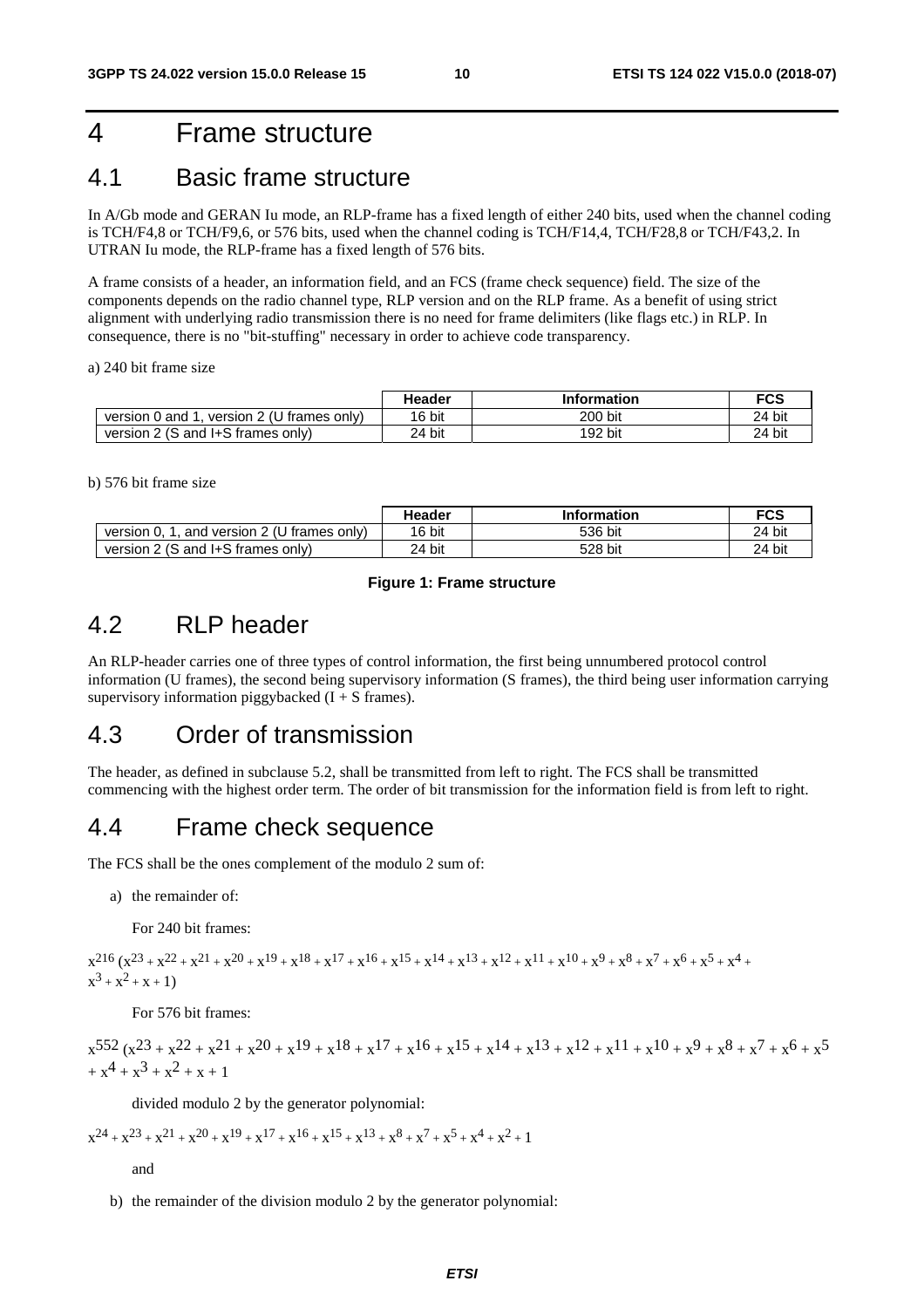# 4 Frame structure

## 4.1 Basic frame structure

In A/Gb mode and GERAN Iu mode, an RLP-frame has a fixed length of either 240 bits, used when the channel coding is TCH/F4,8 or TCH/F9,6, or 576 bits, used when the channel coding is TCH/F14,4, TCH/F28,8 or TCH/F43,2. In UTRAN Iu mode, the RLP-frame has a fixed length of 576 bits.

A frame consists of a header, an information field, and an FCS (frame check sequence) field. The size of the components depends on the radio channel type, RLP version and on the RLP frame. As a benefit of using strict alignment with underlying radio transmission there is no need for frame delimiters (like flags etc.) in RLP. In consequence, there is no "bit-stuffing" necessary in order to achieve code transparency.

a) 240 bit frame size

| | Header | Information | FCS |
|---|---|---|---|
| version 0 and 1, version 2 (U frames only) | 16 bit | 200 bit | 24 bit |
| version 2 (S and I+S frames only) | 24 bit | 192 bit | 24 bit |

b) 576 bit frame size

| | Header | Information | FCS |
|---|---|---|---|
| version 0, 1, and version 2 (U frames only) | 16 bit | 536 bit | 24 bit |
| version 2 (S and I+S frames only) | 24 bit | 528 bit | 24 bit |

**Figure 1: Frame structure**

## 4.2 RLP header

An RLP-header carries one of three types of control information, the first being unnumbered protocol control information (U frames), the second being supervisory information (S frames), the third being user information carrying supervisory information piggybacked (I + S frames).

## 4.3 Order of transmission

The header, as defined in subclause 5.2, shall be transmitted from left to right. The FCS shall be transmitted commencing with the highest order term. The order of bit transmission for the information field is from left to right.

## 4.4 Frame check sequence

The FCS shall be the ones complement of the modulo 2 sum of:

a) the remainder of:

For 240 bit frames:

$$x^{216} (x^{23} + x^{22} + x^{21} + x^{20} + x^{19} + x^{18} + x^{17} + x^{16} + x^{15} + x^{14} + x^{13} + x^{12} + x^{11} + x^{10} + x^{9} + x^{8} + x^{7} + x^{6} + x^{5} + x^{4} + x^{3} + x^{2} + x + 1)$$

For 576 bit frames:

$$x^{552} (x^{23} + x^{22} + x^{21} + x^{20} + x^{19} + x^{18} + x^{17} + x^{16} + x^{15} + x^{14} + x^{13} + x^{12} + x^{11} + x^{10} + x^{9} + x^{8} + x^{7} + x^{6} + x^{5} + x^{4} + x^{3} + x^{2} + x + 1$$

divided modulo 2 by the generator polynomial:

$$x^{24} + x^{23} + x^{21} + x^{20} + x^{19} + x^{17} + x^{16} + x^{15} + x^{13} + x^{8} + x^{7} + x^{5} + x^{4} + x^{2} + 1$$

and

b) the remainder of the division modulo 2 by the generator polynomial: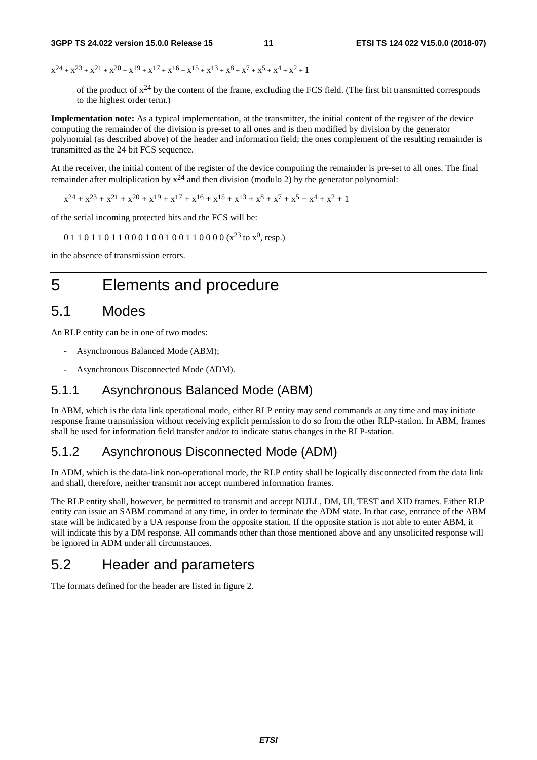$x^{24} + x^{23} + x^{21} + x^{20} + x^{19} + x^{17} + x^{16} + x^{15} + x^{13} + x^8 + x^7 + x^5 + x^4 + x^2 + 1$

of the product of $x^{24}$ by the content of the frame, excluding the FCS field. (The first bit transmitted corresponds to the highest order term.)

**Implementation note:** As a typical implementation, at the transmitter, the initial content of the register of the device computing the remainder of the division is pre-set to all ones and is then modified by division by the generator polynomial (as described above) of the header and information field; the ones complement of the resulting remainder is transmitted as the 24 bit FCS sequence.

At the receiver, the initial content of the register of the device computing the remainder is pre-set to all ones. The final remainder after multiplication by $x^{24}$ and then division (modulo 2) by the generator polynomial:

$$x^{24} + x^{23} + x^{21} + x^{20} + x^{19} + x^{17} + x^{16} + x^{15} + x^{13} + x^8 + x^7 + x^5 + x^4 + x^2 + 1$$

of the serial incoming protected bits and the FCS will be:

0 1 1 0 1 1 0 1 1 0 0 0 1 0 0 1 0 0 1 1 0 0 0 0 ($x^{23}$ to $x^0$, resp.)

in the absence of transmission errors.

# 5 Elements and procedure

## 5.1 Modes

An RLP entity can be in one of two modes:

- Asynchronous Balanced Mode (ABM);
- Asynchronous Disconnected Mode (ADM).

### 5.1.1 Asynchronous Balanced Mode (ABM)

In ABM, which is the data link operational mode, either RLP entity may send commands at any time and may initiate response frame transmission without receiving explicit permission to do so from the other RLP-station. In ABM, frames shall be used for information field transfer and/or to indicate status changes in the RLP-station.

### 5.1.2 Asynchronous Disconnected Mode (ADM)

In ADM, which is the data-link non-operational mode, the RLP entity shall be logically disconnected from the data link and shall, therefore, neither transmit nor accept numbered information frames.

The RLP entity shall, however, be permitted to transmit and accept NULL, DM, UI, TEST and XID frames. Either RLP entity can issue an SABM command at any time, in order to terminate the ADM state. In that case, entrance of the ABM state will be indicated by a UA response from the opposite station. If the opposite station is not able to enter ABM, it will indicate this by a DM response. All commands other than those mentioned above and any unsolicited response will be ignored in ADM under all circumstances.

## 5.2 Header and parameters

The formats defined for the header are listed in figure 2.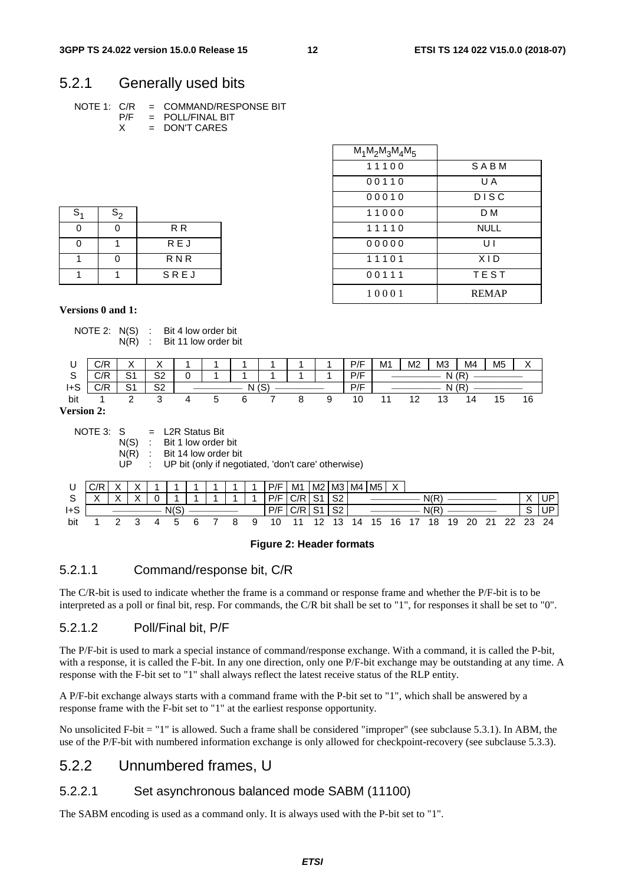## 5.2.1 Generally used bits

NOTE 1: C/R = COMMAND/RESPONSE BIT
P/F = POLL/FINAL BIT
X = DON'T CARES

| $S_1$ | $S_2$ | |
|---|---|---|
| 0 | 0 | R R |
| 0 | 1 | R E J |
| 1 | 0 | R N R |
| 1 | 1 | S R E J |

| $M_1M_2M_3M_4M_5$ | |
|---|---|
| 1 1 1 0 0 | S A B M |
| 0 0 1 1 0 | U A |
| 0 0 0 1 0 | D I S C |
| 1 1 0 0 0 | D M |
| 1 1 1 1 0 | NULL |
| 0 0 0 0 0 | U I |
| 1 1 1 0 1 | X I D |
| 0 0 1 1 1 | T E S T |
| 1 0 0 0 1 | REMAP |

**Versions 0 and 1:**

NOTE 2: N(S) : Bit 4 low order bit
N(R) : Bit 11 low order bit

| | | | | | | | | | | | | | | | | |
|---|---|---|---|---|---|---|---|---|---|---|---|---|---|---|---|---|
| U | C/R | X | X | 1 | 1 | 1 | 1 | 1 | 1 | P/F | M1 | M2 | M3 | M4 | M5 | X |
| S | C/R | S1 | S2 | 0 | 1 | 1 | 1 | 1 | 1 | P/F | N (R) | | | | | |
| I+S | C/R | S1 | S2 | N (S) | | | | | | P/F | N (R) | | | | | |
| bit | 1 | 2 | 3 | 4 | 5 | 6 | 7 | 8 | 9 | 10 | 11 | 12 | 13 | 14 | 15 | 16 |

**Version 2:**

NOTE 3: S = L2R Status Bit
N(S) : Bit 1 low order bit
N(R) : Bit 14 low order bit
UP : UP bit (only if negotiated, 'don't care' otherwise)

| | | | | | | | | | | | | | | | | | | | | | | | | |
|---|---|---|---|---|---|---|---|---|---|---|---|---|---|---|---|---|---|---|---|---|---|---|---|---|
| U | C/R | X | X | 1 | 1 | 1 | 1 | 1 | 1 | P/F | M1 | M2 | M3 | M4 | M5 | X | | | | | | | | |
| S | X | X | X | 0 | 1 | 1 | 1 | 1 | 1 | P/F | C/R | S1 | S2 | N(R) | | | | | | | | | X | UP |
| I+S | N(S) | | | | | | | | | P/F | C/R | S1 | S2 | N(R) | | | | | | | | | S | UP |
| bit | 1 | 2 | 3 | 4 | 5 | 6 | 7 | 8 | 9 | 10 | 11 | 12 | 13 | 14 | 15 | 16 | 17 | 18 | 19 | 20 | 21 | 22 | 23 | 24 |

**Figure 2: Header formats**

### 5.2.1.1 Command/response bit, C/R

The C/R-bit is used to indicate whether the frame is a command or response frame and whether the P/F-bit is to be interpreted as a poll or final bit, resp. For commands, the C/R bit shall be set to "1", for responses it shall be set to "0".

### 5.2.1.2 Poll/Final bit, P/F

The P/F-bit is used to mark a special instance of command/response exchange. With a command, it is called the P-bit, with a response, it is called the F-bit. In any one direction, only one P/F-bit exchange may be outstanding at any time. A response with the F-bit set to "1" shall always reflect the latest receive status of the RLP entity.

A P/F-bit exchange always starts with a command frame with the P-bit set to "1", which shall be answered by a response frame with the F-bit set to "1" at the earliest response opportunity.

No unsolicited F-bit = "1" is allowed. Such a frame shall be considered "improper" (see subclause 5.3.1). In ABM, the use of the P/F-bit with numbered information exchange is only allowed for checkpoint-recovery (see subclause 5.3.3).

## 5.2.2 Unnumbered frames, U

### 5.2.2.1 Set asynchronous balanced mode SABM (11100)

The SABM encoding is used as a command only. It is always used with the P-bit set to "1".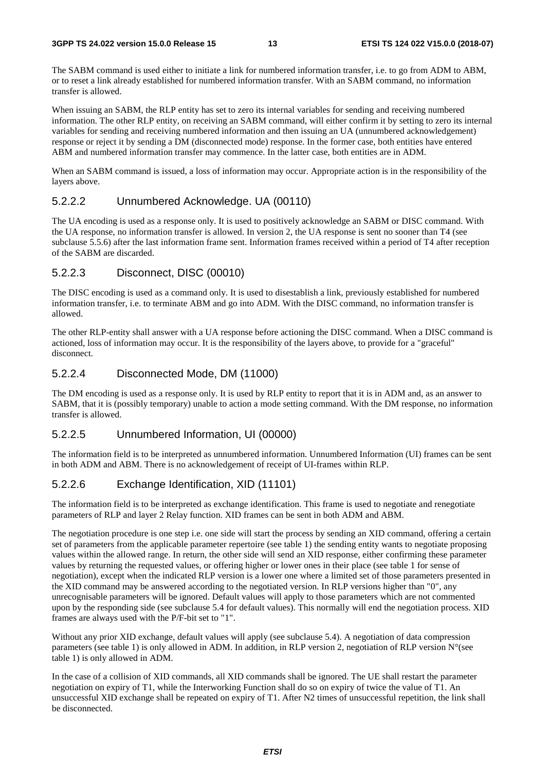The SABM command is used either to initiate a link for numbered information transfer, i.e. to go from ADM to ABM, or to reset a link already established for numbered information transfer. With an SABM command, no information transfer is allowed.

When issuing an SABM, the RLP entity has set to zero its internal variables for sending and receiving numbered information. The other RLP entity, on receiving an SABM command, will either confirm it by setting to zero its internal variables for sending and receiving numbered information and then issuing an UA (unnumbered acknowledgement) response or reject it by sending a DM (disconnected mode) response. In the former case, both entities have entered ABM and numbered information transfer may commence. In the latter case, both entities are in ADM.

When an SABM command is issued, a loss of information may occur. Appropriate action is in the responsibility of the layers above.

#### 5.2.2.2 Unnumbered Acknowledge. UA (00110)

The UA encoding is used as a response only. It is used to positively acknowledge an SABM or DISC command. With the UA response, no information transfer is allowed. In version 2, the UA response is sent no sooner than T4 (see subclause 5.5.6) after the last information frame sent. Information frames received within a period of T4 after reception of the SABM are discarded.

#### 5.2.2.3 Disconnect, DISC (00010)

The DISC encoding is used as a command only. It is used to disestablish a link, previously established for numbered information transfer, i.e. to terminate ABM and go into ADM. With the DISC command, no information transfer is allowed.

The other RLP-entity shall answer with a UA response before actioning the DISC command. When a DISC command is actioned, loss of information may occur. It is the responsibility of the layers above, to provide for a "graceful" disconnect.

#### 5.2.2.4 Disconnected Mode, DM (11000)

The DM encoding is used as a response only. It is used by RLP entity to report that it is in ADM and, as an answer to SABM, that it is (possibly temporary) unable to action a mode setting command. With the DM response, no information transfer is allowed.

#### 5.2.2.5 Unnumbered Information, UI (00000)

The information field is to be interpreted as unnumbered information. Unnumbered Information (UI) frames can be sent in both ADM and ABM. There is no acknowledgement of receipt of UI-frames within RLP.

#### 5.2.2.6 Exchange Identification, XID (11101)

The information field is to be interpreted as exchange identification. This frame is used to negotiate and renegotiate parameters of RLP and layer 2 Relay function. XID frames can be sent in both ADM and ABM.

The negotiation procedure is one step i.e. one side will start the process by sending an XID command, offering a certain set of parameters from the applicable parameter repertoire (see table 1) the sending entity wants to negotiate proposing values within the allowed range. In return, the other side will send an XID response, either confirming these parameter values by returning the requested values, or offering higher or lower ones in their place (see table 1 for sense of negotiation), except when the indicated RLP version is a lower one where a limited set of those parameters presented in the XID command may be answered according to the negotiated version. In RLP versions higher than "0", any unrecognisable parameters will be ignored. Default values will apply to those parameters which are not commented upon by the responding side (see subclause 5.4 for default values). This normally will end the negotiation process. XID frames are always used with the P/F-bit set to "1".

Without any prior XID exchange, default values will apply (see subclause 5.4). A negotiation of data compression parameters (see table 1) is only allowed in ADM. In addition, in RLP version 2, negotiation of RLP version N°(see table 1) is only allowed in ADM.

In the case of a collision of XID commands, all XID commands shall be ignored. The UE shall restart the parameter negotiation on expiry of T1, while the Interworking Function shall do so on expiry of twice the value of T1. An unsuccessful XID exchange shall be repeated on expiry of T1. After N2 times of unsuccessful repetition, the link shall be disconnected.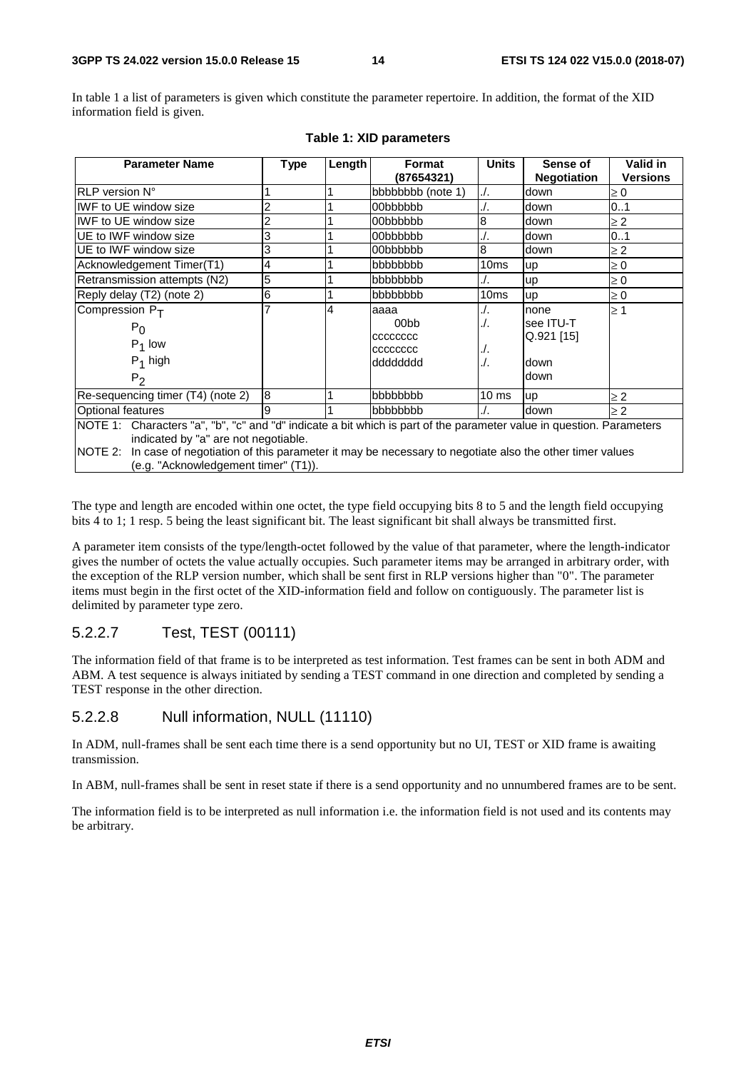In table 1 a list of parameters is given which constitute the parameter repertoire. In addition, the format of the XID information field is given.

**Table 1: XID parameters**

| Parameter Name | Type | Length | Format (87654321) | Units | Sense of Negotiation | Valid in Versions |
|---|---|---|---|---|---|---|
| RLP version N° | 1 | 1 | bbbbbbbb (note 1) | ./. | down | ≥ 0 |
| IWF to UE window size | 2 | 1 | 00bbbbbb | ./. | down | 0..1 |
| IWF to UE window size | 2 | 1 | 00bbbbbb | 8 | down | ≥ 2 |
| UE to IWF window size | 3 | 1 | 00bbbbbb | ./. | down | 0..1 |
| UE to IWF window size | 3 | 1 | 00bbbbbb | 8 | down | ≥ 2 |
| Acknowledgement Timer(T1) | 4 | 1 | bbbbbbbb | 10ms | up | ≥ 0 |
| Retransmission attempts (N2) | 5 | 1 | bbbbbbbb | ./. | up | ≥ 0 |
| Reply delay (T2) (note 2) | 6 | 1 | bbbbbbbb | 10ms | up | ≥ 0 |
| Compression $P_T$ | 7 | 4 | aaaa | ./. | none | ≥ 1 |
| $P_0$ | | | 00bb | ./. | see ITU-T Q.921 [15] | |
| $P_1$ low | | | cccccccc | | | |
| $P_1$ high | | | cccccccc | ./. | down | |
| $P_2$ | | | dddddddd | ./. | down | |
| Re-sequencing timer (T4) (note 2) | 8 | 1 | bbbbbbbb | 10 ms | up | ≥ 2 |
| Optional features | 9 | 1 | bbbbbbbb | ./. | down | ≥ 2 |

NOTE 1: Characters "a", "b", "c" and "d" indicate a bit which is part of the parameter value in question. Parameters indicated by "a" are not negotiable.

NOTE 2: In case of negotiation of this parameter it may be necessary to negotiate also the other timer values (e.g. "Acknowledgement timer" (T1)).

The type and length are encoded within one octet, the type field occupying bits 8 to 5 and the length field occupying bits 4 to 1; 1 resp. 5 being the least significant bit. The least significant bit shall always be transmitted first.

A parameter item consists of the type/length-octet followed by the value of that parameter, where the length-indicator gives the number of octets the value actually occupies. Such parameter items may be arranged in arbitrary order, with the exception of the RLP version number, which shall be sent first in RLP versions higher than "0". The parameter items must begin in the first octet of the XID-information field and follow on contiguously. The parameter list is delimited by parameter type zero.

### 5.2.2.7 Test, TEST (00111)

The information field of that frame is to be interpreted as test information. Test frames can be sent in both ADM and ABM. A test sequence is always initiated by sending a TEST command in one direction and completed by sending a TEST response in the other direction.

### 5.2.2.8 Null information, NULL (11110)

In ADM, null-frames shall be sent each time there is a send opportunity but no UI, TEST or XID frame is awaiting transmission.

In ABM, null-frames shall be sent in reset state if there is a send opportunity and no unnumbered frames are to be sent.

The information field is to be interpreted as null information i.e. the information field is not used and its contents may be arbitrary.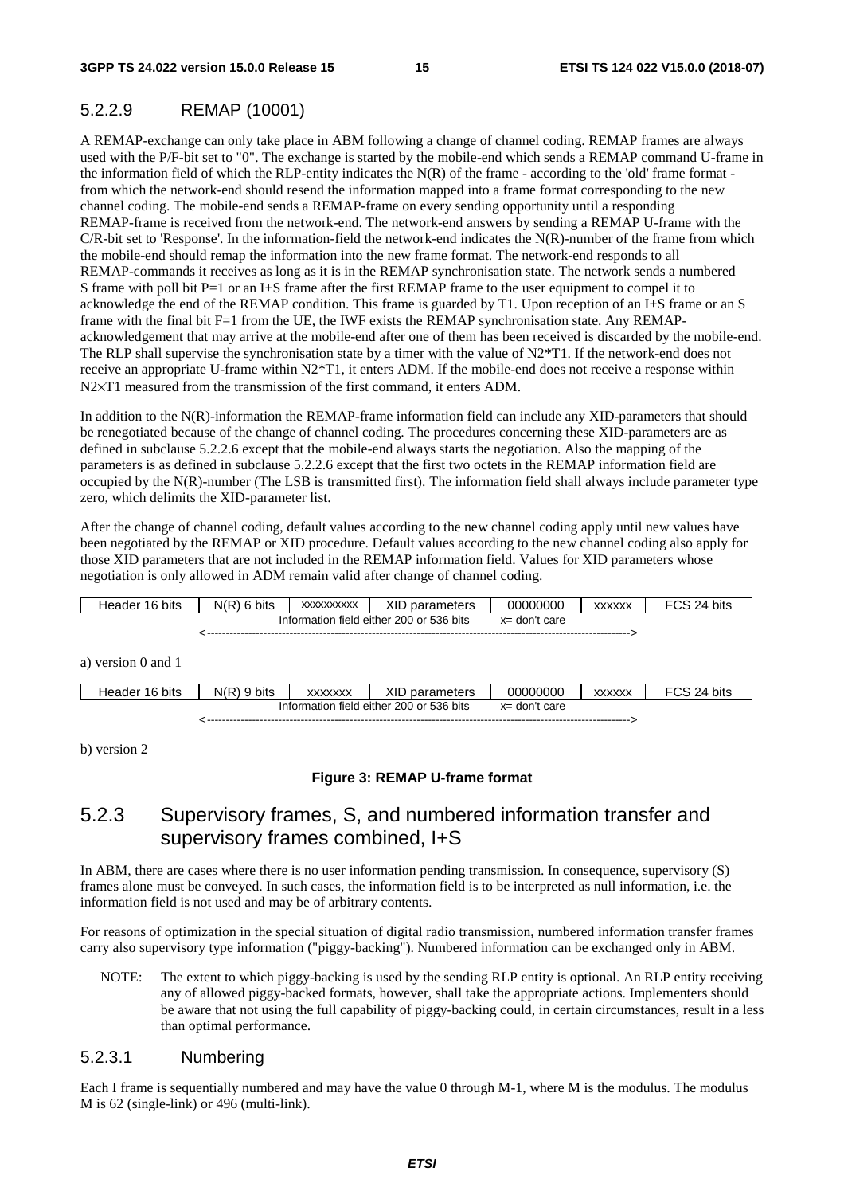### 5.2.2.9 REMAP (10001)

A REMAP-exchange can only take place in ABM following a change of channel coding. REMAP frames are always used with the P/F-bit set to "0". The exchange is started by the mobile-end which sends a REMAP command U-frame in the information field of which the RLP-entity indicates the N(R) of the frame - according to the 'old' frame format - from which the network-end should resend the information mapped into a frame format corresponding to the new channel coding. The mobile-end sends a REMAP-frame on every sending opportunity until a responding REMAP-frame is received from the network-end. The network-end answers by sending a REMAP U-frame with the C/R-bit set to 'Response'. In the information-field the network-end indicates the N(R)-number of the frame from which the mobile-end should remap the information into the new frame format. The network-end responds to all REMAP-commands it receives as long as it is in the REMAP synchronisation state. The network sends a numbered S frame with poll bit P=1 or an I+S frame after the first REMAP frame to the user equipment to compel it to acknowledge the end of the REMAP condition. This frame is guarded by T1. Upon reception of an I+S frame or an S frame with the final bit F=1 from the UE, the IWF exists the REMAP synchronisation state. Any REMAP-acknowledgement that may arrive at the mobile-end after one of them has been received is discarded by the mobile-end. The RLP shall supervise the synchronisation state by a timer with the value of N2*T1. If the network-end does not receive an appropriate U-frame within N2*T1, it enters ADM. If the mobile-end does not receive a response within N2×T1 measured from the transmission of the first command, it enters ADM.

In addition to the N(R)-information the REMAP-frame information field can include any XID-parameters that should be renegotiated because of the change of channel coding. The procedures concerning these XID-parameters are as defined in subclause 5.2.2.6 except that the mobile-end always starts the negotiation. Also the mapping of the parameters is as defined in subclause 5.2.2.6 except that the first two octets in the REMAP information field are occupied by the N(R)-number (The LSB is transmitted first). The information field shall always include parameter type zero, which delimits the XID-parameter list.

After the change of channel coding, default values according to the new channel coding apply until new values have been negotiated by the REMAP or XID procedure. Default values according to the new channel coding also apply for those XID parameters that are not included in the REMAP information field. Values for XID parameters whose negotiation is only allowed in ADM remain valid after change of channel coding.

| Header 16 bits | N(R) 6 bits | xxxxxxxxxx | XID parameters | 00000000 | xxxxxx | FCS 24 bits |
|---|---|---|---|---|---|---|
| | Information field either 200 or 536 bits | | | x= don't care | | |

a) version 0 and 1

| Header 16 bits | N(R) 9 bits | xxxxxxx | XID parameters | 00000000 | xxxxxx | FCS 24 bits |
|---|---|---|---|---|---|---|
| | Information field either 200 or 536 bits | | | x= don't care | | |

b) version 2

**Figure 3: REMAP U-frame format**

## 5.2.3 Supervisory frames, S, and numbered information transfer and supervisory frames combined, I+S

In ABM, there are cases where there is no user information pending transmission. In consequence, supervisory (S) frames alone must be conveyed. In such cases, the information field is to be interpreted as null information, i.e. the information field is not used and may be of arbitrary contents.

For reasons of optimization in the special situation of digital radio transmission, numbered information transfer frames carry also supervisory type information ("piggy-backing"). Numbered information can be exchanged only in ABM.

NOTE: The extent to which piggy-backing is used by the sending RLP entity is optional. An RLP entity receiving any of allowed piggy-backed formats, however, shall take the appropriate actions. Implementers should be aware that not using the full capability of piggy-backing could, in certain circumstances, result in a less than optimal performance.

### 5.2.3.1 Numbering

Each I frame is sequentially numbered and may have the value 0 through M-1, where M is the modulus. The modulus M is 62 (single-link) or 496 (multi-link).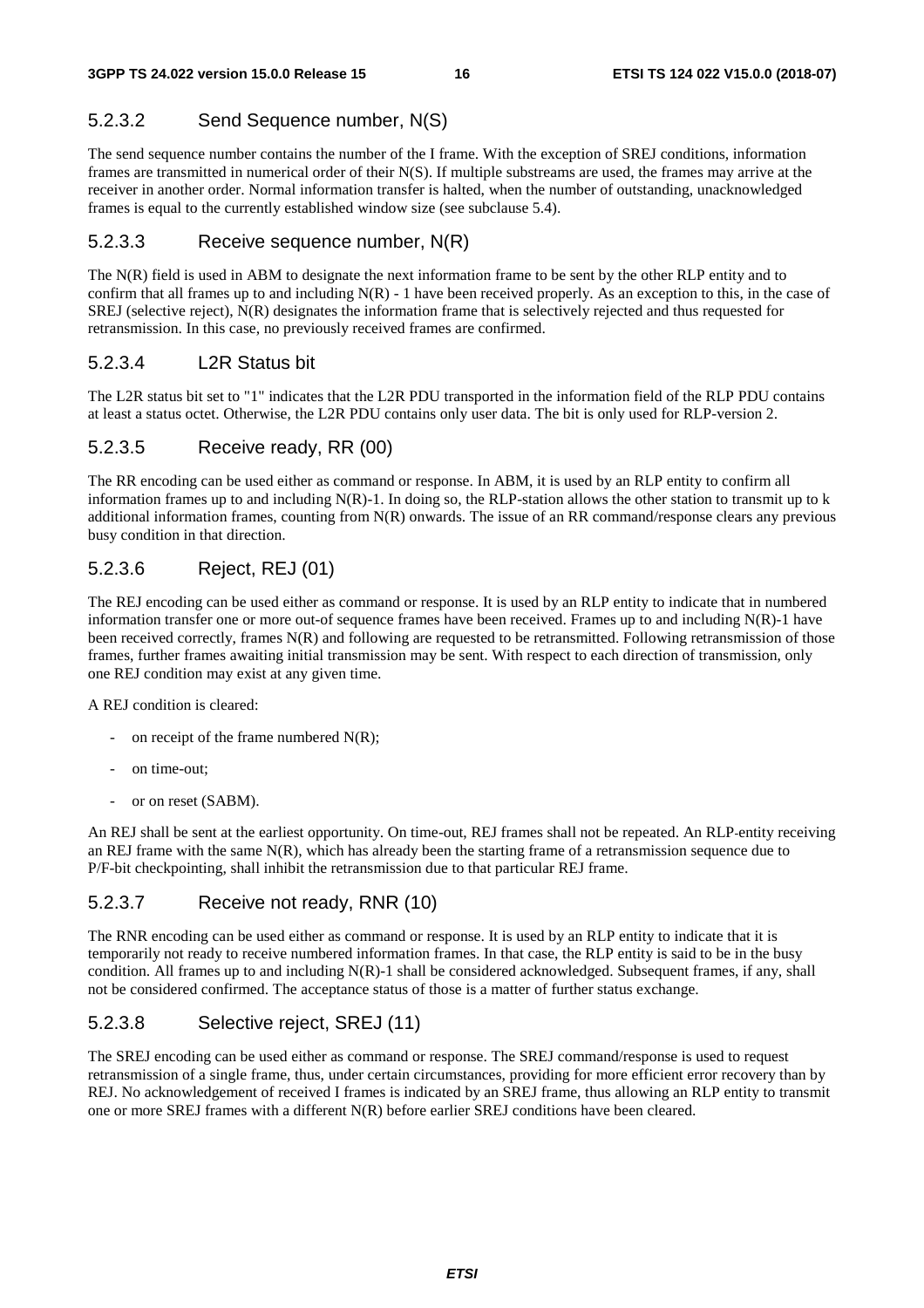#### 5.2.3.2 Send Sequence number, N(S)

The send sequence number contains the number of the I frame. With the exception of SREJ conditions, information frames are transmitted in numerical order of their N(S). If multiple substreams are used, the frames may arrive at the receiver in another order. Normal information transfer is halted, when the number of outstanding, unacknowledged frames is equal to the currently established window size (see subclause 5.4).

#### 5.2.3.3 Receive sequence number, N(R)

The N(R) field is used in ABM to designate the next information frame to be sent by the other RLP entity and to confirm that all frames up to and including N(R) - 1 have been received properly. As an exception to this, in the case of SREJ (selective reject), N(R) designates the information frame that is selectively rejected and thus requested for retransmission. In this case, no previously received frames are confirmed.

#### 5.2.3.4 L2R Status bit

The L2R status bit set to "1" indicates that the L2R PDU transported in the information field of the RLP PDU contains at least a status octet. Otherwise, the L2R PDU contains only user data. The bit is only used for RLP-version 2.

#### 5.2.3.5 Receive ready, RR (00)

The RR encoding can be used either as command or response. In ABM, it is used by an RLP entity to confirm all information frames up to and including N(R)-1. In doing so, the RLP-station allows the other station to transmit up to k additional information frames, counting from N(R) onwards. The issue of an RR command/response clears any previous busy condition in that direction.

#### 5.2.3.6 Reject, REJ (01)

The REJ encoding can be used either as command or response. It is used by an RLP entity to indicate that in numbered information transfer one or more out-of sequence frames have been received. Frames up to and including N(R)-1 have been received correctly, frames N(R) and following are requested to be retransmitted. Following retransmission of those frames, further frames awaiting initial transmission may be sent. With respect to each direction of transmission, only one REJ condition may exist at any given time.

A REJ condition is cleared:

- on receipt of the frame numbered N(R);
- on time-out;
- or on reset (SABM).

An REJ shall be sent at the earliest opportunity. On time-out, REJ frames shall not be repeated. An RLP-entity receiving an REJ frame with the same N(R), which has already been the starting frame of a retransmission sequence due to P/F-bit checkpointing, shall inhibit the retransmission due to that particular REJ frame.

#### 5.2.3.7 Receive not ready, RNR (10)

The RNR encoding can be used either as command or response. It is used by an RLP entity to indicate that it is temporarily not ready to receive numbered information frames. In that case, the RLP entity is said to be in the busy condition. All frames up to and including N(R)-1 shall be considered acknowledged. Subsequent frames, if any, shall not be considered confirmed. The acceptance status of those is a matter of further status exchange.

#### 5.2.3.8 Selective reject, SREJ (11)

The SREJ encoding can be used either as command or response. The SREJ command/response is used to request retransmission of a single frame, thus, under certain circumstances, providing for more efficient error recovery than by REJ. No acknowledgement of received I frames is indicated by an SREJ frame, thus allowing an RLP entity to transmit one or more SREJ frames with a different N(R) before earlier SREJ conditions have been cleared.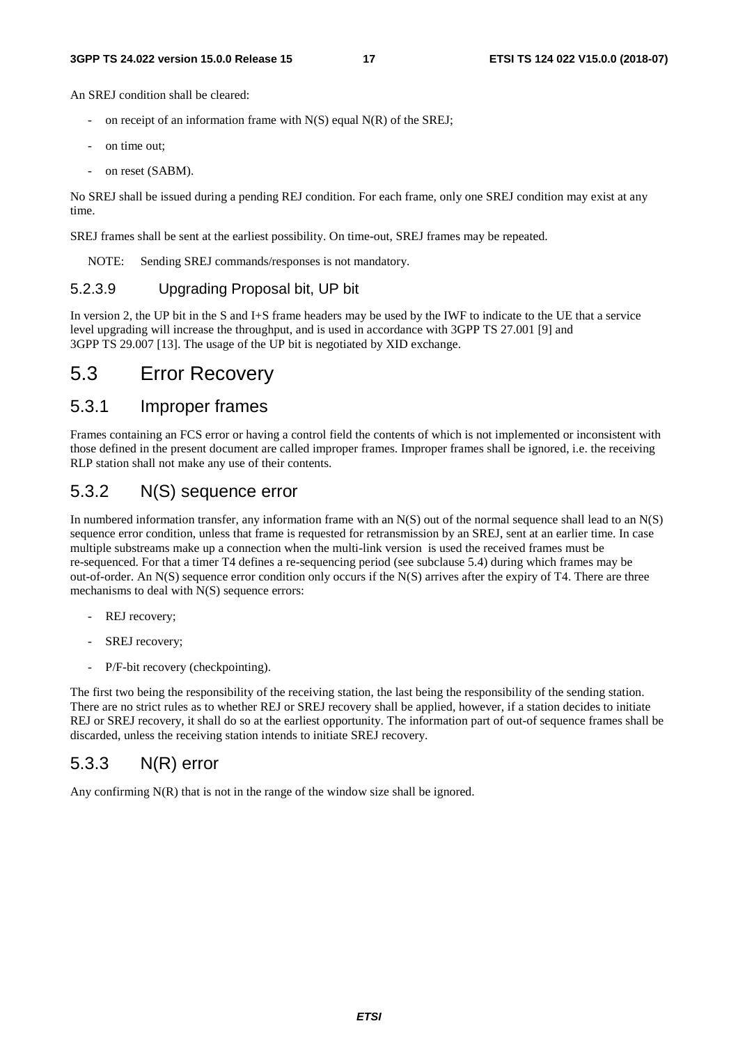An SREJ condition shall be cleared:

- on receipt of an information frame with N(S) equal N(R) of the SREJ;
- on time out;
- on reset (SABM).

No SREJ shall be issued during a pending REJ condition. For each frame, only one SREJ condition may exist at any time.

SREJ frames shall be sent at the earliest possibility. On time-out, SREJ frames may be repeated.

NOTE: Sending SREJ commands/responses is not mandatory.

#### 5.2.3.9 Upgrading Proposal bit, UP bit

In version 2, the UP bit in the S and I+S frame headers may be used by the IWF to indicate to the UE that a service level upgrading will increase the throughput, and is used in accordance with 3GPP TS 27.001 [9] and 3GPP TS 29.007 [13]. The usage of the UP bit is negotiated by XID exchange.

## 5.3 Error Recovery

### 5.3.1 Improper frames

Frames containing an FCS error or having a control field the contents of which is not implemented or inconsistent with those defined in the present document are called improper frames. Improper frames shall be ignored, i.e. the receiving RLP station shall not make any use of their contents.

### 5.3.2 N(S) sequence error

In numbered information transfer, any information frame with an N(S) out of the normal sequence shall lead to an N(S) sequence error condition, unless that frame is requested for retransmission by an SREJ, sent at an earlier time. In case multiple substreams make up a connection when the multi-link version is used the received frames must be re-sequenced. For that a timer T4 defines a re-sequencing period (see subclause 5.4) during which frames may be out-of-order. An N(S) sequence error condition only occurs if the N(S) arrives after the expiry of T4. There are three mechanisms to deal with N(S) sequence errors:

- REJ recovery;
- SREJ recovery;
- P/F-bit recovery (checkpointing).

The first two being the responsibility of the receiving station, the last being the responsibility of the sending station. There are no strict rules as to whether REJ or SREJ recovery shall be applied, however, if a station decides to initiate REJ or SREJ recovery, it shall do so at the earliest opportunity. The information part of out-of sequence frames shall be discarded, unless the receiving station intends to initiate SREJ recovery.

### 5.3.3 N(R) error

Any confirming N(R) that is not in the range of the window size shall be ignored.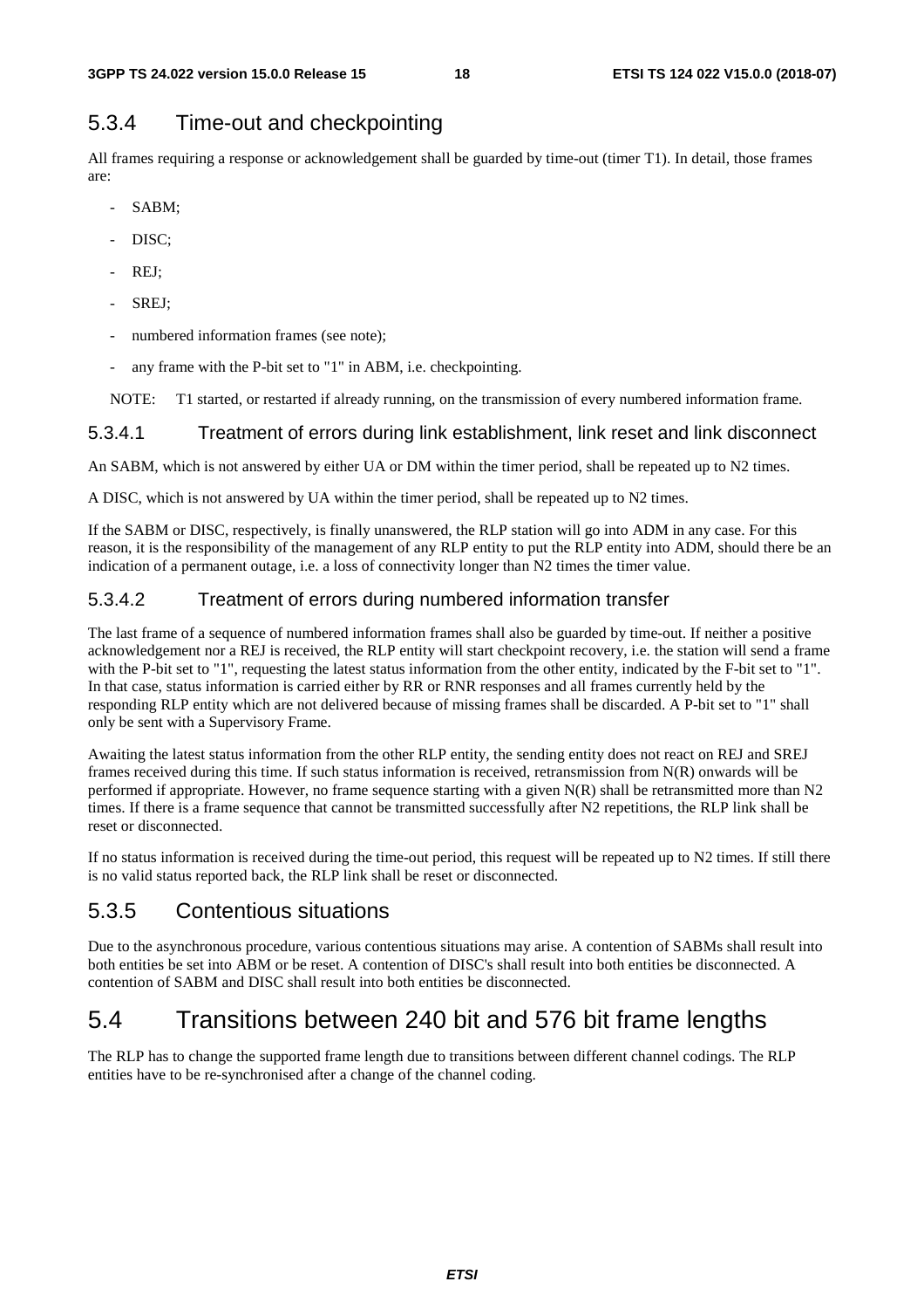### 5.3.4 Time-out and checkpointing

All frames requiring a response or acknowledgement shall be guarded by time-out (timer T1). In detail, those frames are:

- SABM;
- DISC;
- REJ;
- SREJ;
- numbered information frames (see note);
- any frame with the P-bit set to "1" in ABM, i.e. checkpointing.

NOTE: T1 started, or restarted if already running, on the transmission of every numbered information frame.

#### 5.3.4.1 Treatment of errors during link establishment, link reset and link disconnect

An SABM, which is not answered by either UA or DM within the timer period, shall be repeated up to N2 times.

A DISC, which is not answered by UA within the timer period, shall be repeated up to N2 times.

If the SABM or DISC, respectively, is finally unanswered, the RLP station will go into ADM in any case. For this reason, it is the responsibility of the management of any RLP entity to put the RLP entity into ADM, should there be an indication of a permanent outage, i.e. a loss of connectivity longer than N2 times the timer value.

#### 5.3.4.2 Treatment of errors during numbered information transfer

The last frame of a sequence of numbered information frames shall also be guarded by time-out. If neither a positive acknowledgement nor a REJ is received, the RLP entity will start checkpoint recovery, i.e. the station will send a frame with the P-bit set to "1", requesting the latest status information from the other entity, indicated by the F-bit set to "1". In that case, status information is carried either by RR or RNR responses and all frames currently held by the responding RLP entity which are not delivered because of missing frames shall be discarded. A P-bit set to "1" shall only be sent with a Supervisory Frame.

Awaiting the latest status information from the other RLP entity, the sending entity does not react on REJ and SREJ frames received during this time. If such status information is received, retransmission from N(R) onwards will be performed if appropriate. However, no frame sequence starting with a given N(R) shall be retransmitted more than N2 times. If there is a frame sequence that cannot be transmitted successfully after N2 repetitions, the RLP link shall be reset or disconnected.

If no status information is received during the time-out period, this request will be repeated up to N2 times. If still there is no valid status reported back, the RLP link shall be reset or disconnected.

### 5.3.5 Contentious situations

Due to the asynchronous procedure, various contentious situations may arise. A contention of SABMs shall result into both entities be set into ABM or be reset. A contention of DISC's shall result into both entities be disconnected. A contention of SABM and DISC shall result into both entities be disconnected.

## 5.4 Transitions between 240 bit and 576 bit frame lengths

The RLP has to change the supported frame length due to transitions between different channel codings. The RLP entities have to be re-synchronised after a change of the channel coding.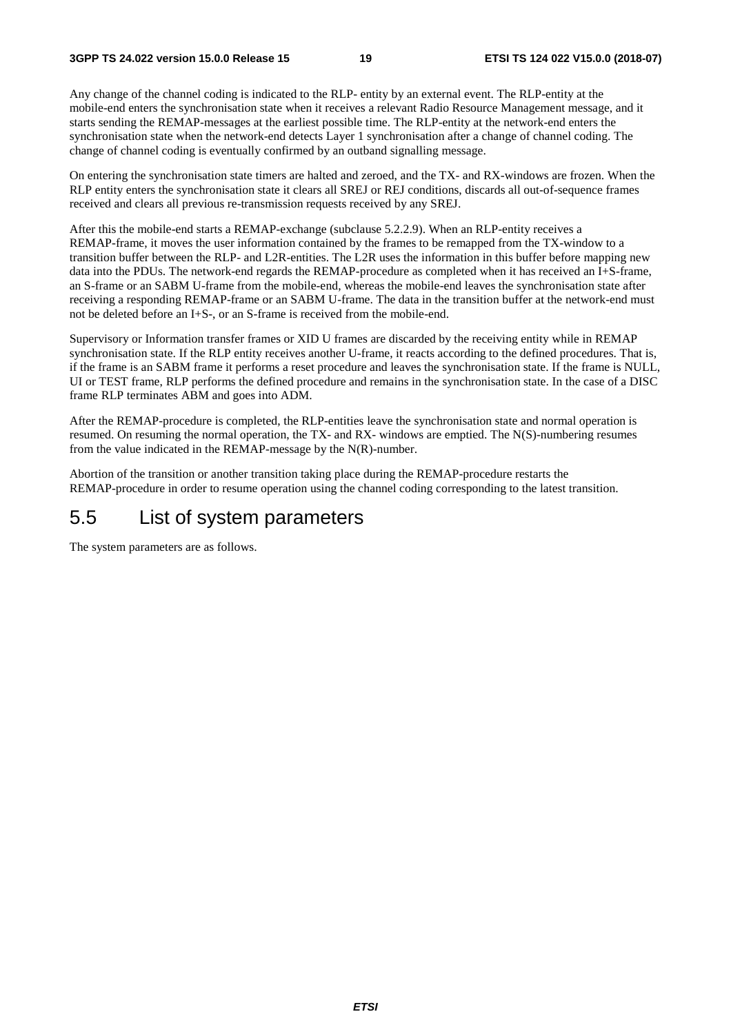Any change of the channel coding is indicated to the RLP- entity by an external event. The RLP-entity at the mobile-end enters the synchronisation state when it receives a relevant Radio Resource Management message, and it starts sending the REMAP-messages at the earliest possible time. The RLP-entity at the network-end enters the synchronisation state when the network-end detects Layer 1 synchronisation after a change of channel coding. The change of channel coding is eventually confirmed by an outband signalling message.

On entering the synchronisation state timers are halted and zeroed, and the TX- and RX-windows are frozen. When the RLP entity enters the synchronisation state it clears all SREJ or REJ conditions, discards all out-of-sequence frames received and clears all previous re-transmission requests received by any SREJ.

After this the mobile-end starts a REMAP-exchange (subclause 5.2.2.9). When an RLP-entity receives a REMAP-frame, it moves the user information contained by the frames to be remapped from the TX-window to a transition buffer between the RLP- and L2R-entities. The L2R uses the information in this buffer before mapping new data into the PDUs. The network-end regards the REMAP-procedure as completed when it has received an I+S-frame, an S-frame or an SABM U-frame from the mobile-end, whereas the mobile-end leaves the synchronisation state after receiving a responding REMAP-frame or an SABM U-frame. The data in the transition buffer at the network-end must not be deleted before an I+S-, or an S-frame is received from the mobile-end.

Supervisory or Information transfer frames or XID U frames are discarded by the receiving entity while in REMAP synchronisation state. If the RLP entity receives another U-frame, it reacts according to the defined procedures. That is, if the frame is an SABM frame it performs a reset procedure and leaves the synchronisation state. If the frame is NULL, UI or TEST frame, RLP performs the defined procedure and remains in the synchronisation state. In the case of a DISC frame RLP terminates ABM and goes into ADM.

After the REMAP-procedure is completed, the RLP-entities leave the synchronisation state and normal operation is resumed. On resuming the normal operation, the TX- and RX- windows are emptied. The N(S)-numbering resumes from the value indicated in the REMAP-message by the N(R)-number.

Abortion of the transition or another transition taking place during the REMAP-procedure restarts the REMAP-procedure in order to resume operation using the channel coding corresponding to the latest transition.

# 5.5 List of system parameters

The system parameters are as follows.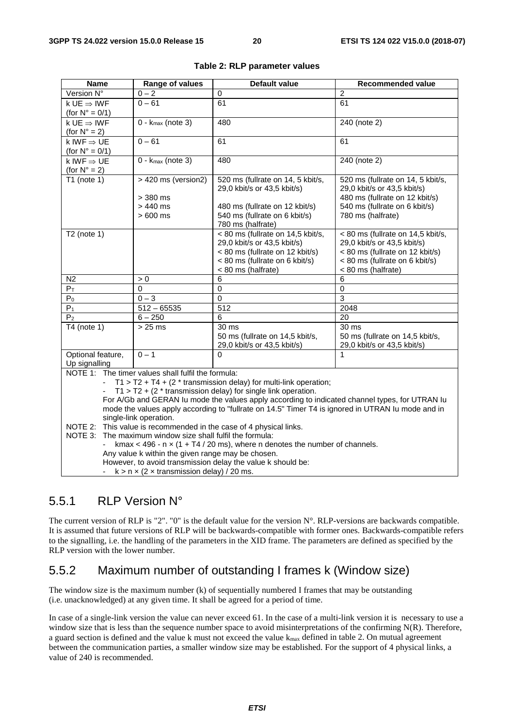**Table 2: RLP parameter values**

| Name | Range of values | Default value | Recommended value |
|---|---|---|---|
| Version N° | 0 – 2 | 0 | 2 |
| k UE ⇒ IWF (for N° = 0/1) | 0 – 61 | 61 | 61 |
| k UE ⇒ IWF (for N° = 2) | 0 - $k_{max}$ (note 3) | 480 | 240 (note 2) |
| k IWF ⇒ UE (for N° = 0/1) | 0 – 61 | 61 | 61 |
| k IWF ⇒ UE (for N° = 2) | 0 - $k_{max}$ (note 3) | 480 | 240 (note 2) |
| T1 (note 1) | > 420 ms (version2)<br><br>> 380 ms<br>> 440 ms<br>> 600 ms | 520 ms (fullrate on 14, 5 kbit/s, 29,0 kbit/s or 43,5 kbit/s)<br><br>480 ms (fullrate on 12 kbit/s)<br>540 ms (fullrate on 6 kbit/s)<br>780 ms (halfrate) | 520 ms (fullrate on 14, 5 kbit/s, 29,0 kbit/s or 43,5 kbit/s)<br>480 ms (fullrate on 12 kbit/s)<br>540 ms (fullrate on 6 kbit/s)<br>780 ms (halfrate) |
| T2 (note 1) | | < 80 ms (fullrate on 14,5 kbit/s, 29,0 kbit/s or 43,5 kbit/s)<br>< 80 ms (fullrate on 12 kbit/s)<br>< 80 ms (fullrate on 6 kbit/s)<br>< 80 ms (halfrate) | < 80 ms (fullrate on 14,5 kbit/s, 29,0 kbit/s or 43,5 kbit/s)<br>< 80 ms (fullrate on 12 kbit/s)<br>< 80 ms (fullrate on 6 kbit/s)<br>< 80 ms (halfrate) |
| N2 | > 0 | 6 | 6 |
| $P_T$ | 0 | 0 | 0 |
| $P_0$ | 0 – 3 | 0 | 3 |
| $P_1$ | 512 – 65535 | 512 | 2048 |
| $P_2$ | 6 – 250 | 6 | 20 |
| T4 (note 1) | > 25 ms | 30 ms<br>50 ms (fullrate on 14,5 kbit/s, 29,0 kbit/s or 43,5 kbit/s) | 30 ms<br>50 ms (fullrate on 14,5 kbit/s, 29,0 kbit/s or 43,5 kbit/s) |
| Optional feature, Up signalling | 0 – 1 | 0 | 1 |

NOTE 1: The timer values shall fulfil the formula:
- T1 > T2 + T4 + (2 * transmission delay) for multi-link operation;
- T1 > T2 + (2 * transmission delay) for single link operation.

For A/Gb and GERAN Iu mode the values apply according to indicated channel types, for UTRAN Iu mode the values apply according to "fullrate on 14.5" Timer T4 is ignored in UTRAN Iu mode and in single-link operation.

NOTE 2: This value is recommended in the case of 4 physical links.

NOTE 3: The maximum window size shall fulfil the formula:
- $k_{max} < 496 - n \times (1 + T4 / 20 \text{ ms})$, where n denotes the number of channels.

Any value k within the given range may be chosen.
However, to avoid transmission delay the value k should be:
- $k > n \times (2 \times \text{transmission delay}) / 20 \text{ ms}$.

## 5.5.1 RLP Version N°

The current version of RLP is "2". "0" is the default value for the version N°. RLP-versions are backwards compatible. It is assumed that future versions of RLP will be backwards-compatible with former ones. Backwards-compatible refers to the signalling, i.e. the handling of the parameters in the XID frame. The parameters are defined as specified by the RLP version with the lower number.

## 5.5.2 Maximum number of outstanding I frames k (Window size)

The window size is the maximum number (k) of sequentially numbered I frames that may be outstanding (i.e. unacknowledged) at any given time. It shall be agreed for a period of time.

In case of a single-link version the value can never exceed 61. In the case of a multi-link version it is necessary to use a window size that is less than the sequence number space to avoid misinterpretations of the confirming N(R). Therefore, a guard section is defined and the value k must not exceed the value $k_{max}$ defined in table 2. On mutual agreement between the communication parties, a smaller window size may be established. For the support of 4 physical links, a value of 240 is recommended.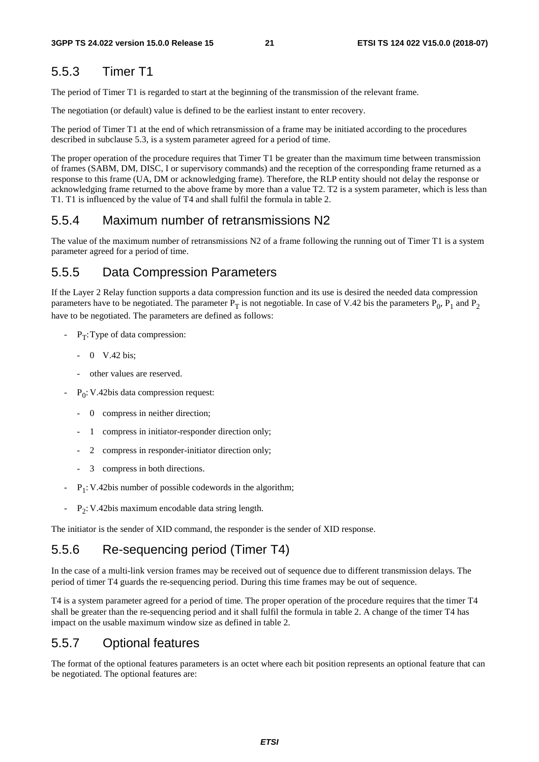### 5.5.3 Timer T1

The period of Timer T1 is regarded to start at the beginning of the transmission of the relevant frame.

The negotiation (or default) value is defined to be the earliest instant to enter recovery.

The period of Timer T1 at the end of which retransmission of a frame may be initiated according to the procedures described in subclause 5.3, is a system parameter agreed for a period of time.

The proper operation of the procedure requires that Timer T1 be greater than the maximum time between transmission of frames (SABM, DM, DISC, I or supervisory commands) and the reception of the corresponding frame returned as a response to this frame (UA, DM or acknowledging frame). Therefore, the RLP entity should not delay the response or acknowledging frame returned to the above frame by more than a value T2. T2 is a system parameter, which is less than T1. T1 is influenced by the value of T4 and shall fulfil the formula in table 2.

### 5.5.4 Maximum number of retransmissions N2

The value of the maximum number of retransmissions N2 of a frame following the running out of Timer T1 is a system parameter agreed for a period of time.

### 5.5.5 Data Compression Parameters

If the Layer 2 Relay function supports a data compression function and its use is desired the needed data compression parameters have to be negotiated. The parameter $P_T$ is not negotiable. In case of V.42 bis the parameters $P_0$, $P_1$ and $P_2$ have to be negotiated. The parameters are defined as follows:

- $P_T$: Type of data compression:
    - 0 V.42 bis;
    - other values are reserved.
- $P_0$: V.42bis data compression request:
    - 0 compress in neither direction;
    - 1 compress in initiator-responder direction only;
    - 2 compress in responder-initiator direction only;
    - 3 compress in both directions.
- $P_1$: V.42bis number of possible codewords in the algorithm;
- $P_2$: V.42bis maximum encodable data string length.

The initiator is the sender of XID command, the responder is the sender of XID response.

### 5.5.6 Re-sequencing period (Timer T4)

In the case of a multi-link version frames may be received out of sequence due to different transmission delays. The period of timer T4 guards the re-sequencing period. During this time frames may be out of sequence.

T4 is a system parameter agreed for a period of time. The proper operation of the procedure requires that the timer T4 shall be greater than the re-sequencing period and it shall fulfil the formula in table 2. A change of the timer T4 has impact on the usable maximum window size as defined in table 2.

### 5.5.7 Optional features

The format of the optional features parameters is an octet where each bit position represents an optional feature that can be negotiated. The optional features are: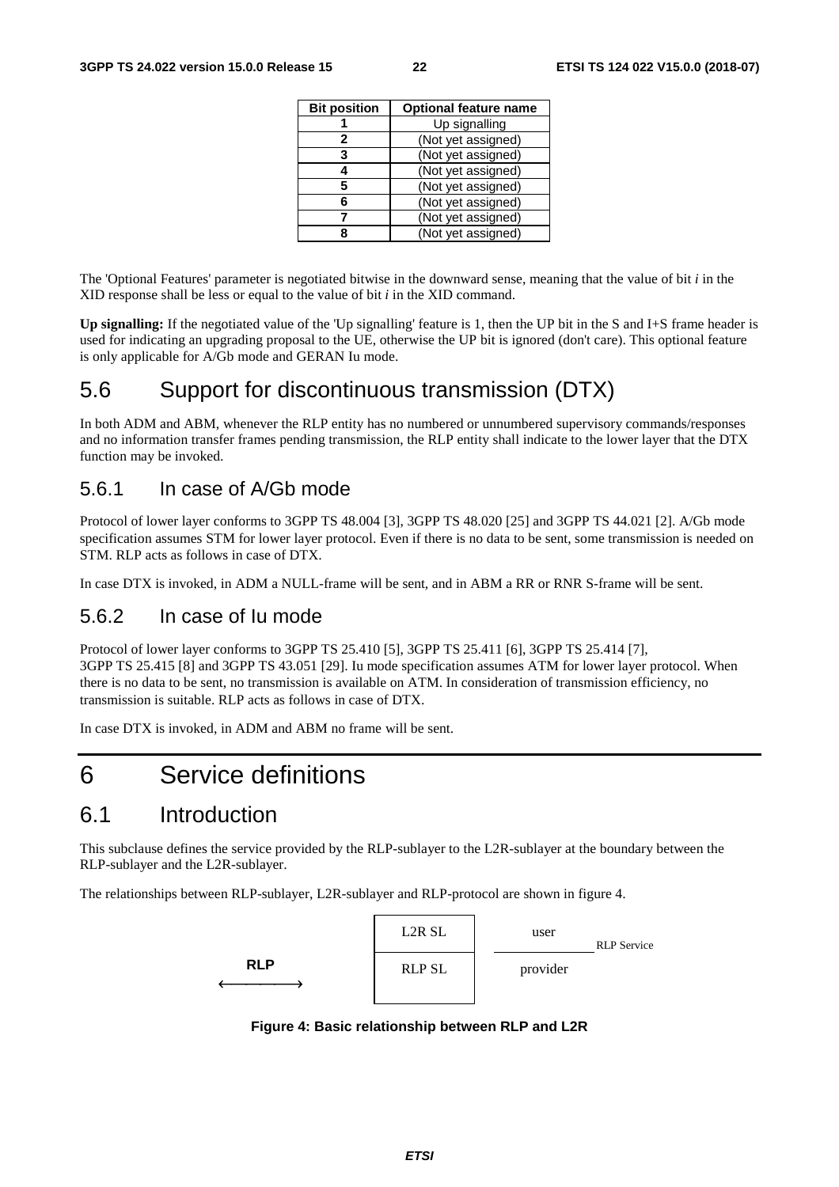| Bit position | Optional feature name |
|---|---|
| 1 | Up signalling |
| 2 | (Not yet assigned) |
| 3 | (Not yet assigned) |
| 4 | (Not yet assigned) |
| 5 | (Not yet assigned) |
| 6 | (Not yet assigned) |
| 7 | (Not yet assigned) |
| 8 | (Not yet assigned) |

The 'Optional Features' parameter is negotiated bitwise in the downward sense, meaning that the value of bit *i* in the XID response shall be less or equal to the value of bit *i* in the XID command.

**Up signalling:** If the negotiated value of the 'Up signalling' feature is 1, then the UP bit in the S and I+S frame header is used for indicating an upgrading proposal to the UE, otherwise the UP bit is ignored (don't care). This optional feature is only applicable for A/Gb mode and GERAN Iu mode.

## 5.6 Support for discontinuous transmission (DTX)

In both ADM and ABM, whenever the RLP entity has no numbered or unnumbered supervisory commands/responses and no information transfer frames pending transmission, the RLP entity shall indicate to the lower layer that the DTX function may be invoked.

### 5.6.1 In case of A/Gb mode

Protocol of lower layer conforms to 3GPP TS 48.004 [3], 3GPP TS 48.020 [25] and 3GPP TS 44.021 [2]. A/Gb mode specification assumes STM for lower layer protocol. Even if there is no data to be sent, some transmission is needed on STM. RLP acts as follows in case of DTX.

In case DTX is invoked, in ADM a NULL-frame will be sent, and in ABM a RR or RNR S-frame will be sent.

### 5.6.2 In case of Iu mode

Protocol of lower layer conforms to 3GPP TS 25.410 [5], 3GPP TS 25.411 [6], 3GPP TS 25.414 [7], 3GPP TS 25.415 [8] and 3GPP TS 43.051 [29]. Iu mode specification assumes ATM for lower layer protocol. When there is no data to be sent, no transmission is available on ATM. In consideration of transmission efficiency, no transmission is suitable. RLP acts as follows in case of DTX.

In case DTX is invoked, in ADM and ABM no frame will be sent.

# 6 Service definitions

## 6.1 Introduction

This subclause defines the service provided by the RLP-sublayer to the L2R-sublayer at the boundary between the RLP-sublayer and the L2R-sublayer.

The relationships between RLP-sublayer, L2R-sublayer and RLP-protocol are shown in figure 4.

| | | | |
|---|---|---|---|
| | L2R SL | user | RLP Service |
| RLP ⟵⟶ | RLP SL | provider | |

**Figure 4: Basic relationship between RLP and L2R**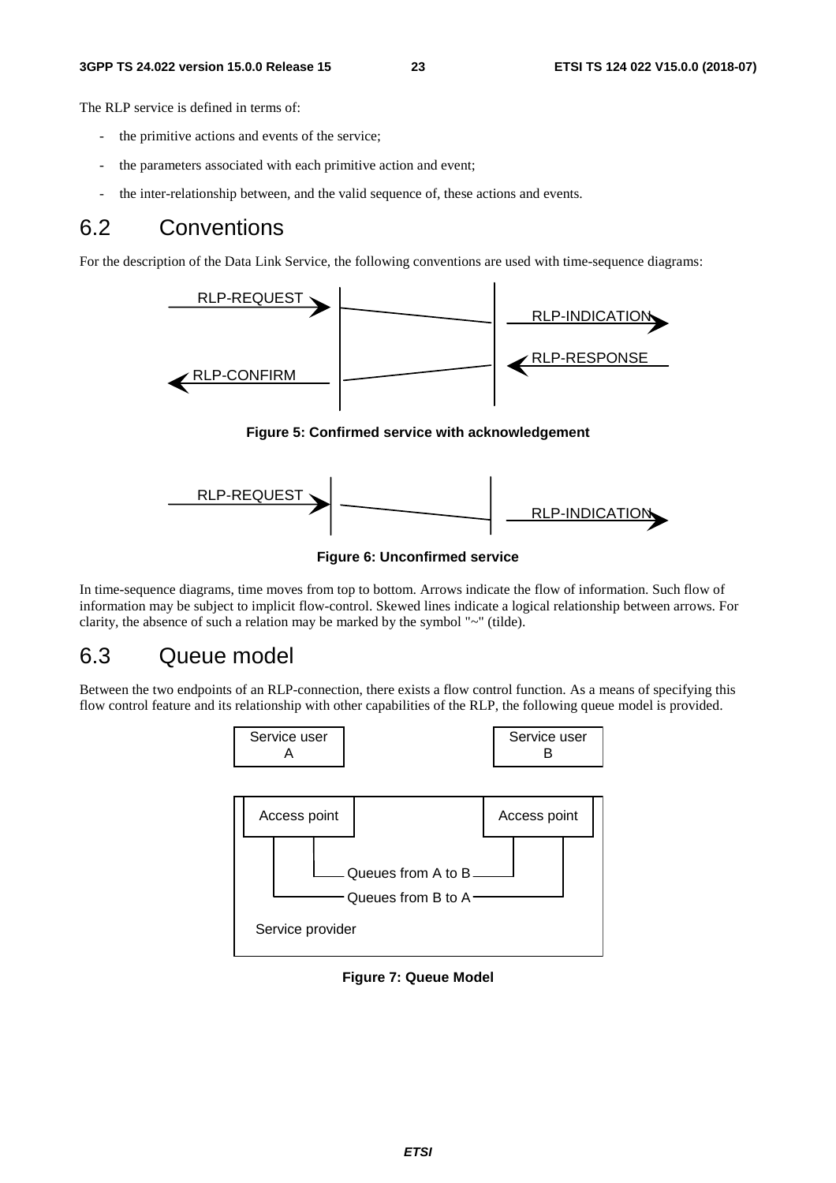The RLP service is defined in terms of:

- the primitive actions and events of the service;
- the parameters associated with each primitive action and event;
- the inter-relationship between, and the valid sequence of, these actions and events.

## 6.2 Conventions

For the description of the Data Link Service, the following conventions are used with time-sequence diagrams:

RLP-REQUEST RLP-INDICATION RLP-RESPONSE RLP-CONFIRM

**Figure 5: Confirmed service with acknowledgement**

RLP-REQUEST RLP-INDICATION

**Figure 6: Unconfirmed service**

In time-sequence diagrams, time moves from top to bottom. Arrows indicate the flow of information. Such flow of information may be subject to implicit flow-control. Skewed lines indicate a logical relationship between arrows. For clarity, the absence of such a relation may be marked by the symbol "~" (tilde).

## 6.3 Queue model

Between the two endpoints of an RLP-connection, there exists a flow control function. As a means of specifying this flow control feature and its relationship with other capabilities of the RLP, the following queue model is provided.

Service user A Service user B Access point Access point Queues from A to B Queues from B to A Service provider

**Figure 7: Queue Model**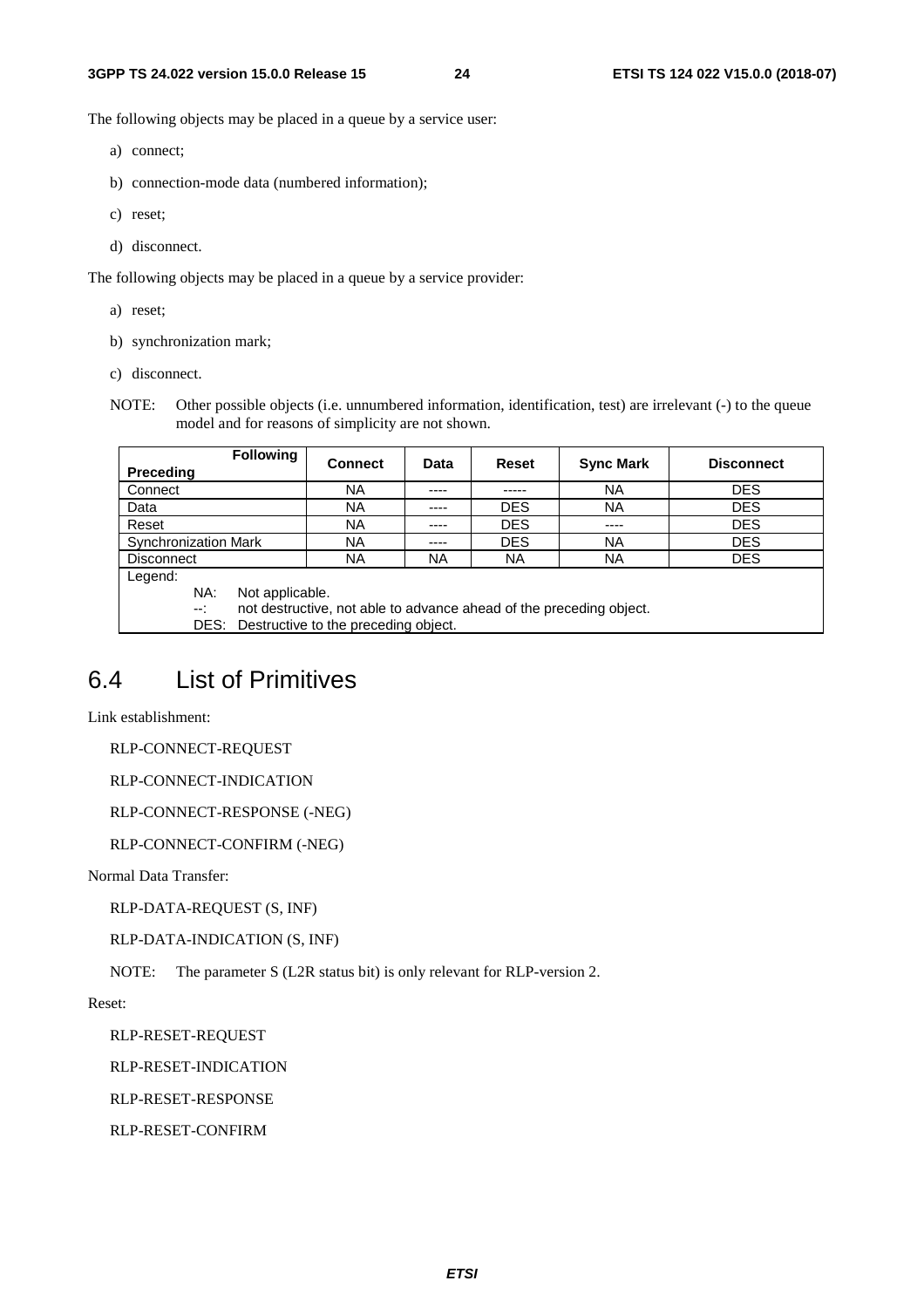The following objects may be placed in a queue by a service user:

a) connect;

b) connection-mode data (numbered information);

c) reset;

d) disconnect.

The following objects may be placed in a queue by a service provider:

a) reset;

b) synchronization mark;

c) disconnect.

NOTE: Other possible objects (i.e. unnumbered information, identification, test) are irrelevant (-) to the queue model and for reasons of simplicity are not shown.

| Preceding \ Following | Connect | Data | Reset | Sync Mark | Disconnect |
|---|---|---|---|---|---|
| Connect | NA | ---- | ----- | NA | DES |
| Data | NA | ---- | DES | NA | DES |
| Reset | NA | ---- | DES | ---- | DES |
| Synchronization Mark | NA | ---- | DES | NA | DES |
| Disconnect | NA | NA | NA | NA | DES |

Legend:
NA: Not applicable.
--: not destructive, not able to advance ahead of the preceding object.
DES: Destructive to the preceding object.

## 6.4 List of Primitives

Link establishment:

RLP-CONNECT-REQUEST

RLP-CONNECT-INDICATION

RLP-CONNECT-RESPONSE (-NEG)

RLP-CONNECT-CONFIRM (-NEG)

Normal Data Transfer:

RLP-DATA-REQUEST (S, INF)

RLP-DATA-INDICATION (S, INF)

NOTE: The parameter S (L2R status bit) is only relevant for RLP-version 2.

Reset:

RLP-RESET-REQUEST

RLP-RESET-INDICATION

RLP-RESET-RESPONSE

RLP-RESET-CONFIRM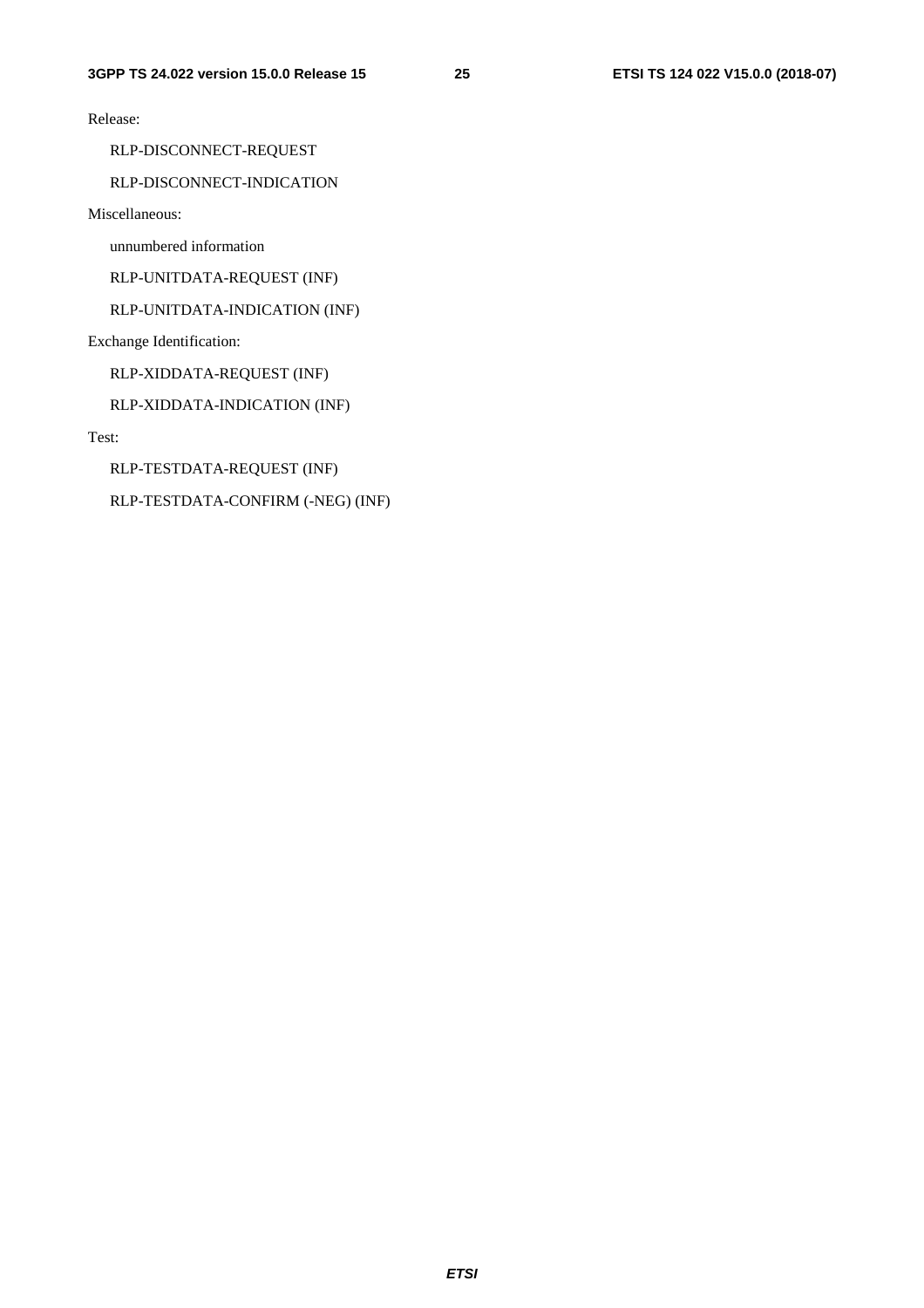Release:

RLP-DISCONNECT-REQUEST

RLP-DISCONNECT-INDICATION

Miscellaneous:

unnumbered information

RLP-UNITDATA-REQUEST (INF)

RLP-UNITDATA-INDICATION (INF)

Exchange Identification:

RLP-XIDDATA-REQUEST (INF)

RLP-XIDDATA-INDICATION (INF)

Test:

RLP-TESTDATA-REQUEST (INF)

RLP-TESTDATA-CONFIRM (-NEG) (INF)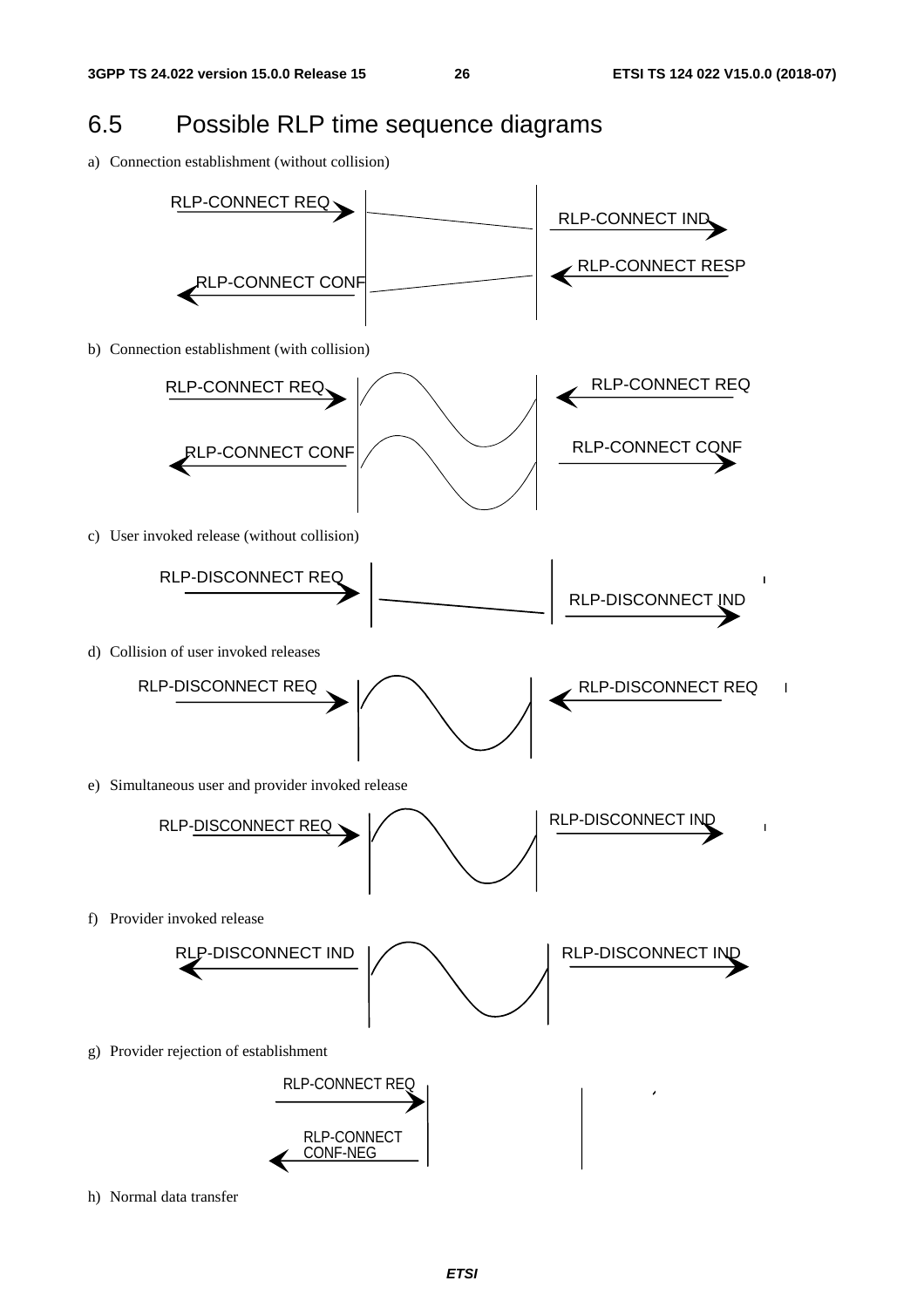## 6.5 Possible RLP time sequence diagrams

a) Connection establishment (without collision)

RLP-CONNECT REQ → RLP-CONNECT IND

RLP-CONNECT CONF ← RLP-CONNECT RESP

b) Connection establishment (with collision)

RLP-CONNECT REQ / RLP-CONNECT REQ

RLP-CONNECT CONF / RLP-CONNECT CONF

c) User invoked release (without collision)

RLP-DISCONNECT REQ → RLP-DISCONNECT IND

d) Collision of user invoked releases

RLP-DISCONNECT REQ / RLP-DISCONNECT REQ

e) Simultaneous user and provider invoked release

RLP-DISCONNECT REQ / RLP-DISCONNECT IND

f) Provider invoked release

RLP-DISCONNECT IND / RLP-DISCONNECT IND

g) Provider rejection of establishment

RLP-CONNECT REQ

RLP-CONNECT CONF-NEG

h) Normal data transfer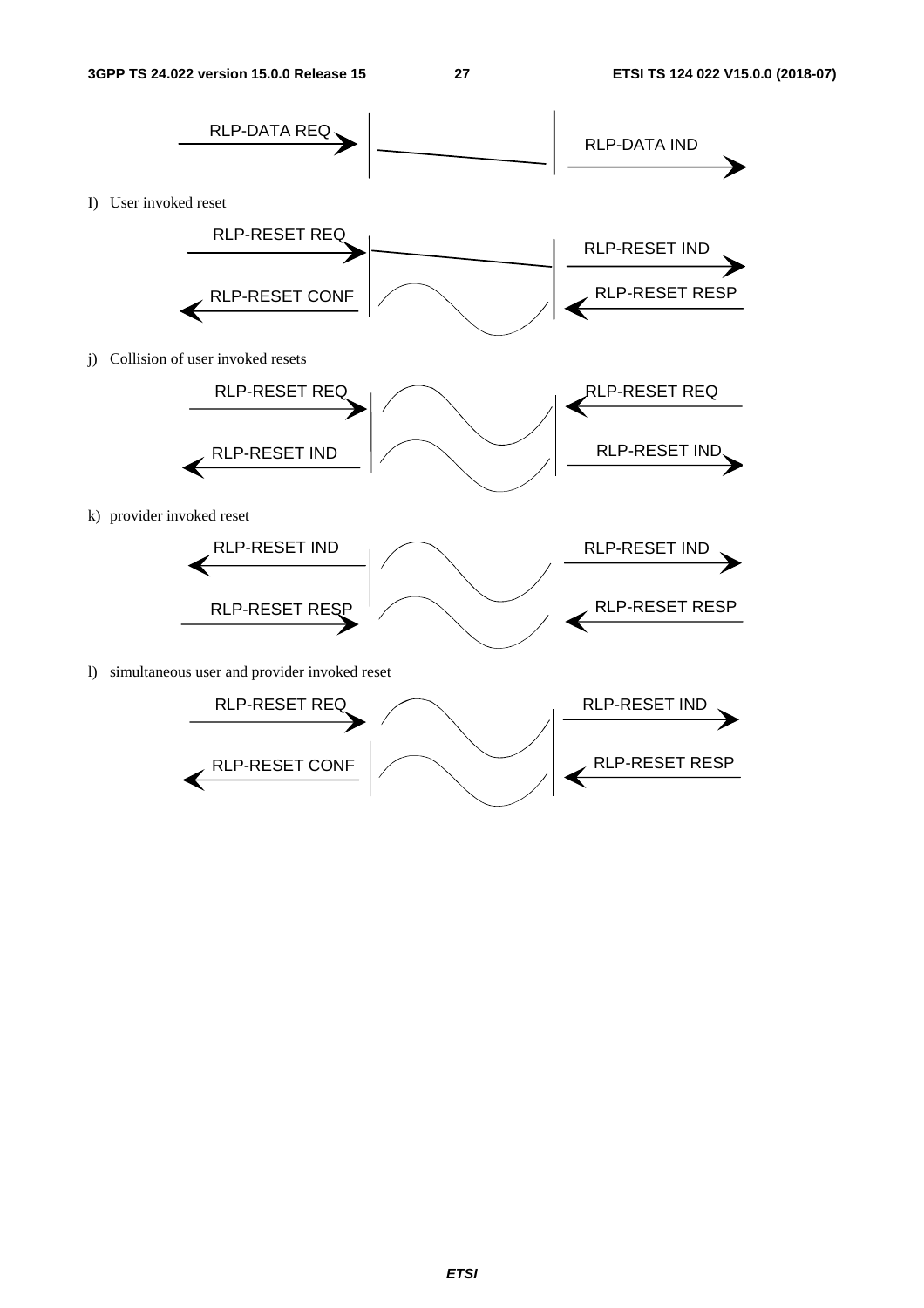RLP-DATA REQ

RLP-DATA IND

I) User invoked reset

RLP-RESET REQ

RLP-RESET IND

RLP-RESET CONF

RLP-RESET RESP

j) Collision of user invoked resets

RLP-RESET REQ

RLP-RESET REQ

RLP-RESET IND

RLP-RESET IND

k) provider invoked reset

RLP-RESET IND

RLP-RESET IND

RLP-RESET RESP

RLP-RESET RESP

l) simultaneous user and provider invoked reset

RLP-RESET REQ

RLP-RESET IND

RLP-RESET CONF

RLP-RESET RESP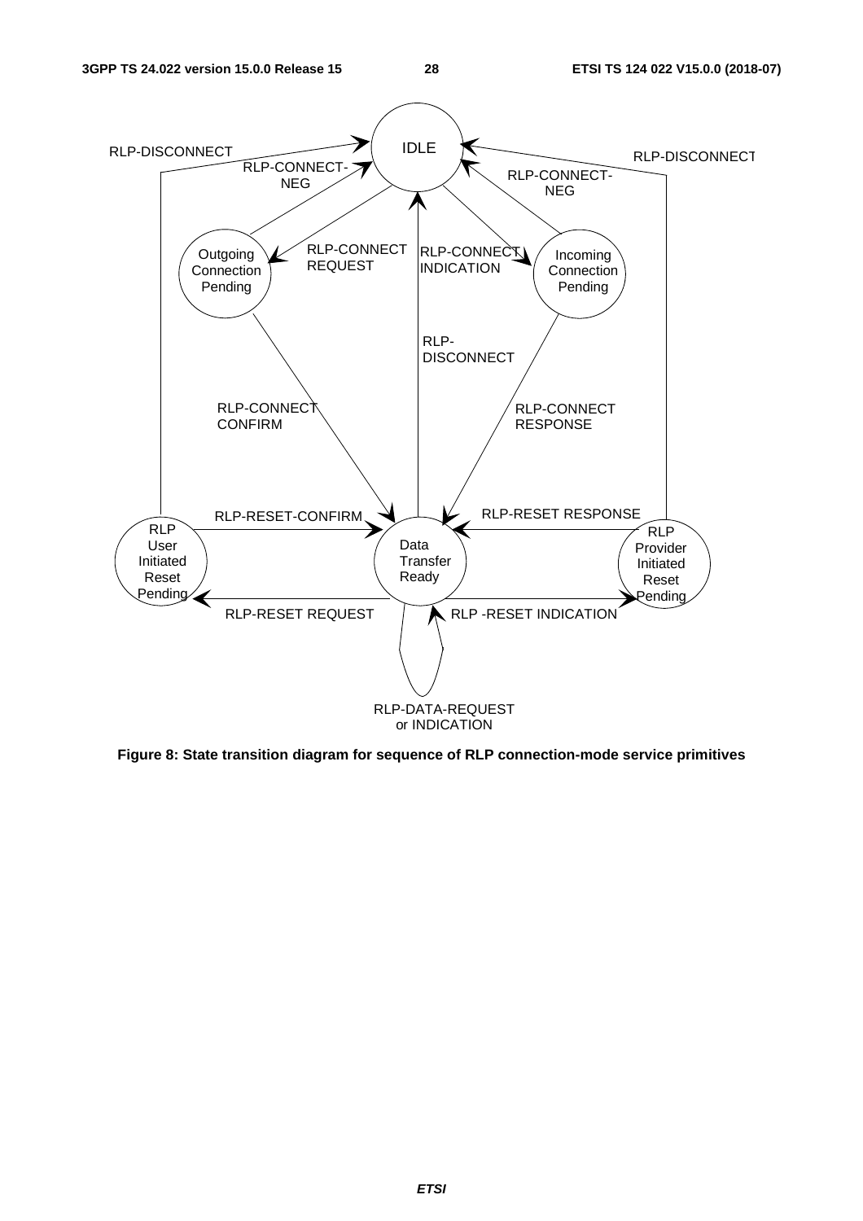Figure 8: State transition diagram for sequence of RLP connection-mode service primitives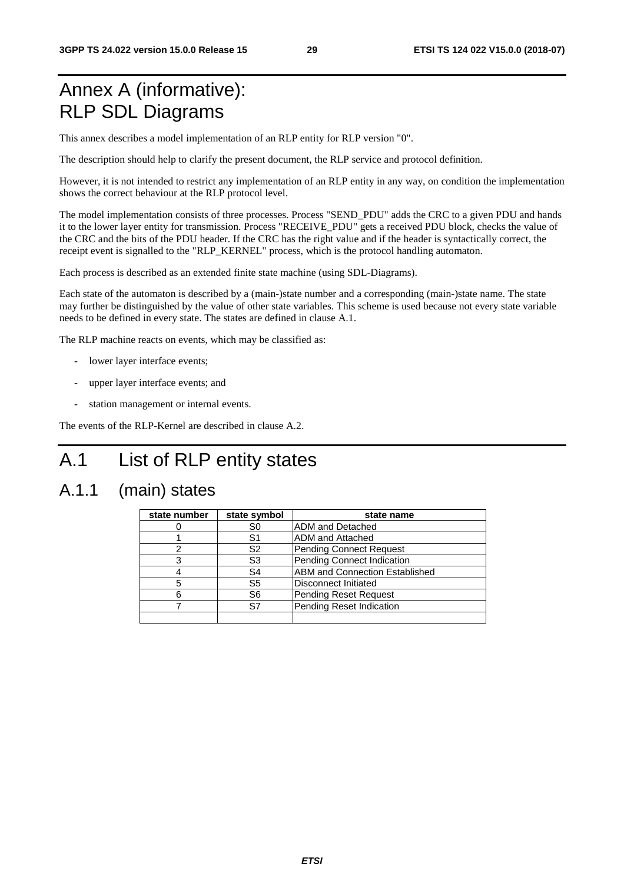# Annex A (informative): RLP SDL Diagrams

This annex describes a model implementation of an RLP entity for RLP version "0".

The description should help to clarify the present document, the RLP service and protocol definition.

However, it is not intended to restrict any implementation of an RLP entity in any way, on condition the implementation shows the correct behaviour at the RLP protocol level.

The model implementation consists of three processes. Process "SEND_PDU" adds the CRC to a given PDU and hands it to the lower layer entity for transmission. Process "RECEIVE_PDU" gets a received PDU block, checks the value of the CRC and the bits of the PDU header. If the CRC has the right value and if the header is syntactically correct, the receipt event is signalled to the "RLP_KERNEL" process, which is the protocol handling automaton.

Each process is described as an extended finite state machine (using SDL-Diagrams).

Each state of the automaton is described by a (main-)state number and a corresponding (main-)state name. The state may further be distinguished by the value of other state variables. This scheme is used because not every state variable needs to be defined in every state. The states are defined in clause A.1.

The RLP machine reacts on events, which may be classified as:

- lower layer interface events;
- upper layer interface events; and
- station management or internal events.

The events of the RLP-Kernel are described in clause A.2.

# A.1 List of RLP entity states

## A.1.1 (main) states

| state number | state symbol | state name |
|---|---|---|
| 0 | S0 | ADM and Detached |
| 1 | S1 | ADM and Attached |
| 2 | S2 | Pending Connect Request |
| 3 | S3 | Pending Connect Indication |
| 4 | S4 | ABM and Connection Established |
| 5 | S5 | Disconnect Initiated |
| 6 | S6 | Pending Reset Request |
| 7 | S7 | Pending Reset Indication |
| | | |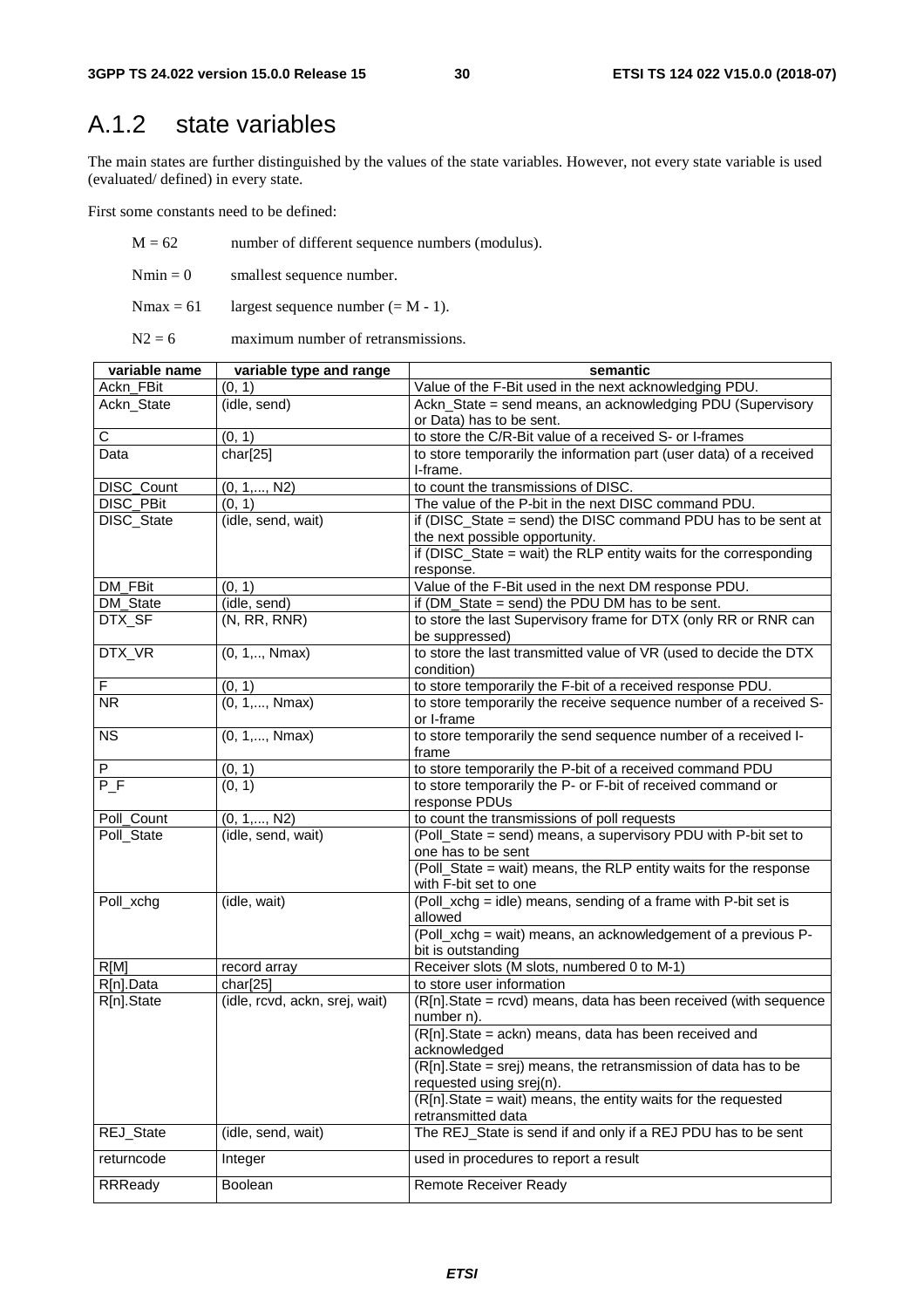## A.1.2 state variables

The main states are further distinguished by the values of the state variables. However, not every state variable is used (evaluated/ defined) in every state.

First some constants need to be defined:

M = 62 number of different sequence numbers (modulus).

Nmin = 0 smallest sequence number.

Nmax = 61 largest sequence number (= M - 1).

N2 = 6 maximum number of retransmissions.

| variable name | variable type and range | semantic |
|---|---|---|
| Ackn_FBit | (0, 1) | Value of the F-Bit used in the next acknowledging PDU. |
| Ackn_State | (idle, send) | Ackn_State = send means, an acknowledging PDU (Supervisory or Data) has to be sent. |
| C | (0, 1) | to store the C/R-Bit value of a received S- or I-frames |
| Data | char[25] | to store temporarily the information part (user data) of a received I-frame. |
| DISC_Count | (0, 1,..., N2) | to count the transmissions of DISC. |
| DISC_PBit | (0, 1) | The value of the P-bit in the next DISC command PDU. |
| DISC_State | (idle, send, wait) | if (DISC_State = send) the DISC command PDU has to be sent at the next possible opportunity. |
| | | if (DISC_State = wait) the RLP entity waits for the corresponding response. |
| DM_FBit | (0, 1) | Value of the F-Bit used in the next DM response PDU. |
| DM_State | (idle, send) | if (DM_State = send) the PDU DM has to be sent. |
| DTX_SF | (N, RR, RNR) | to store the last Supervisory frame for DTX (only RR or RNR can be suppressed) |
| DTX_VR | (0, 1,.., Nmax) | to store the last transmitted value of VR (used to decide the DTX condition) |
| F | (0, 1) | to store temporarily the F-bit of a received response PDU. |
| NR | (0, 1,..., Nmax) | to store temporarily the receive sequence number of a received S- or I-frame |
| NS | (0, 1,..., Nmax) | to store temporarily the send sequence number of a received I-frame |
| P | (0, 1) | to store temporarily the P-bit of a received command PDU |
| P_F | (0, 1) | to store temporarily the P- or F-bit of received command or response PDUs |
| Poll_Count | (0, 1,..., N2) | to count the transmissions of poll requests |
| Poll_State | (idle, send, wait) | (Poll_State = send) means, a supervisory PDU with P-bit set to one has to be sent |
| | | (Poll_State = wait) means, the RLP entity waits for the response with F-bit set to one |
| Poll_xchg | (idle, wait) | (Poll_xchg = idle) means, sending of a frame with P-bit set is allowed |
| | | (Poll_xchg = wait) means, an acknowledgement of a previous P-bit is outstanding |
| R[M] | record array | Receiver slots (M slots, numbered 0 to M-1) |
| R[n].Data | char[25] | to store user information |
| R[n].State | (idle, rcvd, ackn, srej, wait) | (R[n].State = rcvd) means, data has been received (with sequence number n). |
| | | (R[n].State = ackn) means, data has been received and acknowledged |
| | | (R[n].State = srej) means, the retransmission of data has to be requested using srej(n). |
| | | (R[n].State = wait) means, the entity waits for the requested retransmitted data |
| REJ_State | (idle, send, wait) | The REJ_State is send if and only if a REJ PDU has to be sent |
| returncode | Integer | used in procedures to report a result |
| RRReady | Boolean | Remote Receiver Ready |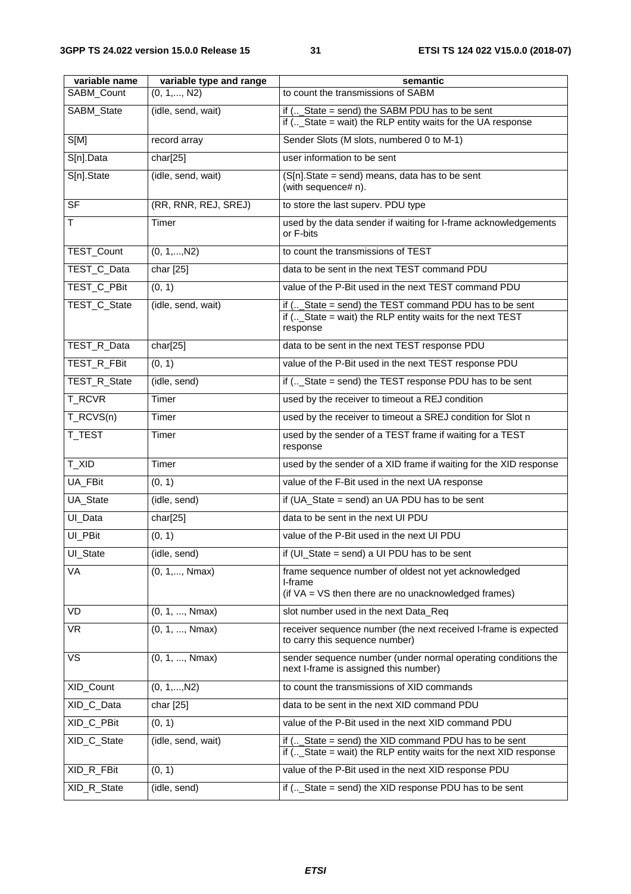| variable name | variable type and range | semantic |
| --- | --- | --- |
| SABM_Count | (0, 1,..., N2) | to count the transmissions of SABM |
| SABM_State | (idle, send, wait) | if (.._State = send) the SABM PDU has to be sent<br>if (.._State = wait) the RLP entity waits for the UA response |
| S[M] | record array | Sender Slots (M slots, numbered 0 to M-1) |
| S[n].Data | char[25] | user information to be sent |
| S[n].State | (idle, send, wait) | (S[n].State = send) means, data has to be sent (with sequence# n). |
| SF | (RR, RNR, REJ, SREJ) | to store the last superv. PDU type |
| T | Timer | used by the data sender if waiting for I-frame acknowledgements or F-bits |
| TEST_Count | (0, 1,...,N2) | to count the transmissions of TEST |
| TEST_C_Data | char [25] | data to be sent in the next TEST command PDU |
| TEST_C_PBit | (0, 1) | value of the P-Bit used in the next TEST command PDU |
| TEST_C_State | (idle, send, wait) | if (.._State = send) the TEST command PDU has to be sent<br>if (.._State = wait) the RLP entity waits for the next TEST response |
| TEST_R_Data | char[25] | data to be sent in the next TEST response PDU |
| TEST_R_FBit | (0, 1) | value of the P-Bit used in the next TEST response PDU |
| TEST_R_State | (idle, send) | if (.._State = send) the TEST response PDU has to be sent |
| T_RCVR | Timer | used by the receiver to timeout a REJ condition |
| T_RCVS(n) | Timer | used by the receiver to timeout a SREJ condition for Slot n |
| T_TEST | Timer | used by the sender of a TEST frame if waiting for a TEST response |
| T_XID | Timer | used by the sender of a XID frame if waiting for the XID response |
| UA_FBit | (0, 1) | value of the F-Bit used in the next UA response |
| UA_State | (idle, send) | if (UA_State = send) an UA PDU has to be sent |
| UI_Data | char[25] | data to be sent in the next UI PDU |
| UI_PBit | (0, 1) | value of the P-Bit used in the next UI PDU |
| UI_State | (idle, send) | if (UI_State = send) a UI PDU has to be sent |
| VA | (0, 1,..., Nmax) | frame sequence number of oldest not yet acknowledged I-frame<br>(if VA = VS then there are no unacknowledged frames) |
| VD | (0, 1, ..., Nmax) | slot number used in the next Data_Req |
| VR | (0, 1, ..., Nmax) | receiver sequence number (the next received I-frame is expected to carry this sequence number) |
| VS | (0, 1, ..., Nmax) | sender sequence number (under normal operating conditions the next I-frame is assigned this number) |
| XID_Count | (0, 1,...,N2) | to count the transmissions of XID commands |
| XID_C_Data | char [25] | data to be sent in the next XID command PDU |
| XID_C_PBit | (0, 1) | value of the P-Bit used in the next XID command PDU |
| XID_C_State | (idle, send, wait) | if (.._State = send) the XID command PDU has to be sent<br>if (.._State = wait) the RLP entity waits for the next XID response |
| XID_R_FBit | (0, 1) | value of the P-Bit used in the next XID response PDU |
| XID_R_State | (idle, send) | if (.._State = send) the XID response PDU has to be sent |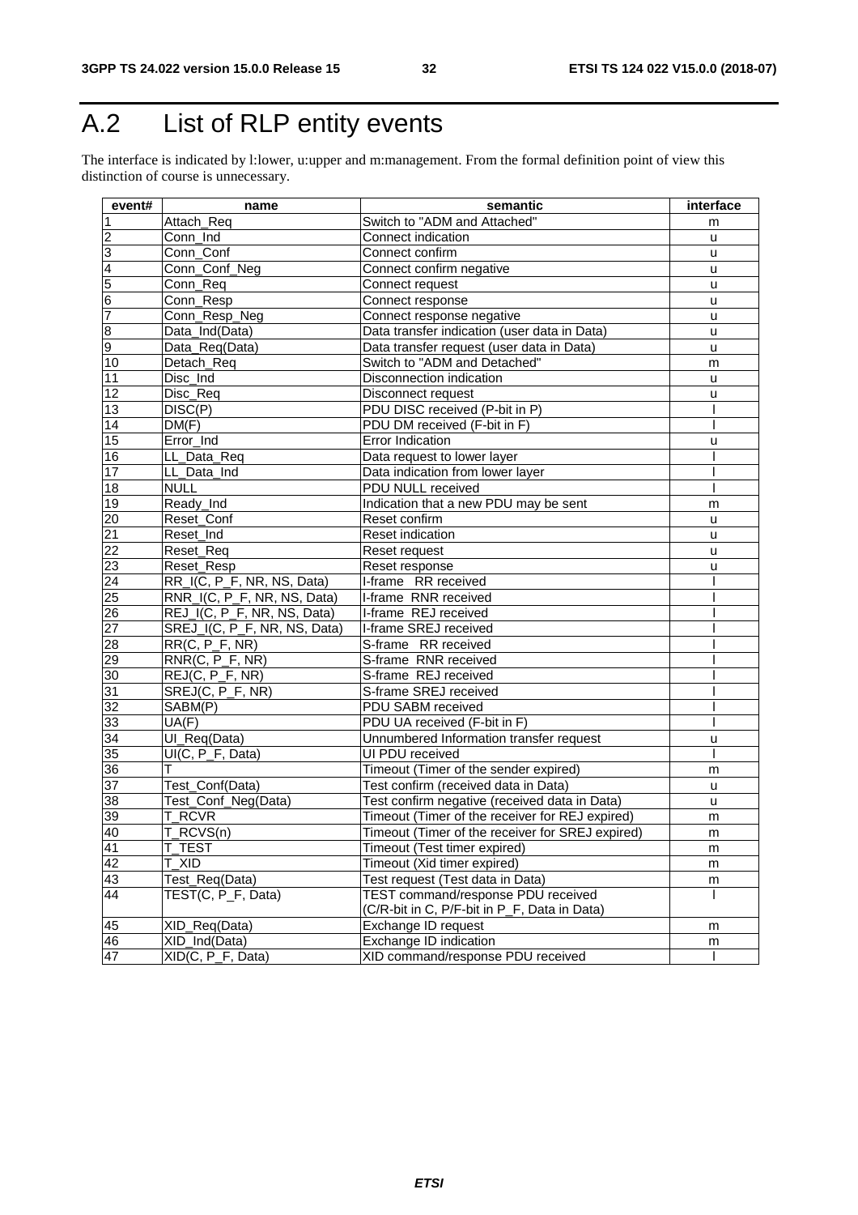# A.2 List of RLP entity events

The interface is indicated by l:lower, u:upper and m:management. From the formal definition point of view this distinction of course is unnecessary.

| event# | name | semantic | interface |
|---|---|---|---|
| 1 | Attach_Req | Switch to "ADM and Attached" | m |
| 2 | Conn_Ind | Connect indication | u |
| 3 | Conn_Conf | Connect confirm | u |
| 4 | Conn_Conf_Neg | Connect confirm negative | u |
| 5 | Conn_Req | Connect request | u |
| 6 | Conn_Resp | Connect response | u |
| 7 | Conn_Resp_Neg | Connect response negative | u |
| 8 | Data_Ind(Data) | Data transfer indication (user data in Data) | u |
| 9 | Data_Req(Data) | Data transfer request (user data in Data) | u |
| 10 | Detach_Req | Switch to "ADM and Detached" | m |
| 11 | Disc_Ind | Disconnection indication | u |
| 12 | Disc_Req | Disconnect request | u |
| 13 | DISC(P) | PDU DISC received (P-bit in P) | l |
| 14 | DM(F) | PDU DM received (F-bit in F) | l |
| 15 | Error_Ind | Error Indication | u |
| 16 | LL_Data_Req | Data request to lower layer | l |
| 17 | LL_Data_Ind | Data indication from lower layer | l |
| 18 | NULL | PDU NULL received | l |
| 19 | Ready_Ind | Indication that a new PDU may be sent | m |
| 20 | Reset_Conf | Reset confirm | u |
| 21 | Reset_Ind | Reset indication | u |
| 22 | Reset_Req | Reset request | u |
| 23 | Reset_Resp | Reset response | u |
| 24 | RR_I(C, P_F, NR, NS, Data) | I-frame RR received | l |
| 25 | RNR_I(C, P_F, NR, NS, Data) | I-frame RNR received | l |
| 26 | REJ_I(C, P_F, NR, NS, Data) | I-frame REJ received | l |
| 27 | SREJ_I(C, P_F, NR, NS, Data) | I-frame SREJ received | l |
| 28 | RR(C, P_F, NR) | S-frame RR received | l |
| 29 | RNR(C, P_F, NR) | S-frame RNR received | l |
| 30 | REJ(C, P_F, NR) | S-frame REJ received | l |
| 31 | SREJ(C, P_F, NR) | S-frame SREJ received | l |
| 32 | SABM(P) | PDU SABM received | l |
| 33 | UA(F) | PDU UA received (F-bit in F) | l |
| 34 | UI_Req(Data) | Unnumbered Information transfer request | u |
| 35 | UI(C, P_F, Data) | UI PDU received | l |
| 36 | T | Timeout (Timer of the sender expired) | m |
| 37 | Test_Conf(Data) | Test confirm (received data in Data) | u |
| 38 | Test_Conf_Neg(Data) | Test confirm negative (received data in Data) | u |
| 39 | T_RCVR | Timeout (Timer of the receiver for REJ expired) | m |
| 40 | T_RCVS(n) | Timeout (Timer of the receiver for SREJ expired) | m |
| 41 | T_TEST | Timeout (Test timer expired) | m |
| 42 | T_XID | Timeout (Xid timer expired) | m |
| 43 | Test_Req(Data) | Test request (Test data in Data) | m |
| 44 | TEST(C, P_F, Data) | TEST command/response PDU received (C/R-bit in C, P/F-bit in P_F, Data in Data) | l |
| 45 | XID_Req(Data) | Exchange ID request | m |
| 46 | XID_Ind(Data) | Exchange ID indication | m |
| 47 | XID(C, P_F, Data) | XID command/response PDU received | l |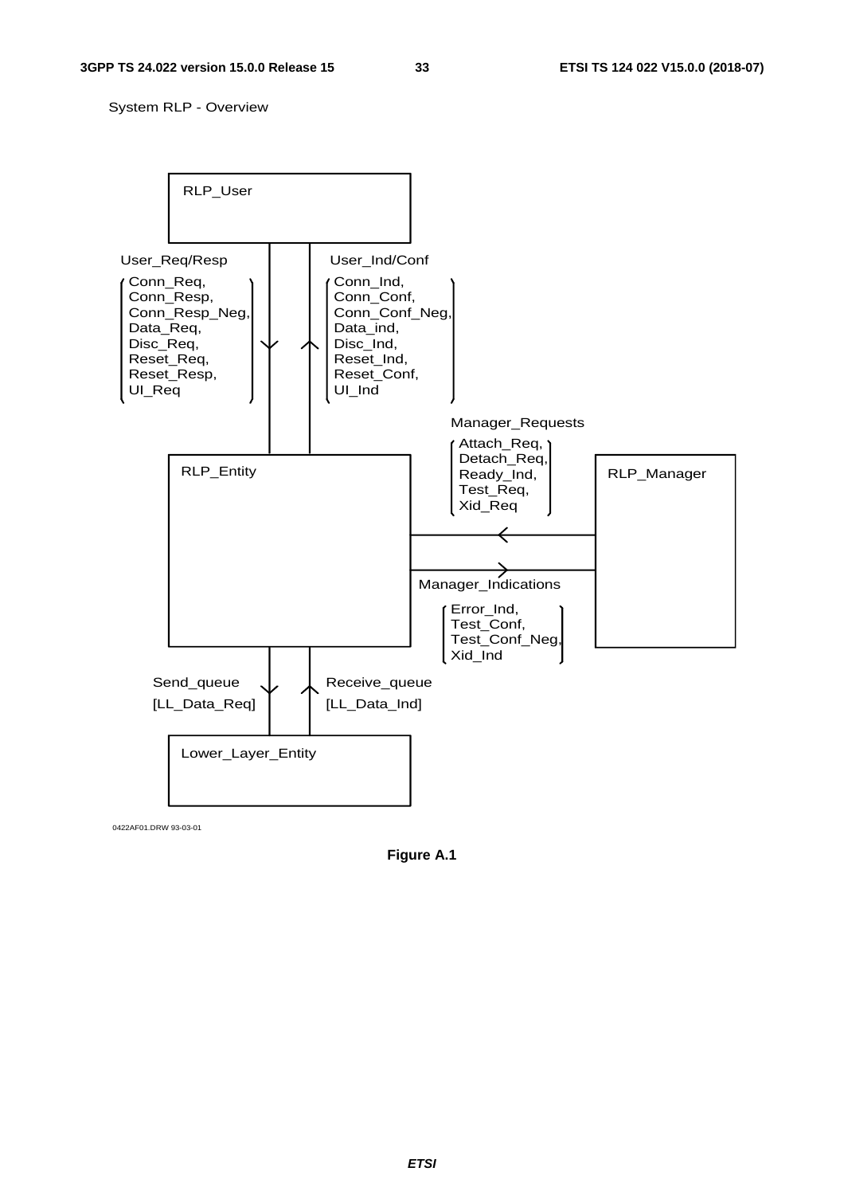System RLP - Overview

RLP_User

User_Req/Resp

Conn_Req,
Conn_Resp,
Conn_Resp_Neg,
Data_Req,
Disc_Req,
Reset_Req,
Reset_Resp,
UI_Req

User_Ind/Conf

Conn_Ind,
Conn_Conf,
Conn_Conf_Neg,
Data_ind,
Disc_Ind,
Reset_Ind,
Reset_Conf,
UI_Ind

Manager_Requests

Attach_Req,
Detach_Req,
Ready_Ind,
Test_Req,
Xid_Req

RLP_Entity

RLP_Manager

Manager_Indications

Error_Ind,
Test_Conf,
Test_Conf_Neg,
Xid_Ind

Send_queue

[LL_Data_Req]

Receive_queue

[LL_Data_Ind]

Lower_Layer_Entity

0422AF01.DRW 93-03-01

**Figure A.1**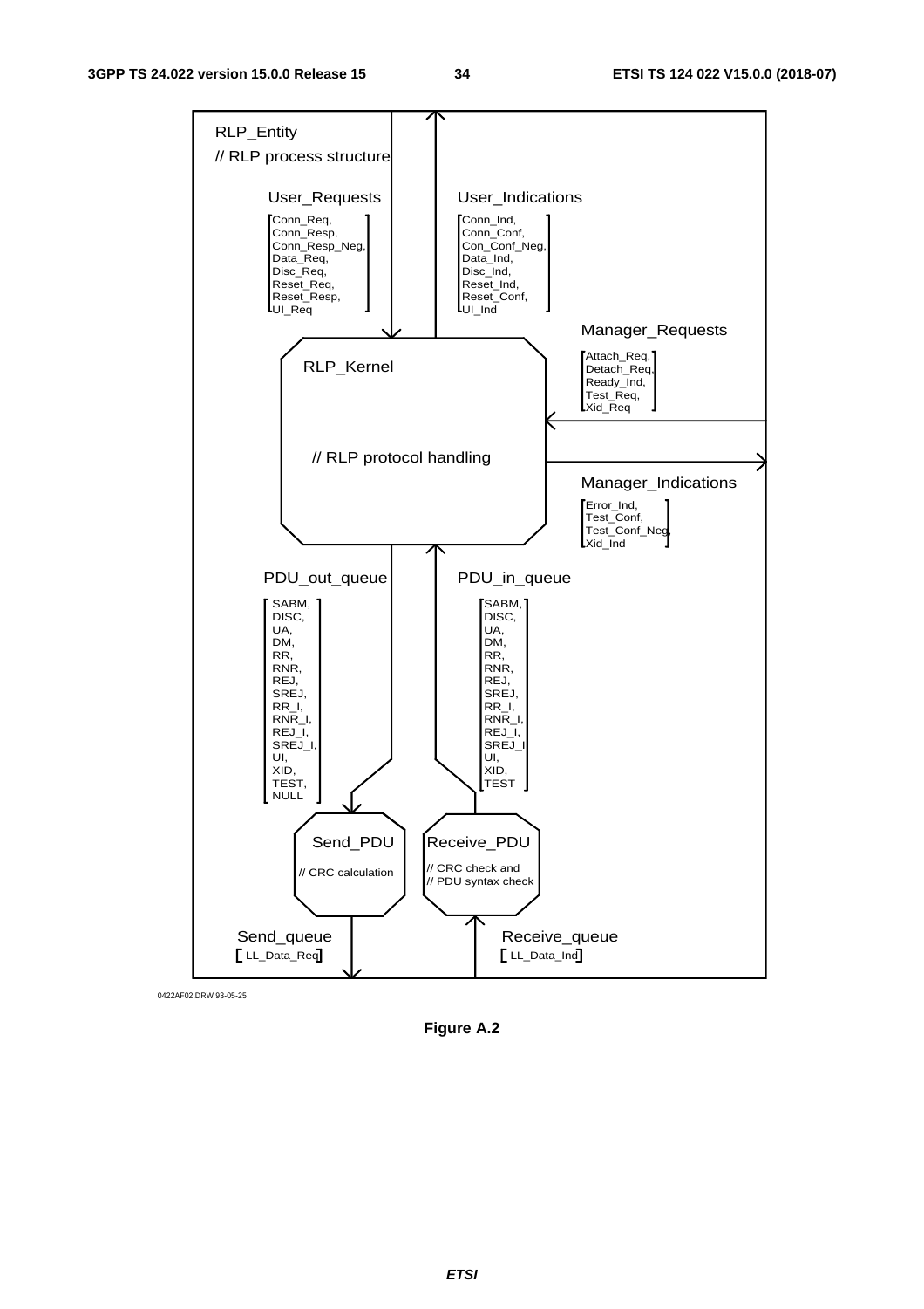RLP_Entity

// RLP process structure

User_Requests
[Conn_Req, Conn_Resp, Conn_Resp_Neg, Data_Req, Disc_Req, Reset_Req, Reset_Resp, UI_Req]

User_Indications
[Conn_Ind, Conn_Conf, Con_Conf_Neg, Data_Ind, Disc_Ind, Reset_Ind, Reset_Conf, UI_Ind]

Manager_Requests
[Attach_Req, Detach_Req, Ready_Ind, Test_Req, Xid_Req]

RLP_Kernel

// RLP protocol handling

Manager_Indications
[Error_Ind, Test_Conf, Test_Conf_Neg, Xid_Ind]

PDU_out_queue
[SABM, DISC, UA, DM, RR, RNR, REJ, SREJ, RR_I, RNR_I, REJ_I, SREJ_I, UI, XID, TEST, NULL]

PDU_in_queue
[SABM, DISC, UA, DM, RR, RNR, REJ, SREJ, RR_I, RNR_I, REJ_I, SREJ_I UI, XID, TEST]

Send_PDU

// CRC calculation

Receive_PDU

// CRC check and
// PDU syntax check

Send_queue
[LL_Data_Req]

Receive_queue
[LL_Data_Ind]

0422AF02.DRW 93-05-25

**Figure A.2**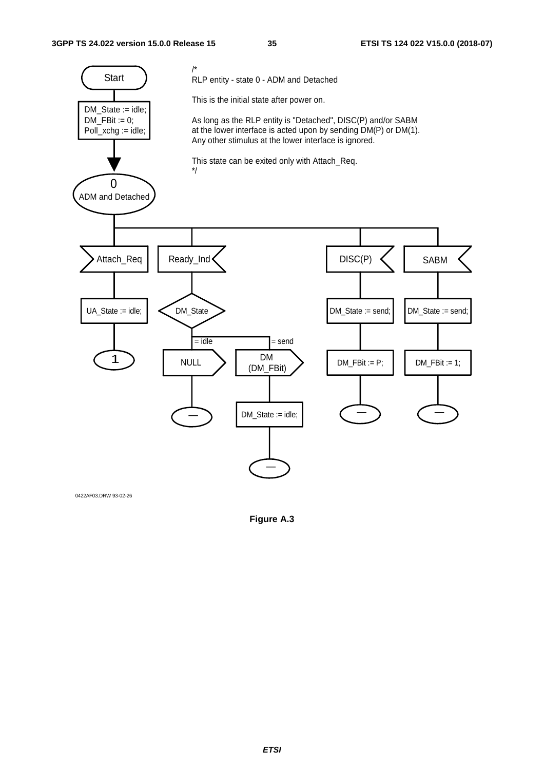```
/*
RLP entity - state 0 - ADM and Detached

This is the initial state after power on.

As long as the RLP entity is "Detached", DISC(P) and/or SABM
at the lower interface is acted upon by sending DM(P) or DM(1).
Any other stimulus at the lower interface is ignored.

This state can be exited only with Attach_Req.
*/
```

Start

DM_State := idle;
DM_FBit := 0;
Poll_xchg := idle;

0
ADM and Detached

| Attach_Req | Ready_Ind | DISC(P) | SABM |
|---|---|---|---|
| UA_State := idle; | DM_State: = idle → NULL → —; = send → DM (DM_FBit) → DM_State := idle; → — | DM_State := send; | DM_State := send; |
| 1 | | DM_FBit := P; | DM_FBit := 1; |
| | | — | — |

0422AF03.DRW 93-02-26

**Figure A.3**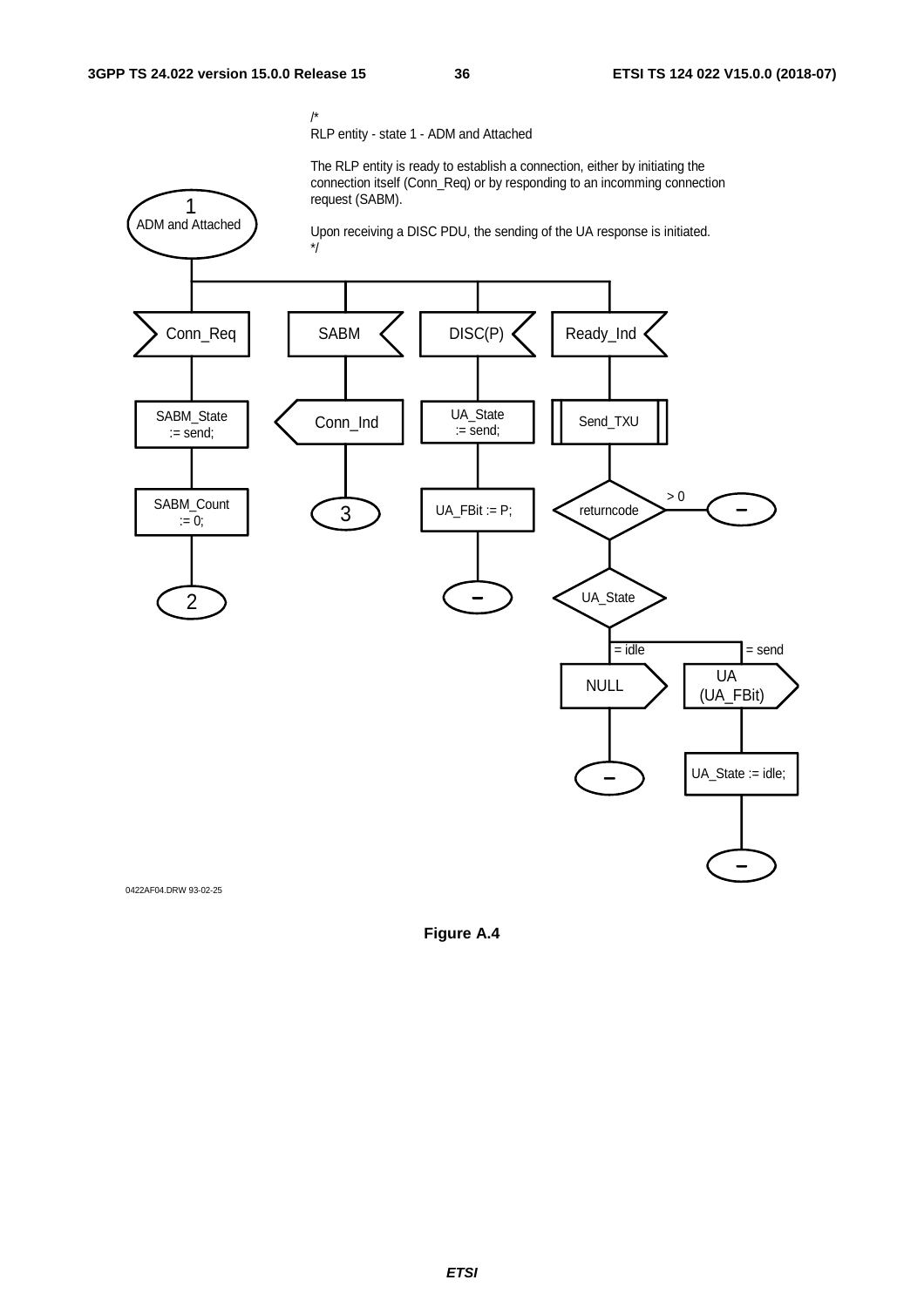/*
RLP entity - state 1 - ADM and Attached

The RLP entity is ready to establish a connection, either by initiating the connection itself (Conn_Req) or by responding to an incomming connection request (SABM).

Upon receiving a DISC PDU, the sending of the UA response is initiated.
*/

1 ADM and Attached

Conn_Req → SABM_State := send; → SABM_Count := 0; → 2

SABM → Conn_Ind → 3

DISC(P) → UA_State := send; → UA_FBit := P; → –

Ready_Ind → Send_TXU → returncode (> 0 → –) → UA_State (= idle → NULL → –; = send → UA (UA_FBit) → UA_State := idle; → –)

0422AF04.DRW 93-02-25

**Figure A.4**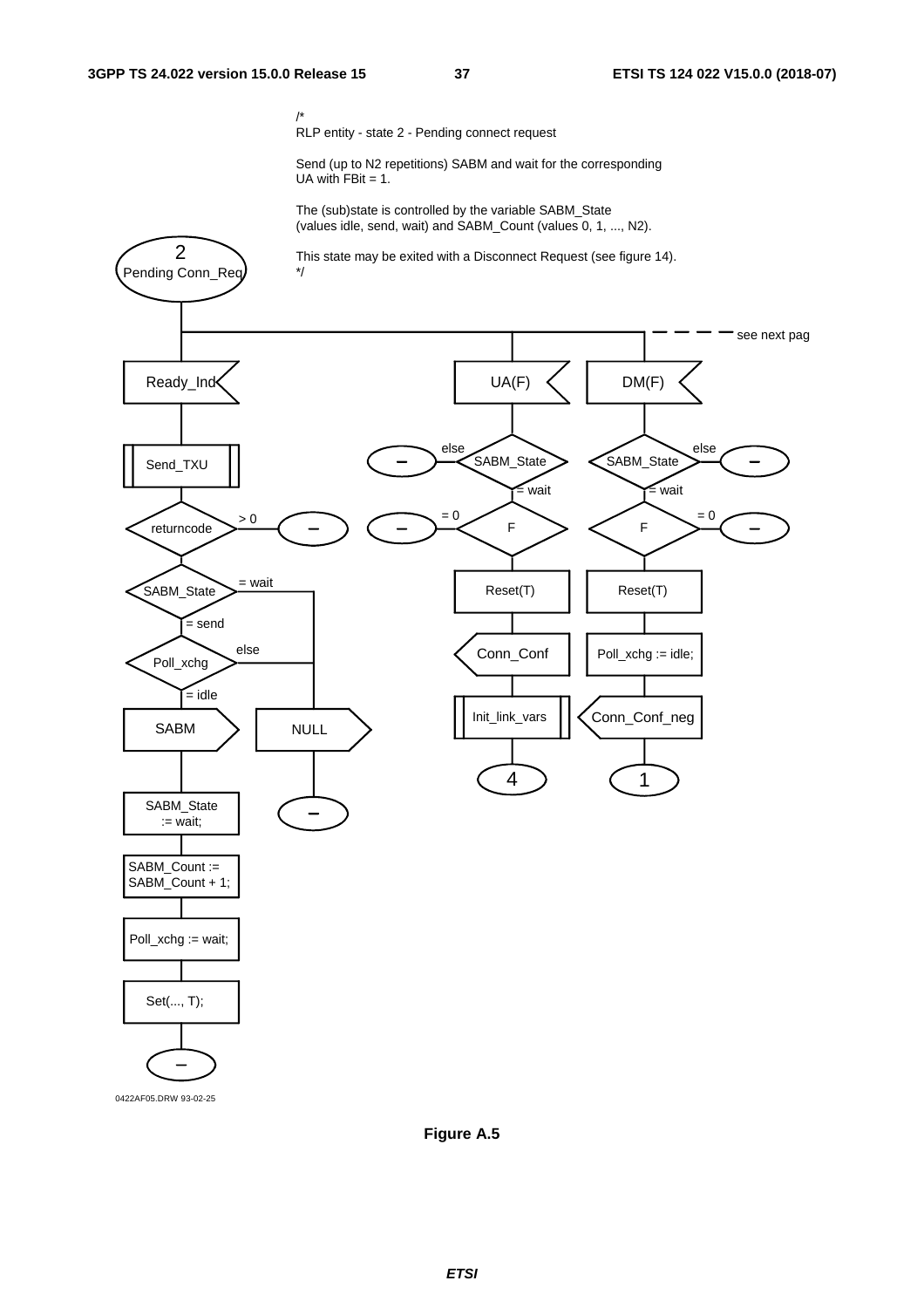/*
RLP entity - state 2 - Pending connect request

Send (up to N2 repetitions) SABM and wait for the corresponding UA with FBit = 1.

The (sub)state is controlled by the variable SABM_State (values idle, send, wait) and SABM_Count (values 0, 1, ..., N2).

This state may be exited with a Disconnect Request (see figure 14).
*/

2
Pending Conn_Req

see next pag

Ready_Ind

Send_TXU

returncode

> 0

–

SABM_State

= wait

= send

Poll_xchg

else

= idle

SABM

NULL

–

SABM_State := wait;

SABM_Count := SABM_Count + 1;

Poll_xchg := wait;

Set(..., T);

–

UA(F)

else

SABM_State

= wait

–

= 0

F

–

Reset(T)

Conn_Conf

Init_link_vars

4

DM(F)

SABM_State

else

–

= wait

F

= 0

–

Reset(T)

Poll_xchg := idle;

Conn_Conf_neg

1

0422AF05.DRW 93-02-25

**Figure A.5**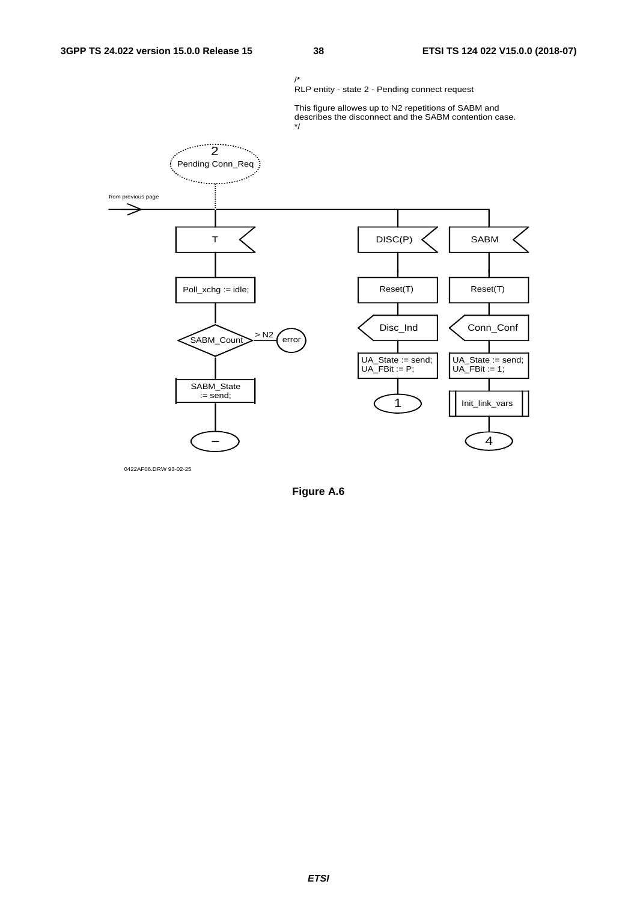/*
RLP entity - state 2 - Pending connect request

This figure allowes up to N2 repetitions of SABM and describes the disconnect and the SABM contention case.
*/

2
Pending Conn_Req

from previous page

T

Poll_xchg := idle;

SABM_Count

> N2

error

SABM_State
:= send;

–

DISC(P)

Reset(T)

Disc_Ind

UA_State := send;
UA_FBit := P;

1

SABM

Reset(T)

Conn_Conf

UA_State := send;
UA_FBit := 1;

Init_link_vars

4

0422AF06.DRW 93-02-25

**Figure A.6**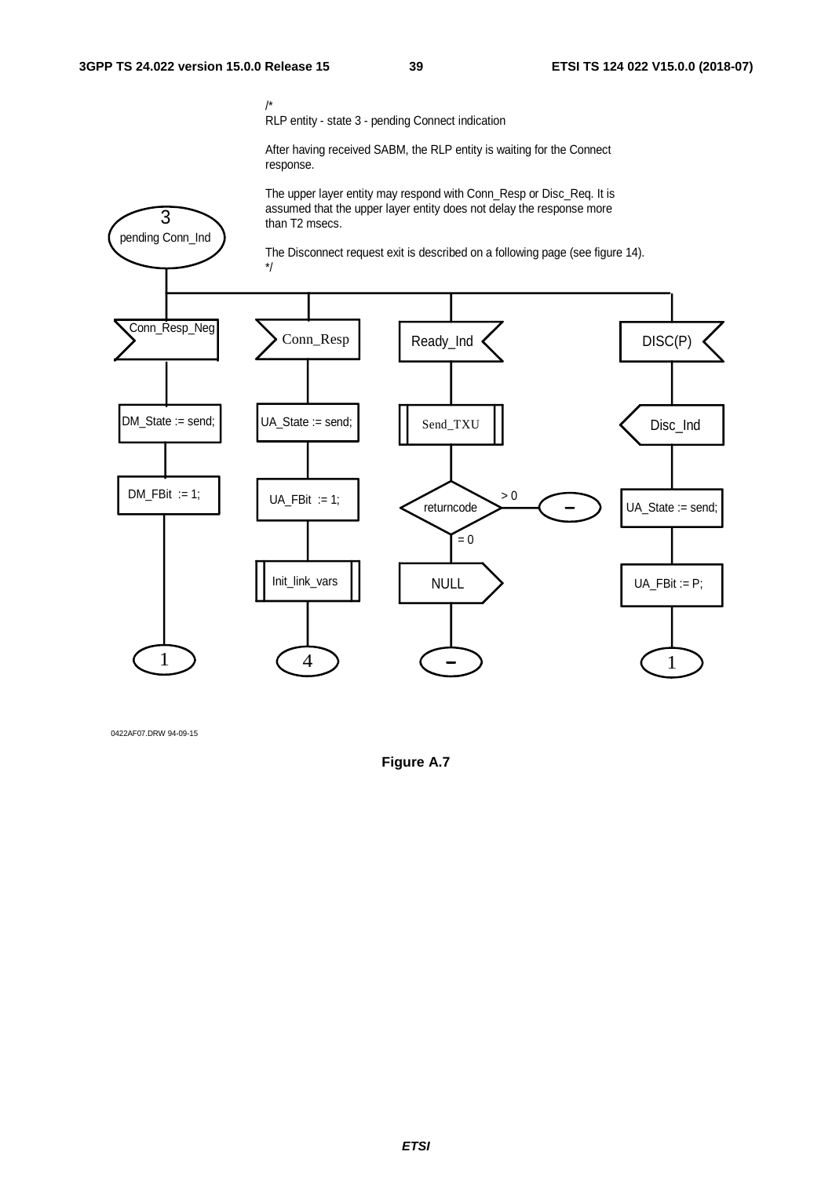/*
RLP entity - state 3 - pending Connect indication

After having received SABM, the RLP entity is waiting for the Connect response.

The upper layer entity may respond with Conn_Resp or Disc_Req. It is assumed that the upper layer entity does not delay the response more than T2 msecs.

The Disconnect request exit is described on a following page (see figure 14).
*/

3
pending Conn_Ind

Conn_Resp_Neg

DM_State := send;

DM_FBit := 1;

1

Conn_Resp

UA_State := send;

UA_FBit := 1;

Init_link_vars

4

Ready_Ind

Send_TXU

returncode

> 0

–

= 0

NULL

–

DISC(P)

Disc_Ind

UA_State := send;

UA_FBit := P;

1

0422AF07.DRW 94-09-15

**Figure A.7**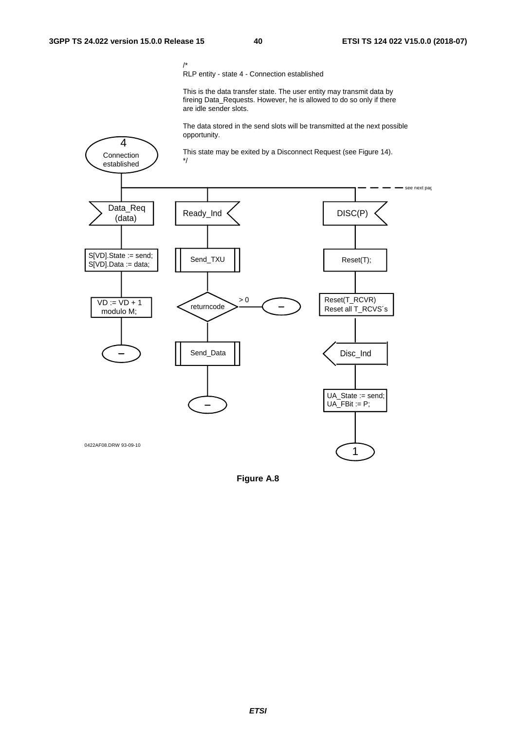/*
RLP entity - state 4 - Connection established

This is the data transfer state. The user entity may transmit data by fireing Data_Requests. However, he is allowed to do so only if there are idle sender slots.

The data stored in the send slots will be transmitted at the next possible opportunity.

This state may be exited by a Disconnect Request (see Figure 14).
*/

4 Connection established

see next page

Data_Req (data)

S[VD].State := send;
S[VD].Data := data;

VD := VD + 1 modulo M;

–

Ready_Ind

Send_TXU

returncode

> 0

–

Send_Data

–

DISC(P)

Reset(T);

Reset(T_RCVR)
Reset all T_RCVS´s

Disc_Ind

UA_State := send;
UA_FBit := P;

1

0422AF08.DRW 93-09-10

**Figure A.8**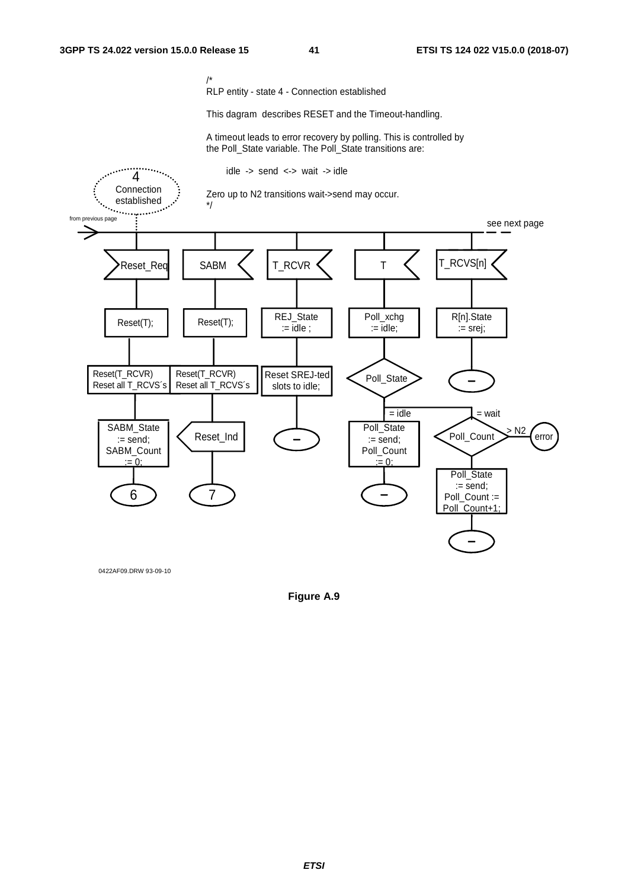/*
RLP entity - state 4 - Connection established

This dagram describes RESET and the Timeout-handling.

A timeout leads to error recovery by polling. This is controlled by the Poll_State variable. The Poll_State transitions are:

idle -> send <-> wait -> idle

Zero up to N2 transitions wait->send may occur.
*/

4 Connection established

from previous page

see next page

Reset_Req | SABM | T_RCVR | T | T_RCVS[n]

Reset(T); | Reset(T); | REJ_State := idle ; | Poll_xchg := idle; | R[n].State := srej;

Reset(T_RCVR) Reset all T_RCVS´s | Reset(T_RCVR) Reset all T_RCVS´s | Reset SREJ-ted slots to idle; | Poll_State | –

= idle | = wait

SABM_State := send; SABM_Count := 0; | Reset_Ind | – | Poll_State := send; Poll_Count := 0; | Poll_Count | > N2 | error

6 | 7 | – | Poll_State := send; Poll_Count := Poll_Count+1;

–

0422AF09.DRW 93-09-10

**Figure A.9**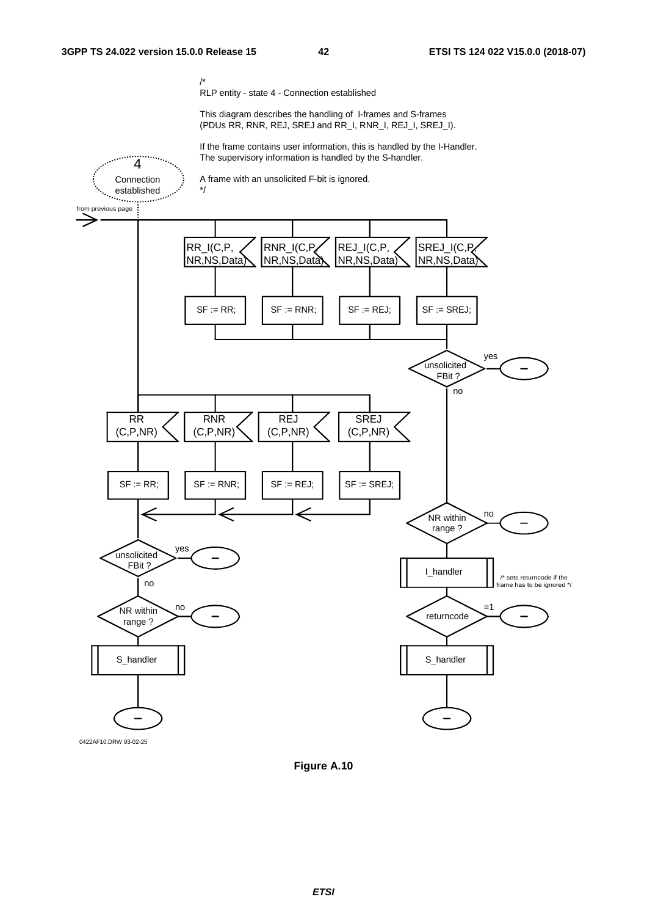/*
RLP entity - state 4 - Connection established

This diagram describes the handling of I-frames and S-frames
(PDUs RR, RNR, REJ, SREJ and RR_I, RNR_I, REJ_I, SREJ_I).

If the frame contains user information, this is handled by the I-Handler.
The supervisory information is handled by the S-handler.

A frame with an unsolicited F-bit is ignored.
*/

4 Connection established

from previous page

RR_I(C,P, NR,NS,Data) — SF := RR;
RNR_I(C,P, NR,NS,Data) — SF := RNR;
REJ_I(C,P, NR,NS,Data) — SF := REJ;
SREJ_I(C,P, NR,NS,Data) — SF := SREJ;

unsolicited FBit ? — yes / no

RR (C,P,NR) — SF := RR;
RNR (C,P,NR) — SF := RNR;
REJ (C,P,NR) — SF := REJ;
SREJ (C,P,NR) — SF := SREJ;

NR within range ? — no

unsolicited FBit ? — yes / no

I_handler

/* sets returncode if the frame has to be ignored */

NR within range ? — no

returncode — =1

S_handler

S_handler

0422AF10.DRW 93-02-25

**Figure A.10**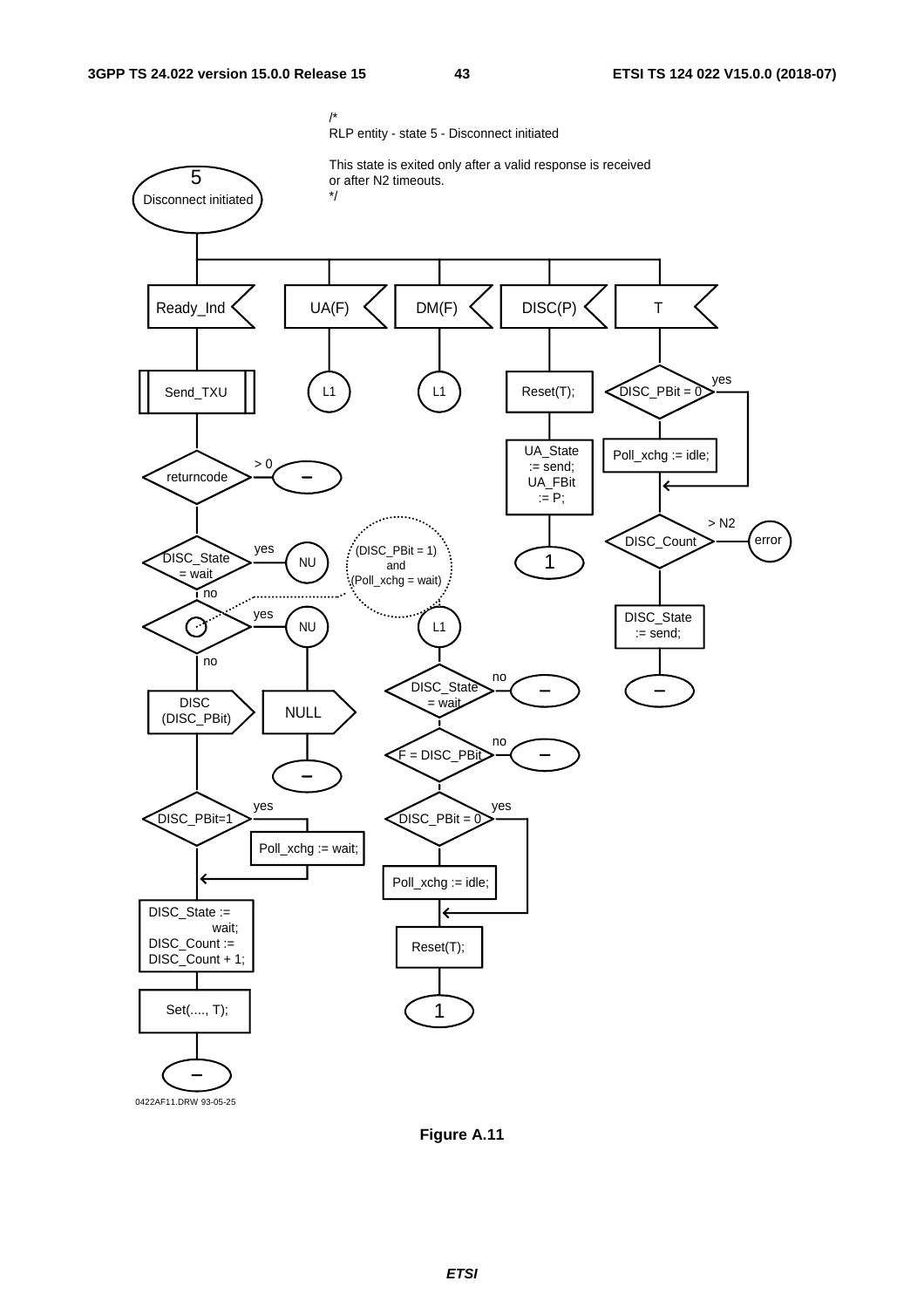/*
RLP entity - state 5 - Disconnect initiated

This state is exited only after a valid response is received
or after N2 timeouts.
*/

5
Disconnect initiated

Ready_Ind

UA(F)

DM(F)

DISC(P)

T

Send_TXU

L1

L1

Reset(T);

DISC_PBit = 0

yes

Poll_xchg := idle;

> 0

returncode

–

UA_State := send; UA_FBit := P;

DISC_Count

> N2

error

DISC_State = wait

yes

NU

(DISC_PBit = 1) and (Poll_xchg = wait)

1

no

DISC_State := send;

yes

NU

L1

no

DISC_State = wait

no

–

–

DISC (DISC_PBit)

NULL

F = DISC_PBit

no

–

–

DISC_PBit=1

yes

DISC_PBit = 0

yes

Poll_xchg := wait;

Poll_xchg := idle;

DISC_State := wait; DISC_Count := DISC_Count + 1;

Reset(T);

Set(...., T);

1

–

0422AF11.DRW 93-05-25

**Figure A.11**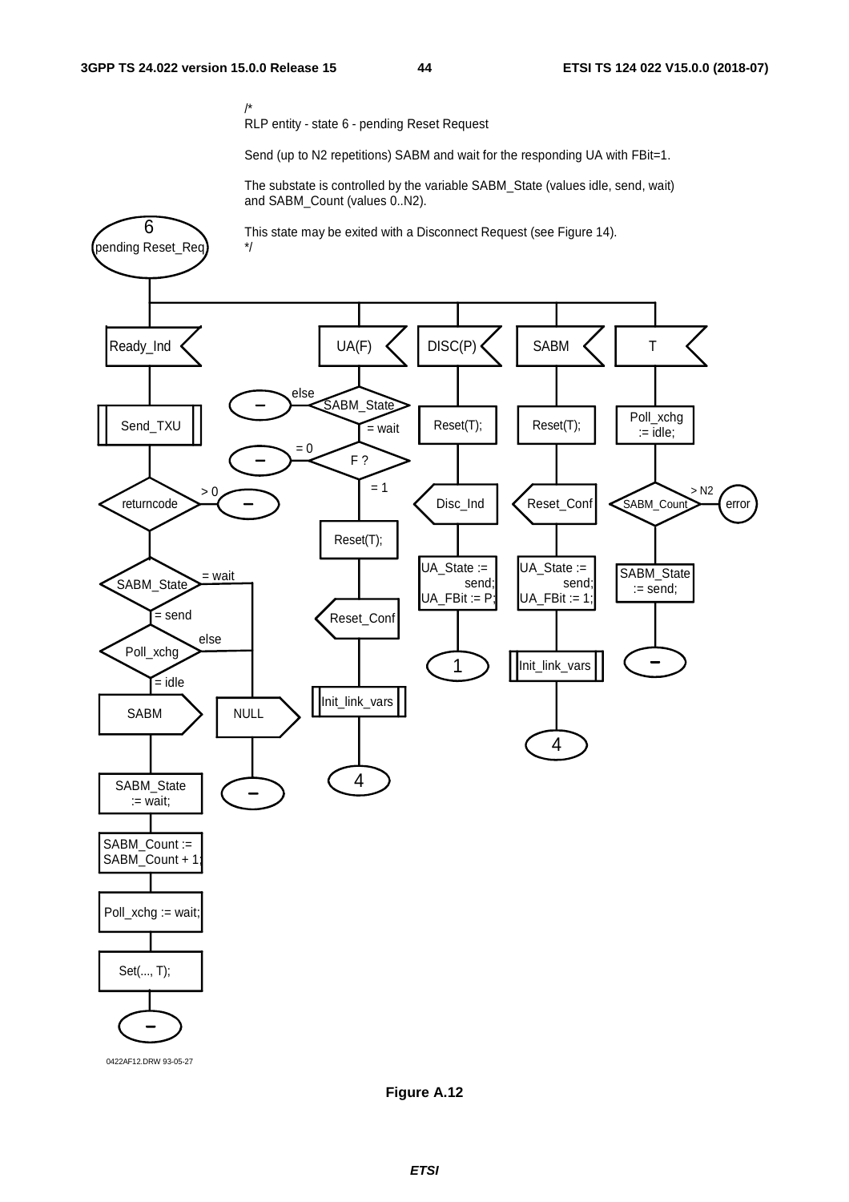/*
RLP entity - state 6 - pending Reset Request

Send (up to N2 repetitions) SABM and wait for the responding UA with FBit=1.

The substate is controlled by the variable SABM_State (values idle, send, wait) and SABM_Count (values 0..N2).

This state may be exited with a Disconnect Request (see Figure 14).
*/

6
pending Reset_Req

Ready_Ind | UA(F) | DISC(P) | SABM | T

Send_TXU

returncode: > 0 → –

SABM_State: = wait → NULL → –; = send → Poll_xchg: else → NULL → –; = idle → SABM

SABM_State := wait;

SABM_Count := SABM_Count + 1;

Poll_xchg := wait;

Set(..., T);

–

UA(F): SABM_State: else → –; = wait → F ?: = 0 → –; = 1 → Reset(T); → Reset_Conf → Init_link_vars → 4

DISC(P): Reset(T); → Disc_Ind → UA_State := send; UA_FBit := P; → 1

SABM: Reset(T); → Reset_Conf → UA_State := send; UA_FBit := 1; → Init_link_vars → 4

T: Poll_xchg := idle; → SABM_Count: > N2 → error; → SABM_State := send; → –

0422AF12.DRW 93-05-27

**Figure A.12**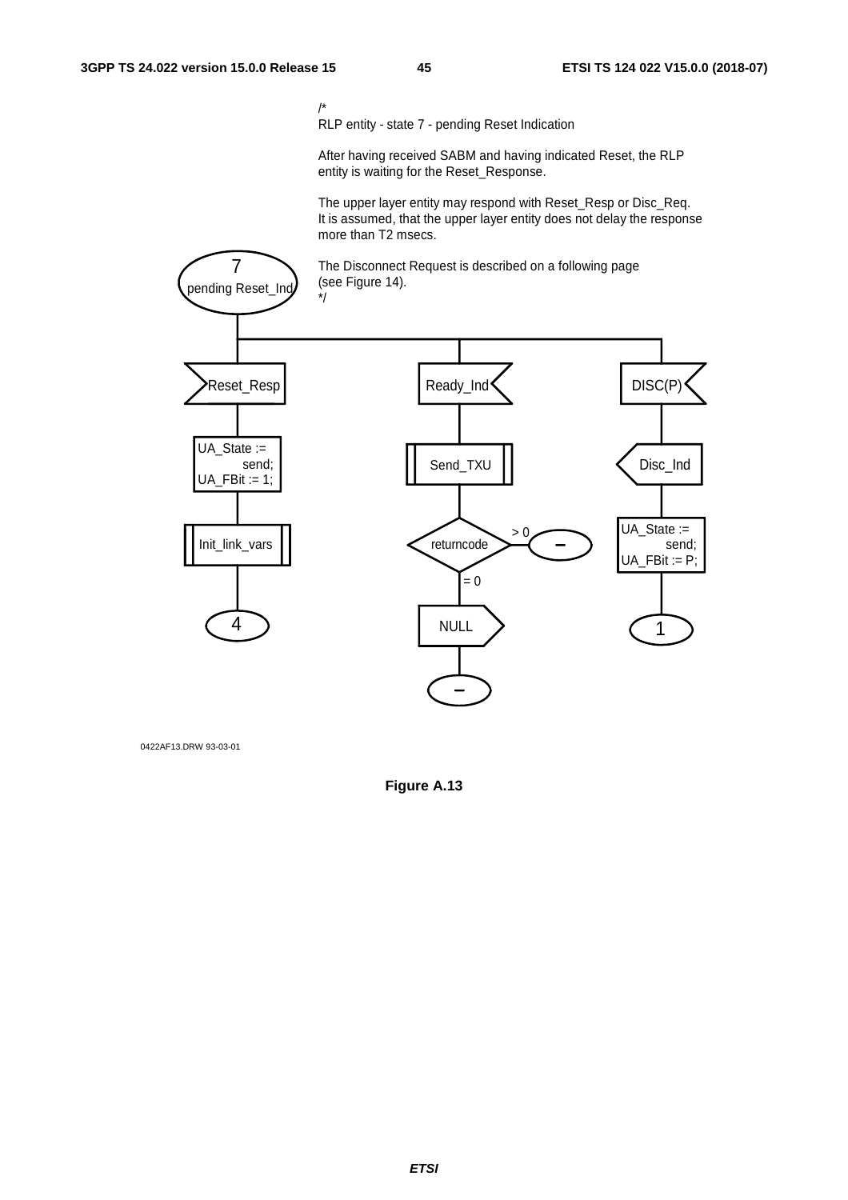/*
RLP entity - state 7 - pending Reset Indication

After having received SABM and having indicated Reset, the RLP entity is waiting for the Reset_Response.

The upper layer entity may respond with Reset_Resp or Disc_Req.
It is assumed, that the upper layer entity does not delay the response more than T2 msecs.

The Disconnect Request is described on a following page
(see Figure 14).
*/

7
pending Reset_Ind

Reset_Resp

UA_State := send;
UA_FBit := 1;

Init_link_vars

4

Ready_Ind

Send_TXU

returncode

> 0

–

= 0

NULL

–

DISC(P)

Disc_Ind

UA_State := send;
UA_FBit := P;

1

0422AF13.DRW 93-03-01

**Figure A.13**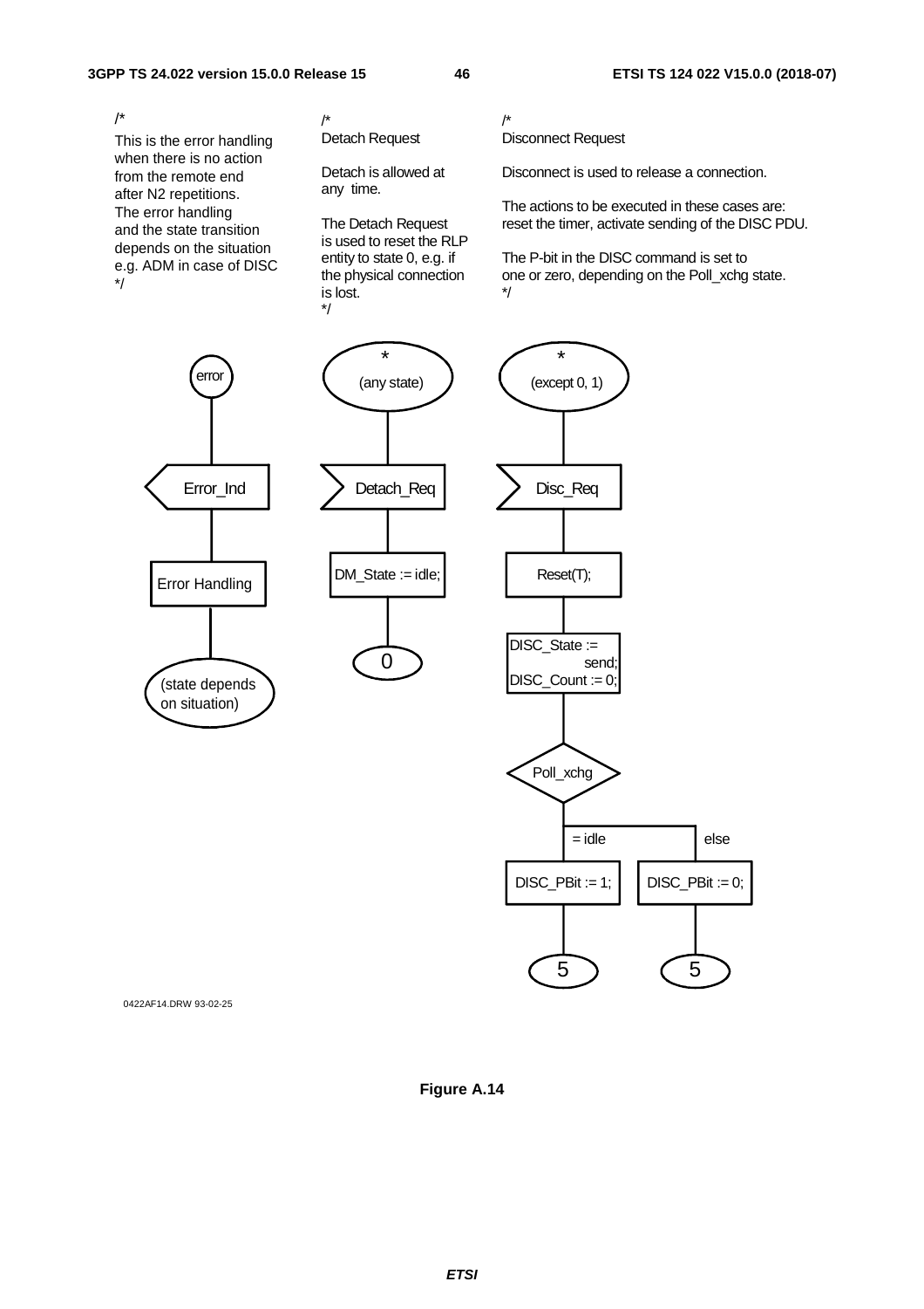/*
This is the error handling when there is no action from the remote end after N2 repetitions.
The error handling and the state transition depends on the situation e.g. ADM in case of DISC
*/

/*
Detach Request

Detach is allowed at any time.

The Detach Request is used to reset the RLP entity to state 0, e.g. if the physical connection is lost.
*/

/*
Disconnect Request

Disconnect is used to release a connection.

The actions to be executed in these cases are: reset the timer, activate sending of the DISC PDU.

The P-bit in the DISC command is set to one or zero, depending on the Poll_xchg state.
*/

```
error
  |
Error_Ind
  |
Error Handling
  |
(state depends on situation)
```

```
* (any state)
  |
Detach_Req
  |
DM_State := idle;
  |
0
```

```
* (except 0, 1)
  |
Disc_Req
  |
Reset(T);
  |
DISC_State := send;
DISC_Count := 0;
  |
Poll_xchg
  |-- = idle --> DISC_PBit := 1; --> 5
  |-- else ----> DISC_PBit := 0; --> 5
```

0422AF14.DRW 93-02-25

**Figure A.14**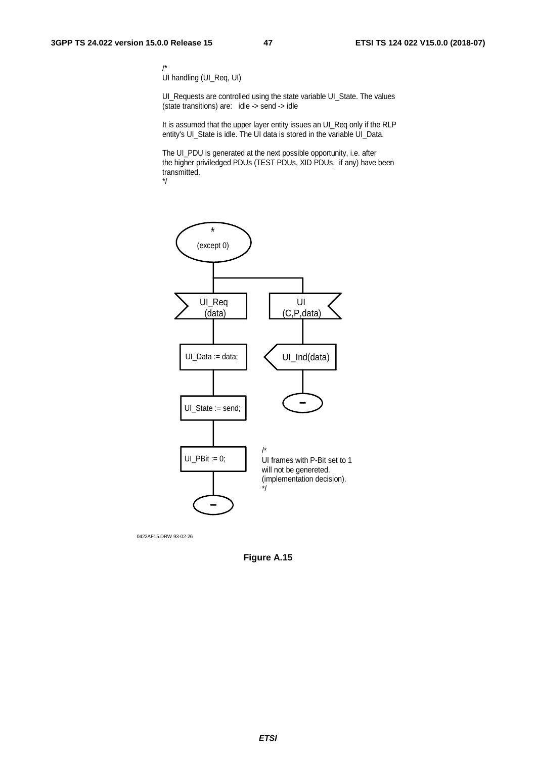/*
UI handling (UI_Req, UI)

UI_Requests are controlled using the state variable UI_State. The values (state transitions) are: idle -> send -> idle

It is assumed that the upper layer entity issues an UI_Req only if the RLP entity's UI_State is idle. The UI data is stored in the variable UI_Data.

The UI_PDU is generated at the next possible opportunity, i.e. after the higher priviledged PDUs (TEST PDUs, XID PDUs, if any) have been transmitted.
*/

```
* (except 0)
├── UI_Req (data)
│     UI_Data := data;
│     UI_State := send;
│     UI_PBit := 0;
│     -
└── UI (C,P,data)
      UI_Ind(data)
      -
```

/*
UI frames with P-Bit set to 1 will not be genereted. (implementation decision).
*/

0422AF15.DRW 93-02-26

**Figure A.15**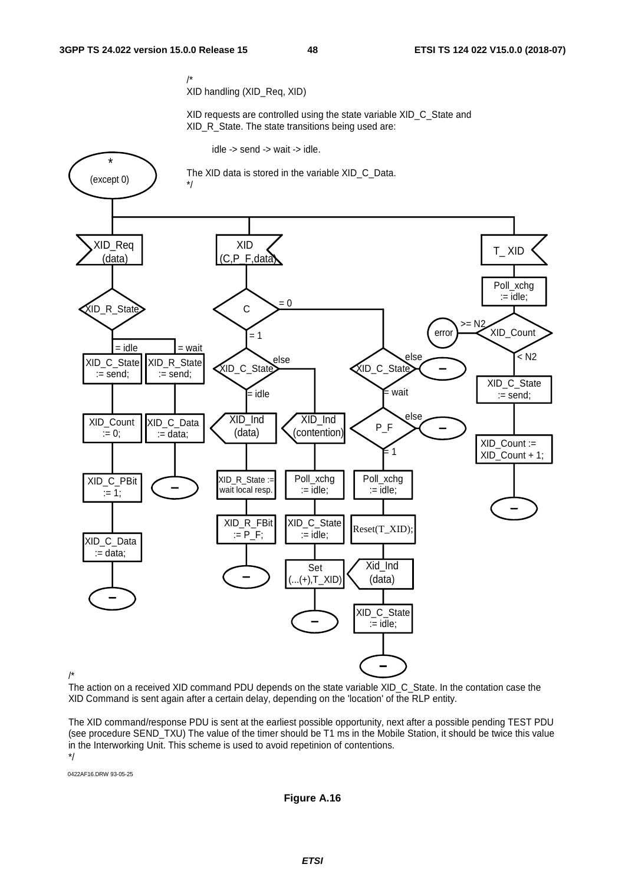/*
XID handling (XID_Req, XID)

XID requests are controlled using the state variable XID_C_State and XID_R_State. The state transitions being used are:

idle -> send -> wait -> idle.

The XID data is stored in the variable XID_C_Data.
*/

*
(except 0)

XID_Req (data)

XID (C,P_F,data)

T_ XID

XID_R_State

= idle

= wait

XID_C_State := send;

XID_R_State := send;

XID_Count := 0;

XID_C_Data := data;

XID_C_PBit := 1;

XID_C_Data := data;

C

= 0

= 1

XID_C_State

else

= idle

XID_Ind (data)

XID_R_State := wait local resp.

XID_R_FBit := P_F;

XID_Ind (contention)

Poll_xchg := idle;

XID_C_State := idle;

Set (...(+),T_XID)

XID_C_State

else

= wait

P_F

else

= 1

Poll_xchg := idle;

Reset(T_XID);

Xid_Ind (data)

XID_C_State := idle;

Poll_xchg := idle;

XID_Count

>= N2

error

< N2

XID_C_State := send;

XID_Count := XID_Count + 1;

/*
The action on a received XID command PDU depends on the state variable XID_C_State. In the contation case the XID Command is sent again after a certain delay, depending on the 'location' of the RLP entity.

The XID command/response PDU is sent at the earliest possible opportunity, next after a possible pending TEST PDU (see procedure SEND_TXU) The value of the timer should be T1 ms in the Mobile Station, it should be twice this value in the Interworking Unit. This scheme is used to avoid repetinion of contentions.
*/

0422AF16.DRW 93-05-25

**Figure A.16**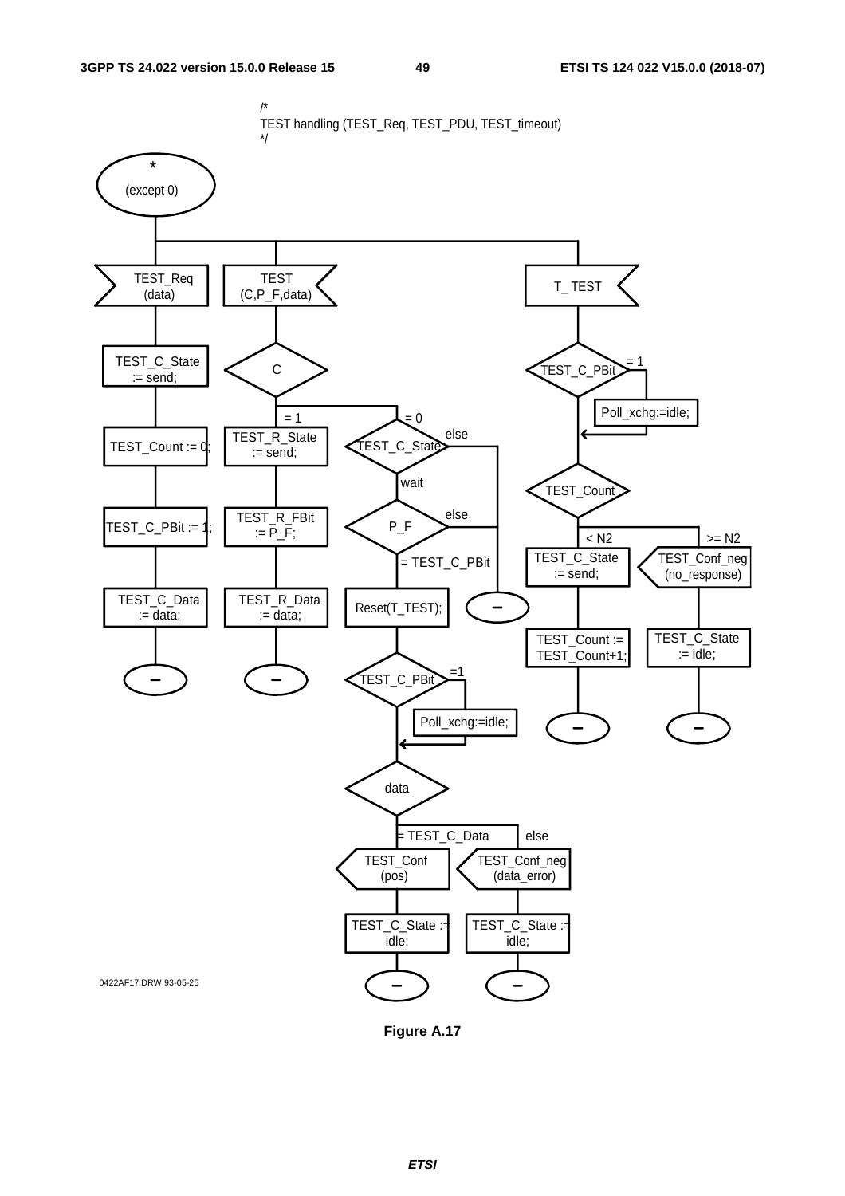/*
TEST handling (TEST_Req, TEST_PDU, TEST_timeout)
*/

0422AF17.DRW 93-05-25

**Figure A.17**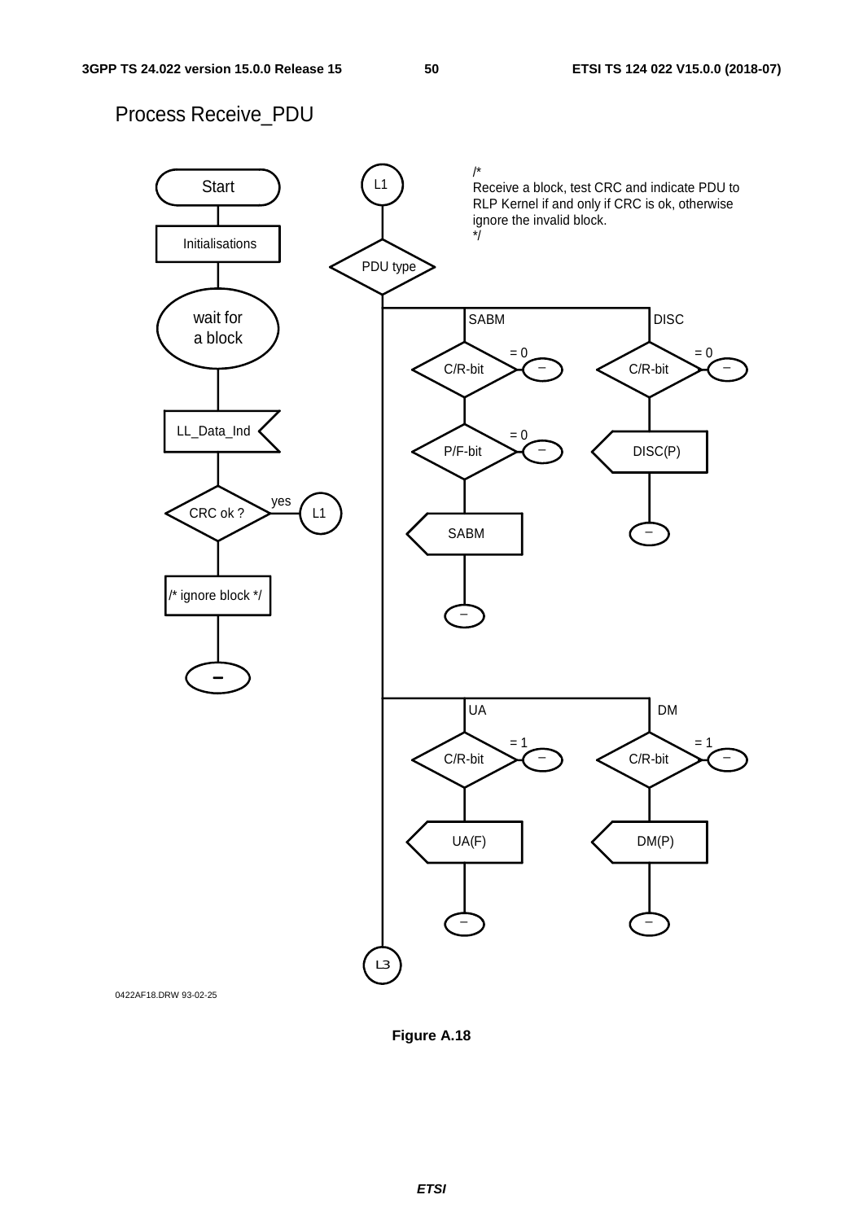Process Receive_PDU

Start

Initialisations

wait for a block

LL_Data_Ind

CRC ok ? — yes → L1

/* ignore block */

–

L1

/*
Receive a block, test CRC and indicate PDU to RLP Kernel if and only if CRC is ok, otherwise ignore the invalid block.
*/

PDU type

SABM: C/R-bit (= 0 → –) → P/F-bit (= 0 → –) → SABM → –

DISC: C/R-bit (= 0 → –) → DISC(P) → –

UA: C/R-bit (= 1 → –) → UA(F) → –

DM: C/R-bit (= 1 → –) → DM(P) → –

L3

0422AF18.DRW 93-02-25

**Figure A.18**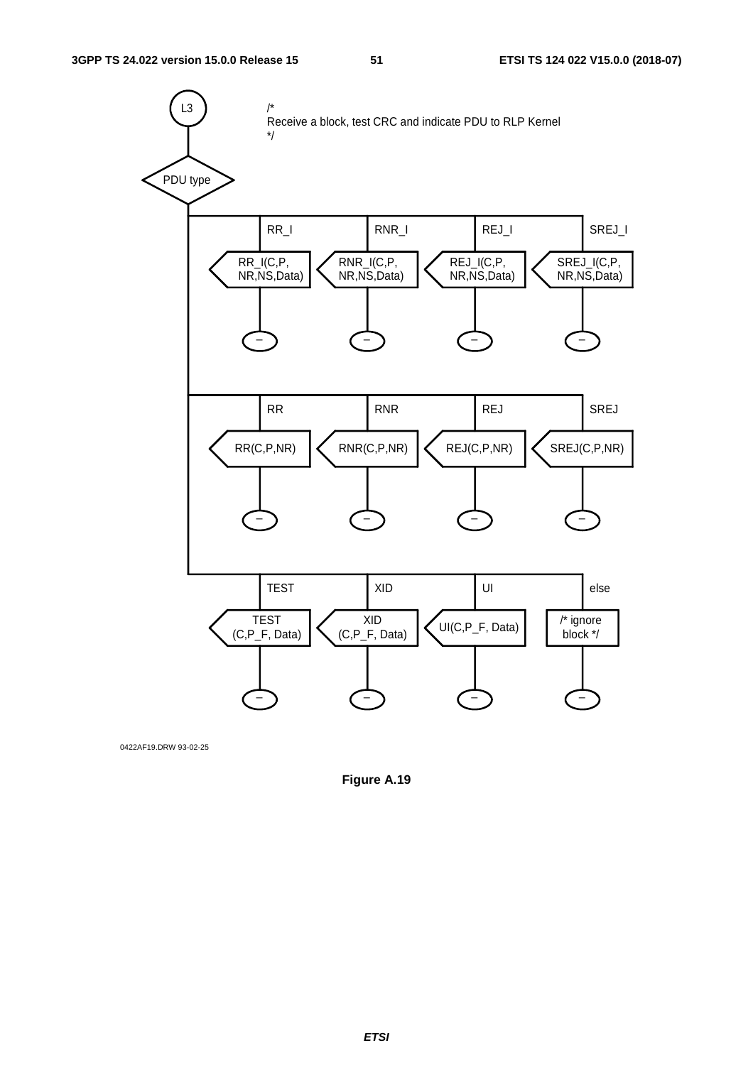L3

/*
Receive a block, test CRC and indicate PDU to RLP Kernel
*/

PDU type

| RR_I | RNR_I | REJ_I | SREJ_I |
|---|---|---|---|
| RR_I(C,P, NR,NS,Data) | RNR_I(C,P, NR,NS,Data) | REJ_I(C,P, NR,NS,Data) | SREJ_I(C,P, NR,NS,Data) |
| – | – | – | – |

| RR | RNR | REJ | SREJ |
|---|---|---|---|
| RR(C,P,NR) | RNR(C,P,NR) | REJ(C,P,NR) | SREJ(C,P,NR) |
| – | – | – | – |

| TEST | XID | UI | else |
|---|---|---|---|
| TEST (C,P_F, Data) | XID (C,P_F, Data) | UI(C,P_F, Data) | /* ignore block */ |
| – | – | – | – |

0422AF19.DRW 93-02-25

**Figure A.19**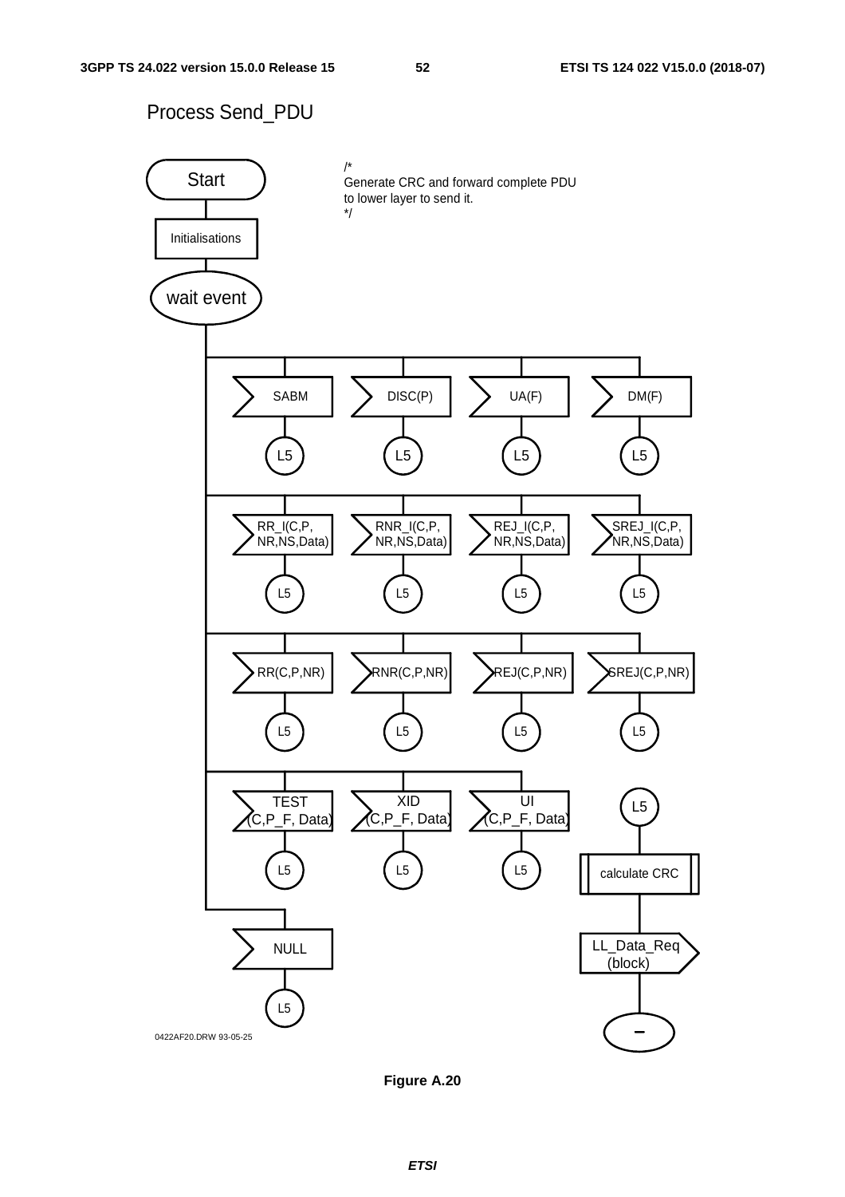Process Send_PDU

/*
Generate CRC and forward complete PDU
to lower layer to send it.
*/

Start

Initialisations

wait event

SABM → L5

DISC(P) → L5

UA(F) → L5

DM(F) → L5

RR_I(C,P, NR,NS,Data) → L5

RNR_I(C,P, NR,NS,Data) → L5

REJ_I(C,P, NR,NS,Data) → L5

SREJ_I(C,P, NR,NS,Data) → L5

RR(C,P,NR) → L5

RNR(C,P,NR) → L5

REJ(C,P,NR) → L5

SREJ(C,P,NR) → L5

TEST (C,P_F, Data) → L5

XID (C,P_F, Data) → L5

UI (C,P_F, Data) → L5

NULL → L5

L5 → calculate CRC → LL_Data_Req (block) → –

0422AF20.DRW 93-05-25

**Figure A.20**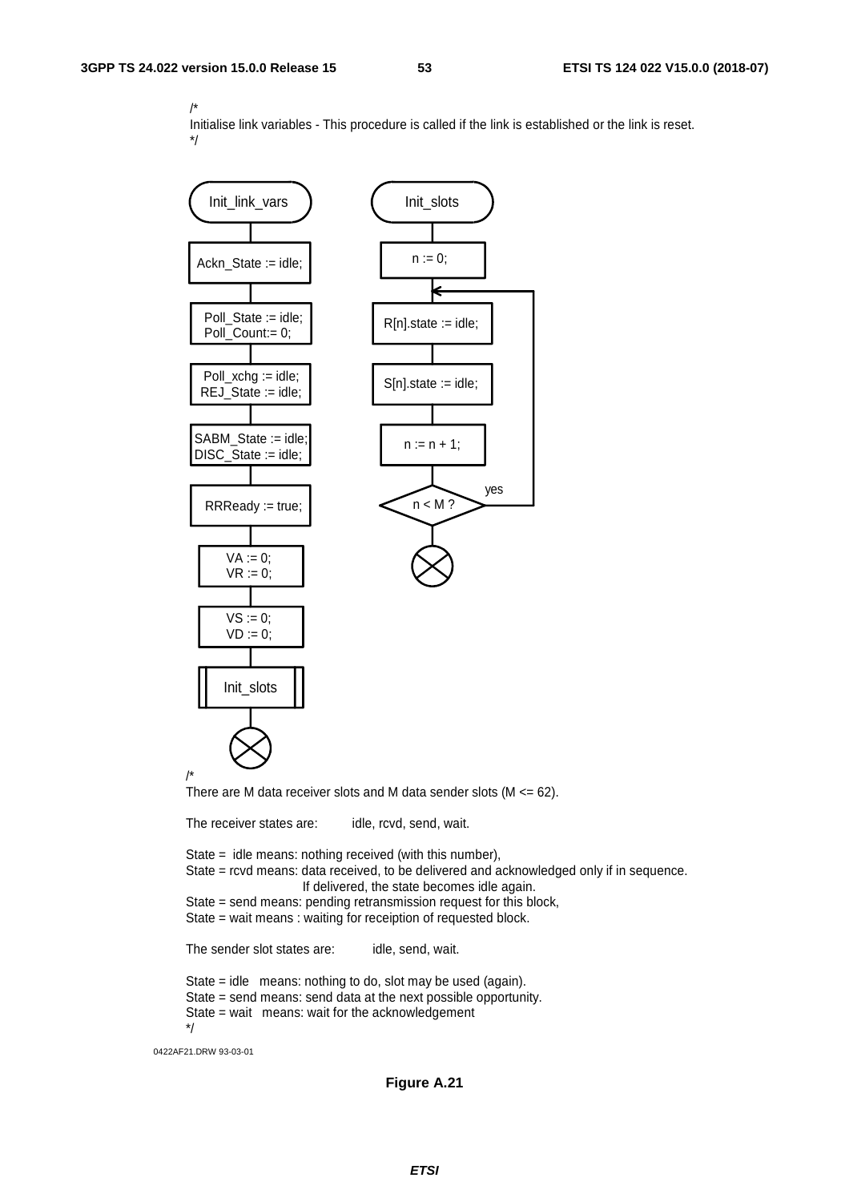/*
Initialise link variables - This procedure is called if the link is established or the link is reset.
*/

Init_link_vars

Ackn_State := idle;

Poll_State := idle;
Poll_Count:= 0;

Poll_xchg := idle;
REJ_State := idle;

SABM_State := idle;
DISC_State := idle;

RRReady := true;

VA := 0;
VR := 0;

VS := 0;
VD := 0;

Init_slots

Init_slots

n := 0;

R[n].state := idle;

S[n].state := idle;

n := n + 1;

n < M ?

yes

/*
There are M data receiver slots and M data sender slots (M <= 62).

The receiver states are: idle, rcvd, send, wait.

State = idle means: nothing received (with this number),
State = rcvd means: data received, to be delivered and acknowledged only if in sequence.
If delivered, the state becomes idle again.
State = send means: pending retransmission request for this block,
State = wait means : waiting for receiption of requested block.

The sender slot states are: idle, send, wait.

State = idle means: nothing to do, slot may be used (again).
State = send means: send data at the next possible opportunity.
State = wait means: wait for the acknowledgement
*/

0422AF21.DRW 93-03-01

**Figure A.21**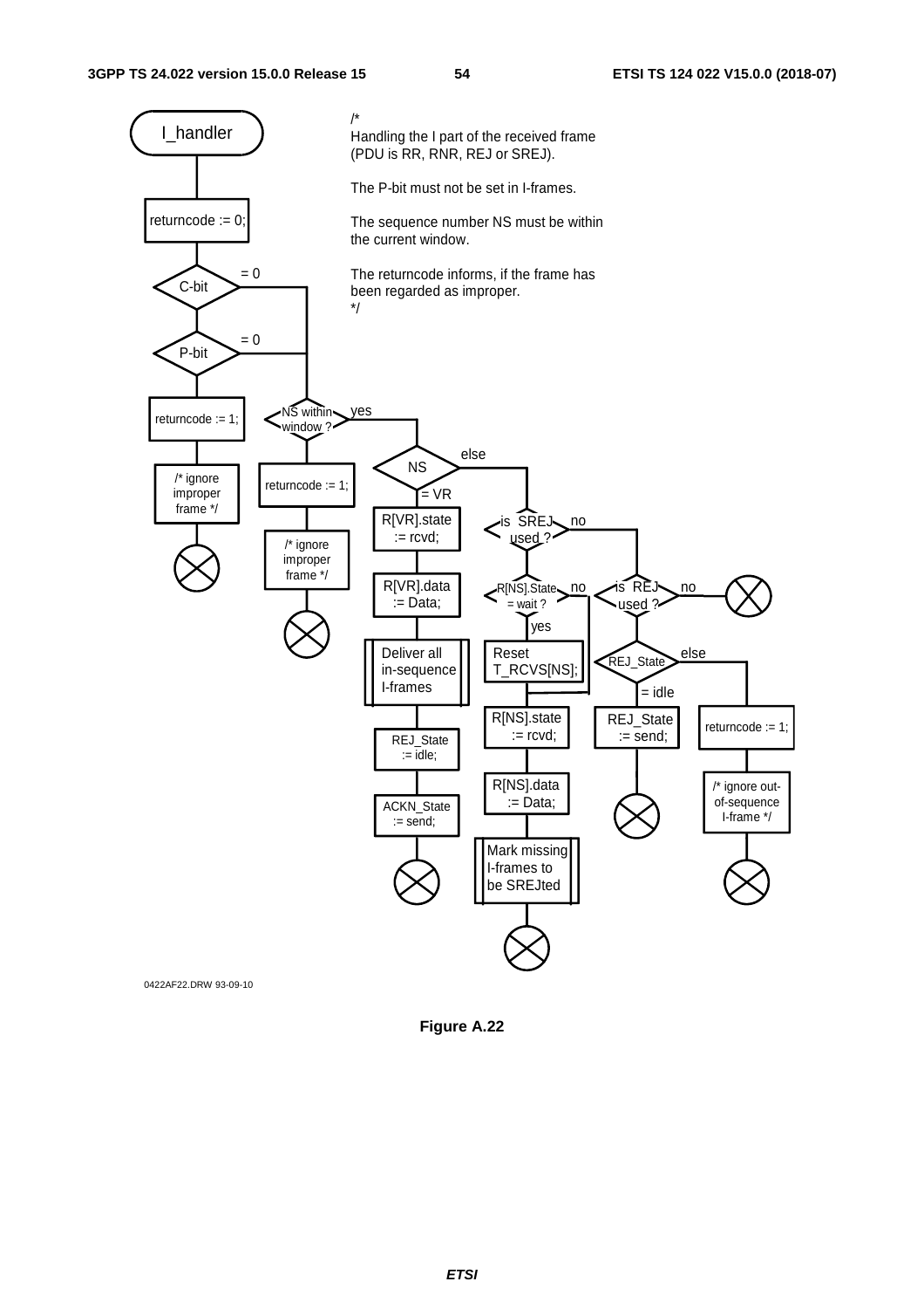```
I_handler

/*
Handling the I part of the received frame
(PDU is RR, RNR, REJ or SREJ).

The P-bit must not be set in I-frames.

The sequence number NS must be within
the current window.

The returncode informs, if the frame has
been regarded as improper.
*/

returncode := 0;

C-bit  (= 0 -> P-bit; else -> returncode := 1;)
P-bit  (= 0 -> NS within window ?; else -> returncode := 1;)

returncode := 1;
/* ignore improper frame */
(stop)

NS within window ?  (no -> returncode := 1; /* ignore improper frame */ (stop))
  yes ->
NS
  = VR:
    R[VR].state := rcvd;
    R[VR].data := Data;
    Deliver all in-sequence I-frames
    REJ_State := idle;
    ACKN_State := send;
    (stop)
  else:
    is SREJ used ?
      yes:
        R[NS].State = wait ?
          yes:
            Reset T_RCVS[NS];
          no / (after reset):
            R[NS].state := rcvd;
            R[NS].data := Data;
            Mark missing I-frames to be SREJted
            (stop)
      no:
        is REJ used ?
          no: (stop)
          yes:
            REJ_State
              = idle:
                REJ_State := send;
                (stop)
              else:
                returncode := 1;
                /* ignore out-of-sequence I-frame */
                (stop)

0422AF22.DRW 93-09-10
```

**Figure A.22**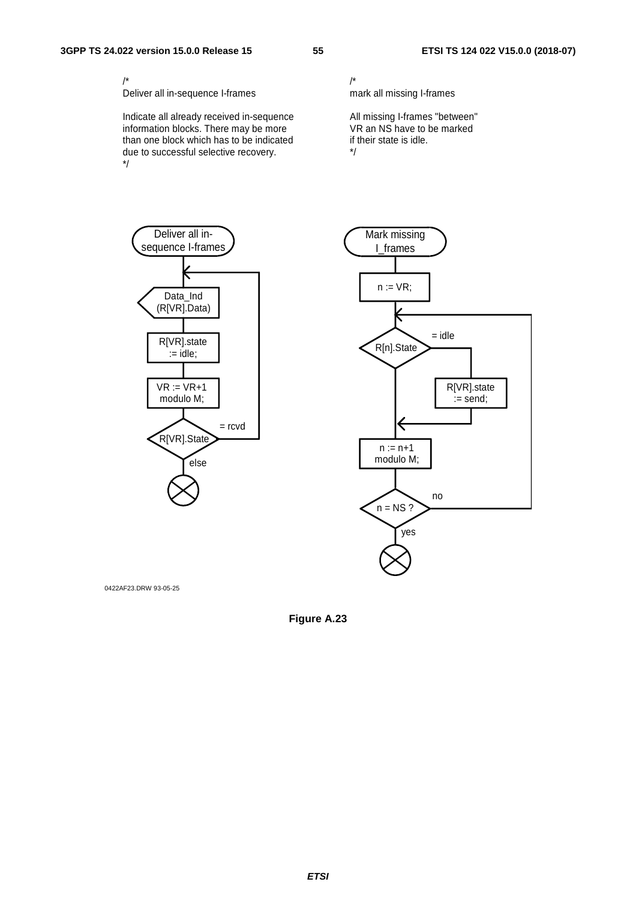/*
Deliver all in-sequence I-frames

Indicate all already received in-sequence information blocks. There may be more than one block which has to be indicated due to successful selective recovery.
*/

/*
mark all missing I-frames

All missing I-frames "between" VR an NS have to be marked if their state is idle.
*/

Deliver all in-sequence I-frames

Data_Ind (R[VR].Data)

R[VR].state := idle;

VR := VR+1 modulo M;

R[VR].State

= rcvd

else

Mark missing I_frames

n := VR;

R[n].State

= idle

R[VR].state := send;

n := n+1 modulo M;

n = NS ?

no

yes

0422AF23.DRW 93-05-25

**Figure A.23**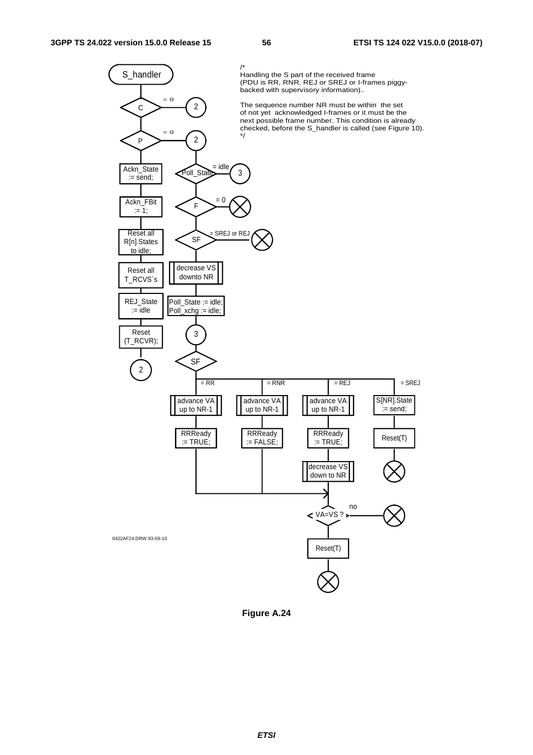/*
Handling the S part of the received frame
(PDU is RR, RNR, REJ or SREJ or I-frames piggy-backed with supervisory information)..

The sequence number NR must be within the set of not yet acknowledged I-frames or it must be the next possible frame number. This condition is already checked, before the S_handler is called (see Figure 10).
*/

S_handler

C = o → 2

P = o → 2

Ackn_State := send;

Ackn_FBit := 1;

Reset all R[n].States to idle;

Reset all T_RCVS´s

REJ_State := idle

Reset (T_RCVR);

2

Poll_State = idle → 3

F = 0

SF = SREJ or REJ

decrease VS downto NR

Poll_State := idle; Poll_xchg := idle;

3

SF

= RR: advance VA up to NR-1; RRReady := TRUE;

= RNR: advance VA up to NR-1; RRReady := FALSE;

= REJ: advance VA up to NR-1; RRReady := TRUE; decrease VS down to NR

= SREJ: S[NR].State := send; Reset(T)

VA=VS ? no

Reset(T)

0422AF24.DRW 93-09-10

**Figure A.24**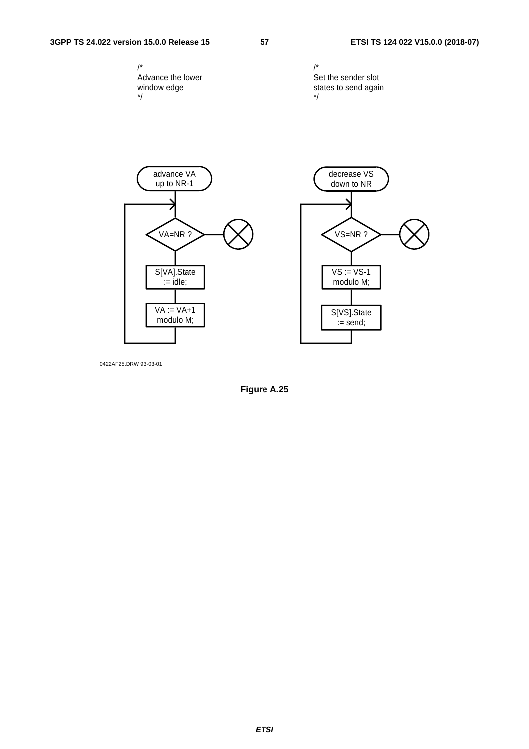/*
Advance the lower
window edge
*/

/*
Set the sender slot
states to send again
*/

advance VA up to NR-1

VA=NR ?

S[VA].State := idle;

VA := VA+1 modulo M;

decrease VS down to NR

VS=NR ?

VS := VS-1 modulo M;

S[VS].State := send;

0422AF25.DRW 93-03-01

**Figure A.25**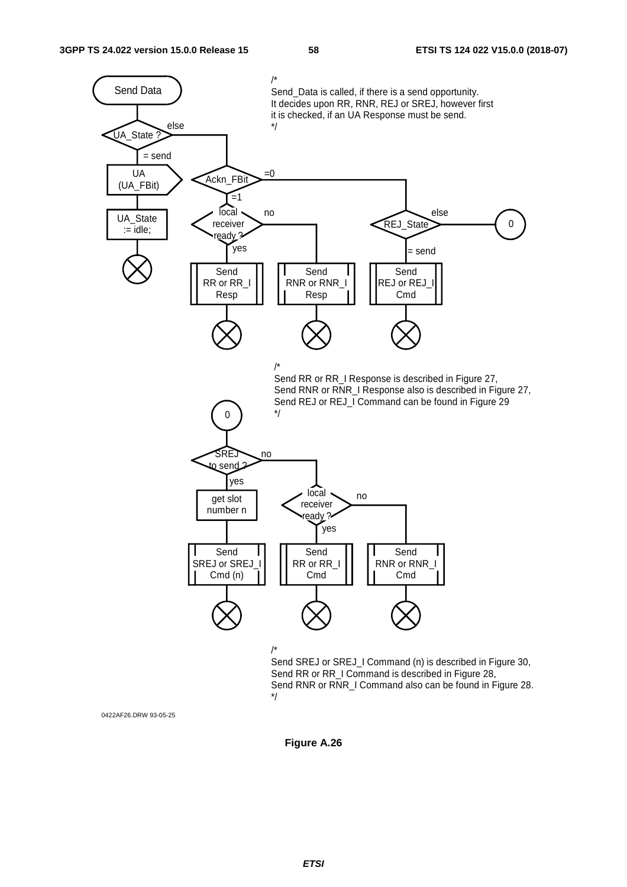Send Data

/*
Send_Data is called, if there is a send opportunity.
It decides upon RR, RNR, REJ or SREJ, however first
it is checked, if an UA Response must be send.
*/

UA_State ? — else / = send

UA (UA_FBit)

UA_State := idle;

Ackn_FBit — =0 / =1

local receiver ready ? — no / yes

REJ_State — else / = send

0

Send RR or RR_I Resp

Send RNR or RNR_I Resp

Send REJ or REJ_I Cmd

/*
Send RR or RR_I Response is described in Figure 27,
Send RNR or RNR_I Response also is described in Figure 27,
Send REJ or REJ_I Command can be found in Figure 29
*/

0

SREJ to send ? — no / yes

get slot number n

local receiver ready ? — no / yes

Send SREJ or SREJ_I Cmd (n)

Send RR or RR_I Cmd

Send RNR or RNR_I Cmd

/*
Send SREJ or SREJ_I Command (n) is described in Figure 30,
Send RR or RR_I Command is described in Figure 28,
Send RNR or RNR_I Command also can be found in Figure 28.
*/

0422AF26.DRW 93-05-25

**Figure A.26**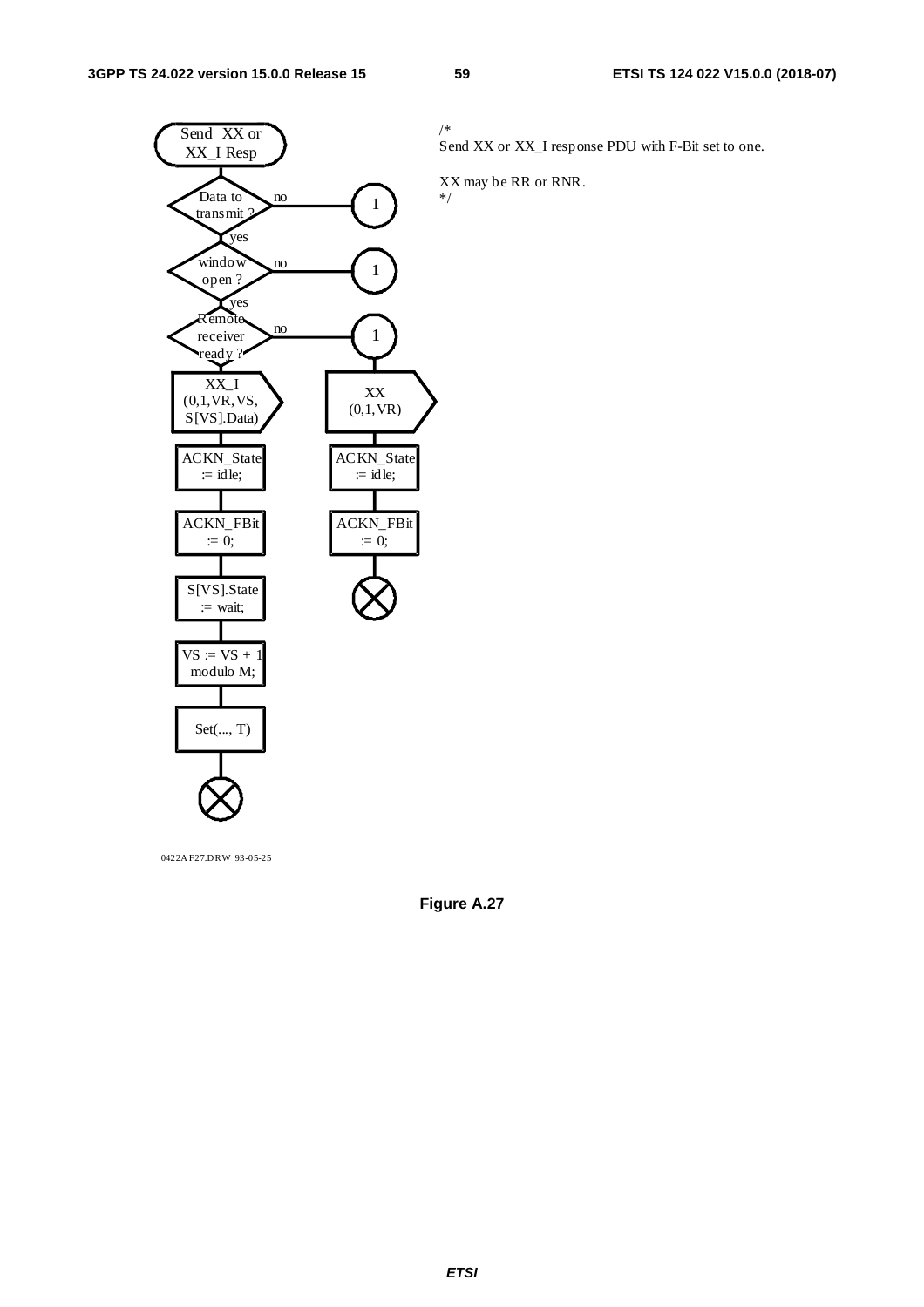```
/*
Send XX or XX_I response PDU with F-Bit set to one.

XX may be RR or RNR.
*/
```

Send XX or XX_I Resp

Data to transmit ? — no → 1; yes ↓

window open ? — no → 1; yes ↓

Remote receiver ready ? — no → 1; yes ↓

XX_I (0,1,VR,VS, S[VS].Data)

ACKN_State := idle;

ACKN_FBit := 0;

S[VS].State := wait;

VS := VS + 1 modulo M;

Set(..., T)

1:

XX (0,1,VR)

ACKN_State := idle;

ACKN_FBit := 0;

0422AF27.DRW 93-05-25

**Figure A.27**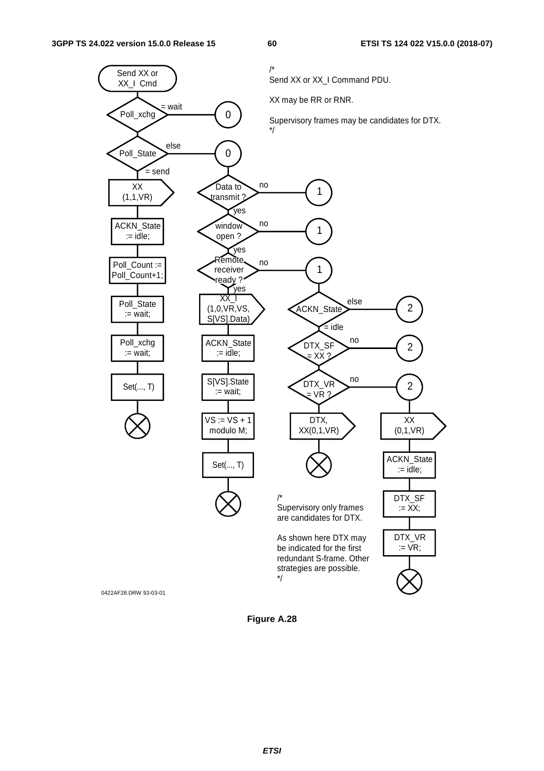Send XX or XX_I Cmd

/*
Send XX or XX_I Command PDU.

XX may be RR or RNR.

Supervisory frames may be candidates for DTX.
*/

Poll_xchg — = wait → 0

Poll_State — else → 0

= send

XX (1,1,VR)

ACKN_State := idle;

Poll_Count := Poll_Count+1;

Poll_State := wait;

Poll_xchg := wait;

Set(..., T)

Data to transmit ? — no → 1

yes

window open ? — no → 1

yes

Remote receiver ready ? — no → 1

yes

XX_I (1,0,VR,VS, S[VS].Data)

ACKN_State := idle;

S[VS].State := wait;

VS := VS + 1 modulo M;

Set(..., T)

ACKN_State — else → 2

= idle

DTX_SF = XX ? — no → 2

DTX_VR = VR ? — no → 2

DTX, XX(0,1,VR)

XX (0,1,VR)

ACKN_State := idle;

DTX_SF := XX;

DTX_VR := VR;

/*
Supervisory only frames are candidates for DTX.

As shown here DTX may be indicated for the first redundant S-frame. Other strategies are possible.
*/

0422AF28.DRW 93-03-01

**Figure A.28**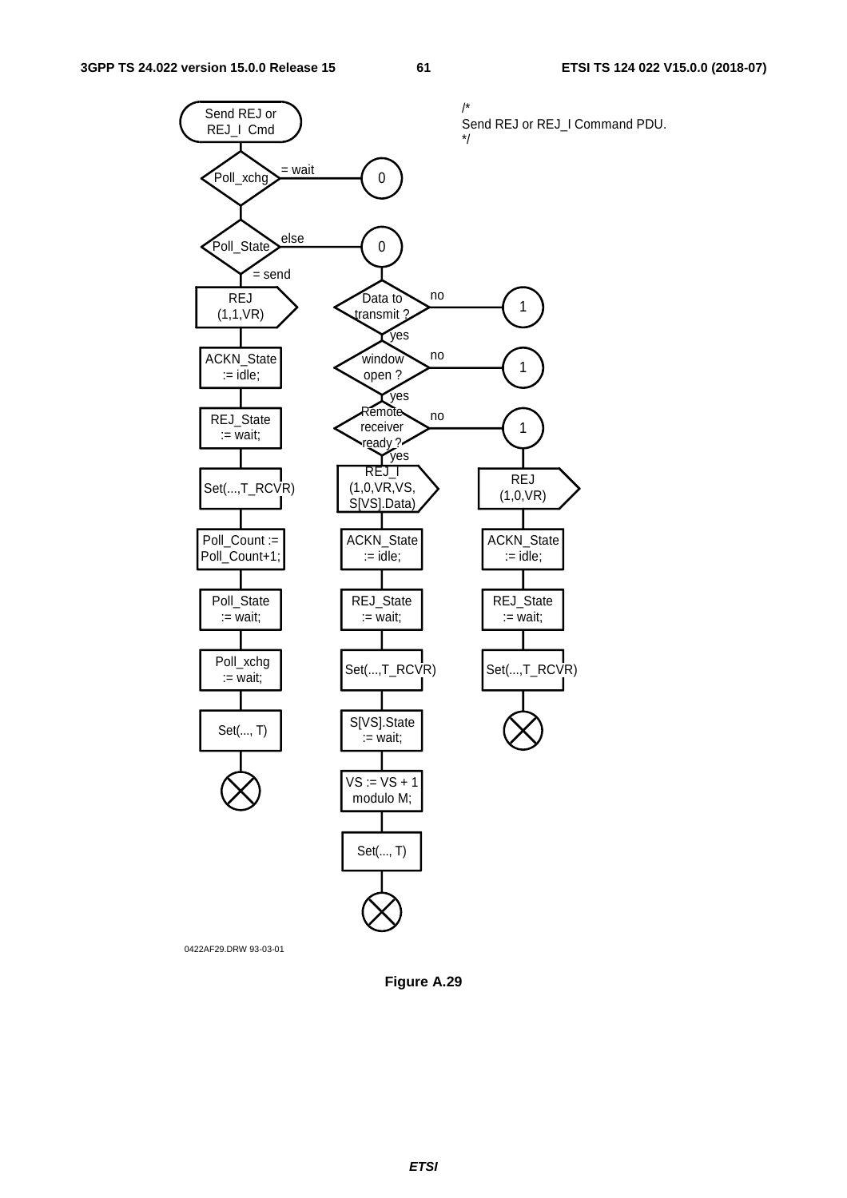/*
Send REJ or REJ_I Command PDU.
*/

```
Send REJ or REJ_I Cmd
  |
Poll_xchg --(= wait)--> 0
  |
Poll_State --(else)--> 0
  |
  (= send)
  |
REJ (1,1,VR)
ACKN_State := idle;
REJ_State := wait;
Set(...,T_RCVR)
Poll_Count := Poll_Count+1;
Poll_State := wait;
Poll_xchg := wait;
Set(..., T)
(stop)

Data to transmit ? --(no)--> 1
  | yes
window open ? --(no)--> 1
  | yes
Remote receiver ready ? --(no)--> 1
  | yes
REJ_I (1,0,VR,VS, S[VS].Data)
ACKN_State := idle;
REJ_State := wait;
Set(...,T_RCVR)
S[VS].State := wait;
VS := VS + 1 modulo M;
Set(..., T)
(stop)

1
REJ (1,0,VR)
ACKN_State := idle;
REJ_State := wait;
Set(...,T_RCVR)
(stop)
```

0422AF29.DRW 93-03-01

**Figure A.29**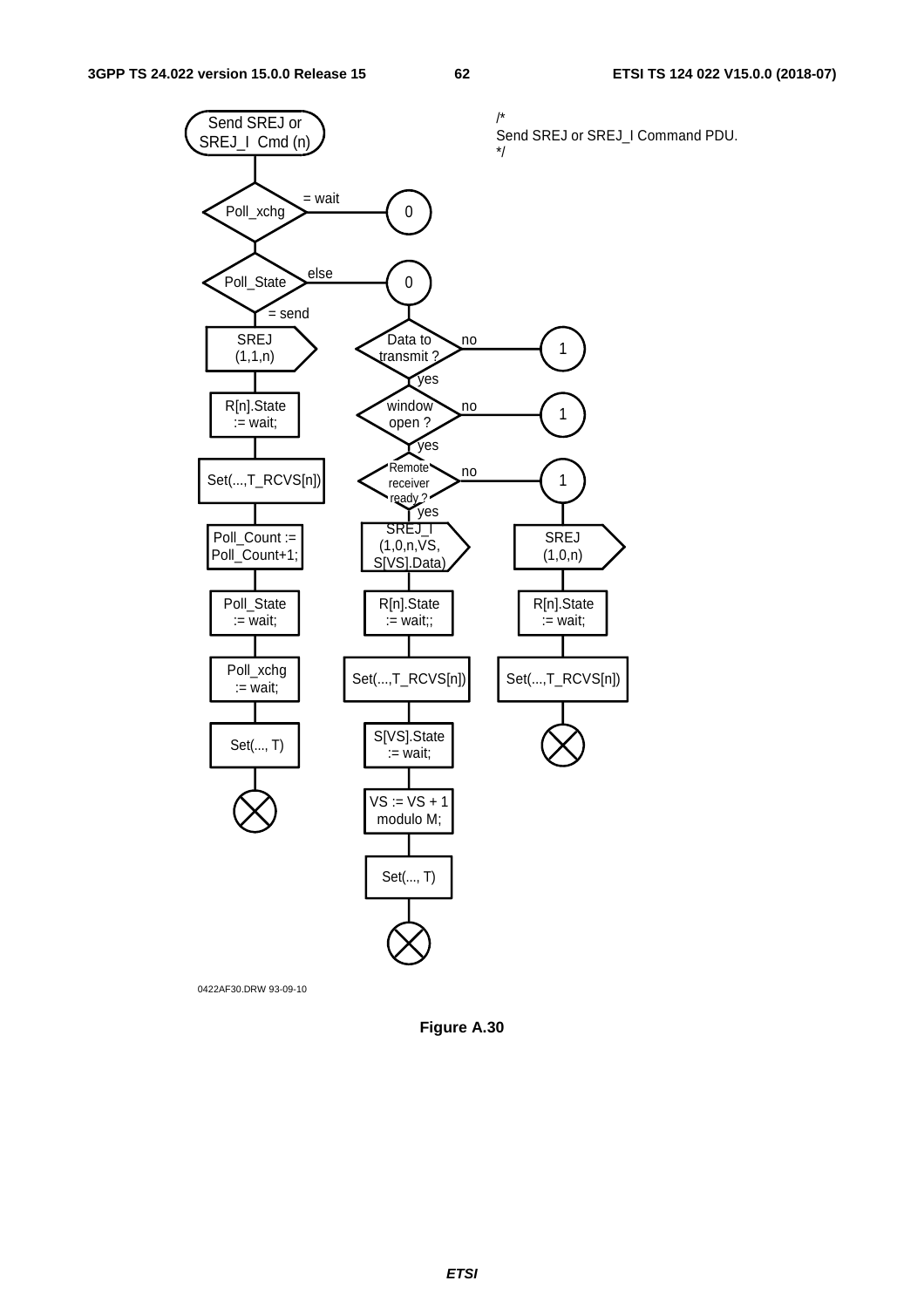Send SREJ or SREJ_I Cmd (n)

/*
Send SREJ or SREJ_I Command PDU.
*/

Poll_xchg — = wait → 0

Poll_State — else → 0

= send:

SREJ (1,1,n)

R[n].State := wait;

Set(...,T_RCVS[n])

Poll_Count := Poll_Count+1;

Poll_State := wait;

Poll_xchg := wait;

Set(..., T)

0:

Data to transmit ? — no → 1

yes:

window open ? — no → 1

yes:

Remote receiver ready ? — no → 1

yes:

SREJ_I (1,0,n,VS, S[VS].Data)

R[n].State := wait;;

Set(...,T_RCVS[n])

S[VS].State := wait;

VS := VS + 1 modulo M;

Set(..., T)

1:

SREJ (1,0,n)

R[n].State := wait;

Set(...,T_RCVS[n])

0422AF30.DRW 93-09-10

**Figure A.30**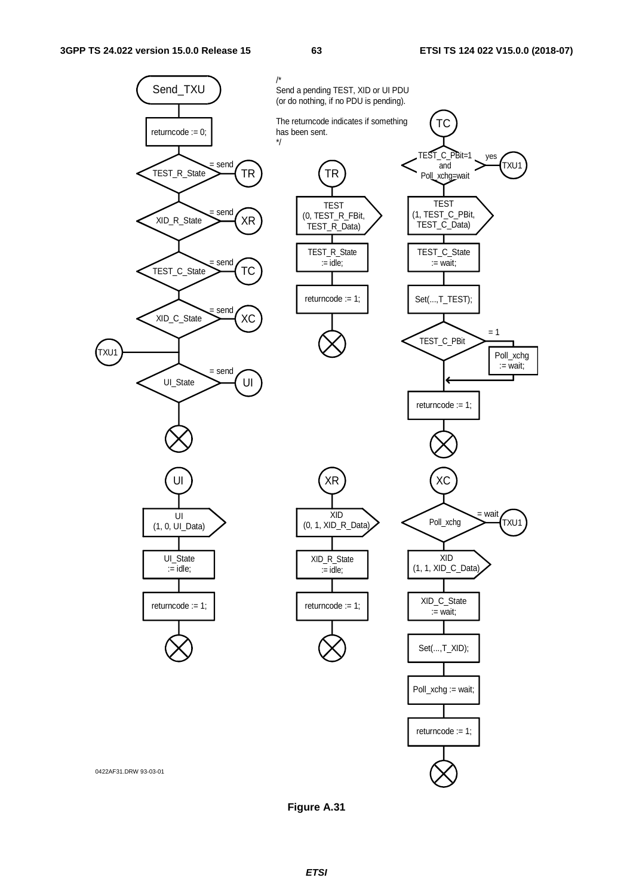Send_TXU

```
/*
Send a pending TEST, XID or UI PDU
(or do nothing, if no PDU is pending).

The returncode indicates if something
has been sent.
*/
```

returncode := 0;

TEST_R_State = send → TR

XID_R_State = send → XR

TEST_C_State = send → TC

XID_C_State = send → XC

TXU1

UI_State = send → UI

**TR**

TEST (0, TEST_R_FBit, TEST_R_Data)

TEST_R_State := idle;

returncode := 1;

**TC**

TEST_C_PBit=1 and Poll_xchg=wait — yes → TXU1

TEST (1, TEST_C_PBit, TEST_C_Data)

TEST_C_State := wait;

Set(...,T_TEST);

TEST_C_PBit = 1 → Poll_xchg := wait;

returncode := 1;

**UI**

UI (1, 0, UI_Data)

UI_State := idle;

returncode := 1;

**XR**

XID (0, 1, XID_R_Data)

XID_R_State := idle;

returncode := 1;

**XC**

Poll_xchg = wait → TXU1

XID (1, 1, XID_C_Data)

XID_C_State := wait;

Set(...,T_XID);

Poll_xchg := wait;

returncode := 1;

0422AF31.DRW 93-03-01

**Figure A.31**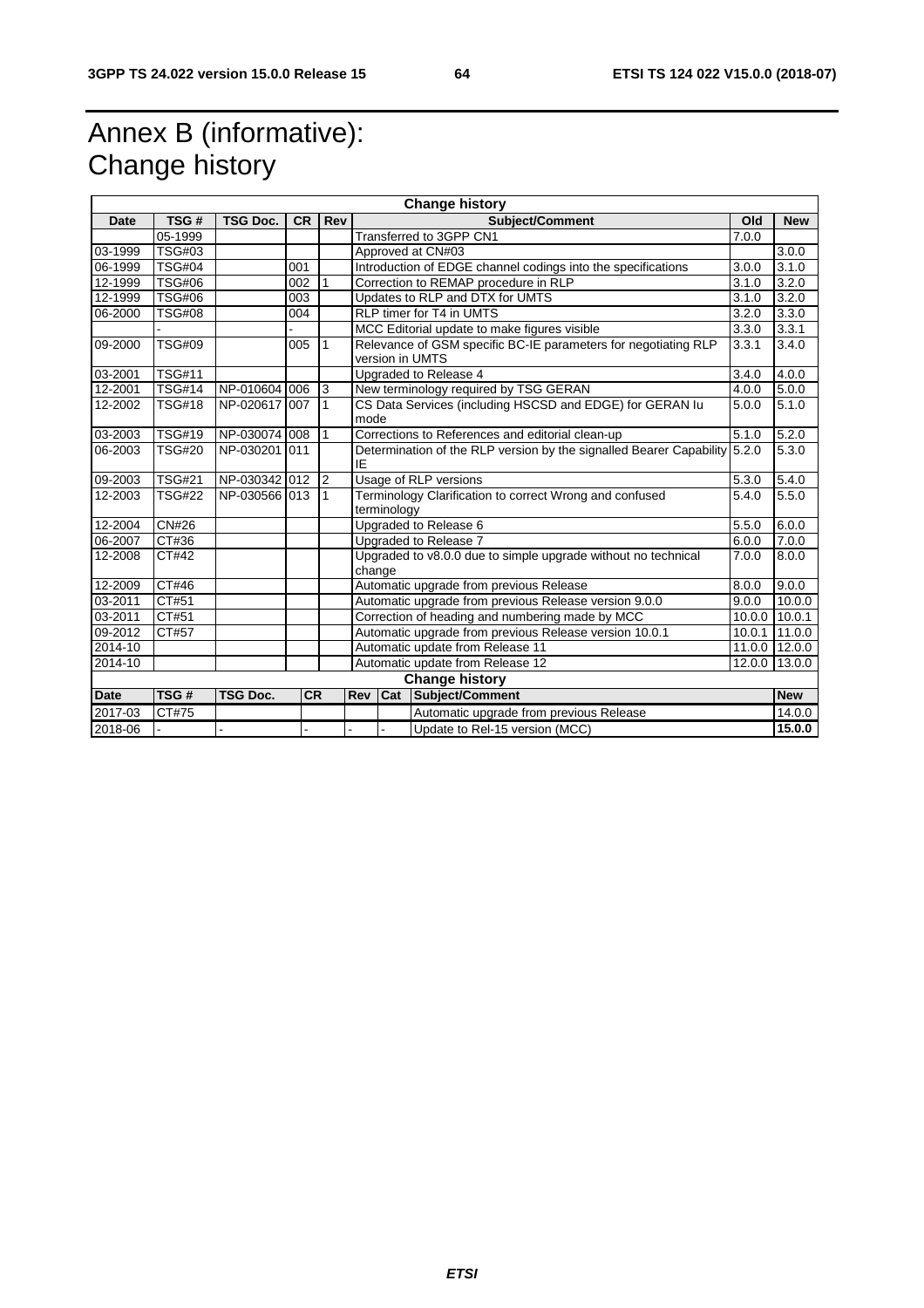# Annex B (informative): Change history

| Change history | | | | | | | |
|---|---|---|---|---|---|---|---|
| **Date** | **TSG #** | **TSG Doc.** | **CR** | **Rev** | **Subject/Comment** | **Old** | **New** |
| | 05-1999 | | | | Transferred to 3GPP CN1 | 7.0.0 | |
| 03-1999 | TSG#03 | | | | Approved at CN#03 | | 3.0.0 |
| 06-1999 | TSG#04 | | 001 | | Introduction of EDGE channel codings into the specifications | 3.0.0 | 3.1.0 |
| 12-1999 | TSG#06 | | 002 | 1 | Correction to REMAP procedure in RLP | 3.1.0 | 3.2.0 |
| 12-1999 | TSG#06 | | 003 | | Updates to RLP and DTX for UMTS | 3.1.0 | 3.2.0 |
| 06-2000 | TSG#08 | | 004 | | RLP timer for T4 in UMTS | 3.2.0 | 3.3.0 |
| | - | | - | | MCC Editorial update to make figures visible | 3.3.0 | 3.3.1 |
| 09-2000 | TSG#09 | | 005 | 1 | Relevance of GSM specific BC-IE parameters for negotiating RLP version in UMTS | 3.3.1 | 3.4.0 |
| 03-2001 | TSG#11 | | | | Upgraded to Release 4 | 3.4.0 | 4.0.0 |
| 12-2001 | TSG#14 | NP-010604 | 006 | 3 | New terminology required by TSG GERAN | 4.0.0 | 5.0.0 |
| 12-2002 | TSG#18 | NP-020617 | 007 | 1 | CS Data Services (including HSCSD and EDGE) for GERAN Iu mode | 5.0.0 | 5.1.0 |
| 03-2003 | TSG#19 | NP-030074 | 008 | 1 | Corrections to References and editorial clean-up | 5.1.0 | 5.2.0 |
| 06-2003 | TSG#20 | NP-030201 | 011 | | Determination of the RLP version by the signalled Bearer Capability IE | 5.2.0 | 5.3.0 |
| 09-2003 | TSG#21 | NP-030342 | 012 | 2 | Usage of RLP versions | 5.3.0 | 5.4.0 |
| 12-2003 | TSG#22 | NP-030566 | 013 | 1 | Terminology Clarification to correct Wrong and confused terminology | 5.4.0 | 5.5.0 |
| 12-2004 | CN#26 | | | | Upgraded to Release 6 | 5.5.0 | 6.0.0 |
| 06-2007 | CT#36 | | | | Upgraded to Release 7 | 6.0.0 | 7.0.0 |
| 12-2008 | CT#42 | | | | Upgraded to v8.0.0 due to simple upgrade without no technical change | 7.0.0 | 8.0.0 |
| 12-2009 | CT#46 | | | | Automatic upgrade from previous Release | 8.0.0 | 9.0.0 |
| 03-2011 | CT#51 | | | | Automatic upgrade from previous Release version 9.0.0 | 9.0.0 | 10.0.0 |
| 03-2011 | CT#51 | | | | Correction of heading and numbering made by MCC | 10.0.0 | 10.0.1 |
| 09-2012 | CT#57 | | | | Automatic upgrade from previous Release version 10.0.1 | 10.0.1 | 11.0.0 |
| 2014-10 | | | | | Automatic update from Release 11 | 11.0.0 | 12.0.0 |
| 2014-10 | | | | | Automatic update from Release 12 | 12.0.0 | 13.0.0 |

| Change history | | | | | | | |
|---|---|---|---|---|---|---|---|
| **Date** | **TSG #** | **TSG Doc.** | **CR** | **Rev** | **Cat** | **Subject/Comment** | **New** |
| 2017-03 | CT#75 | | | | | Automatic upgrade from previous Release | 14.0.0 |
| 2018-06 | - | - | - | - | - | Update to Rel-15 version (MCC) | **15.0.0** |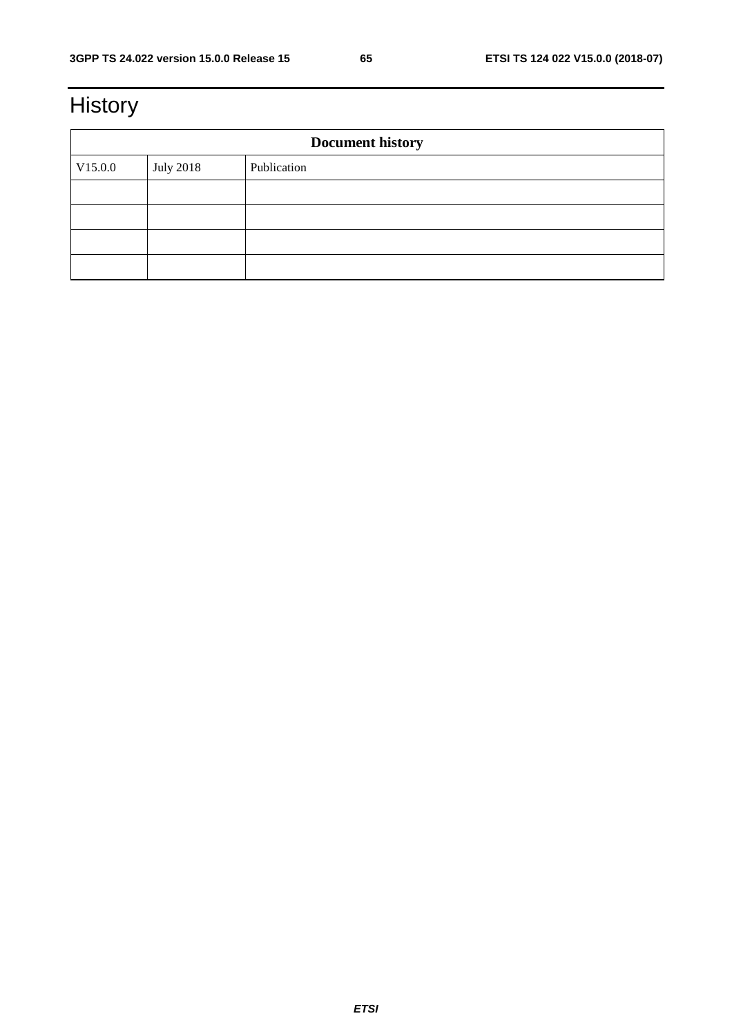# History

| Document history | | |
|---|---|---|
| V15.0.0 | July 2018 | Publication |
| | | |
| | | |
| | | |
| | | |